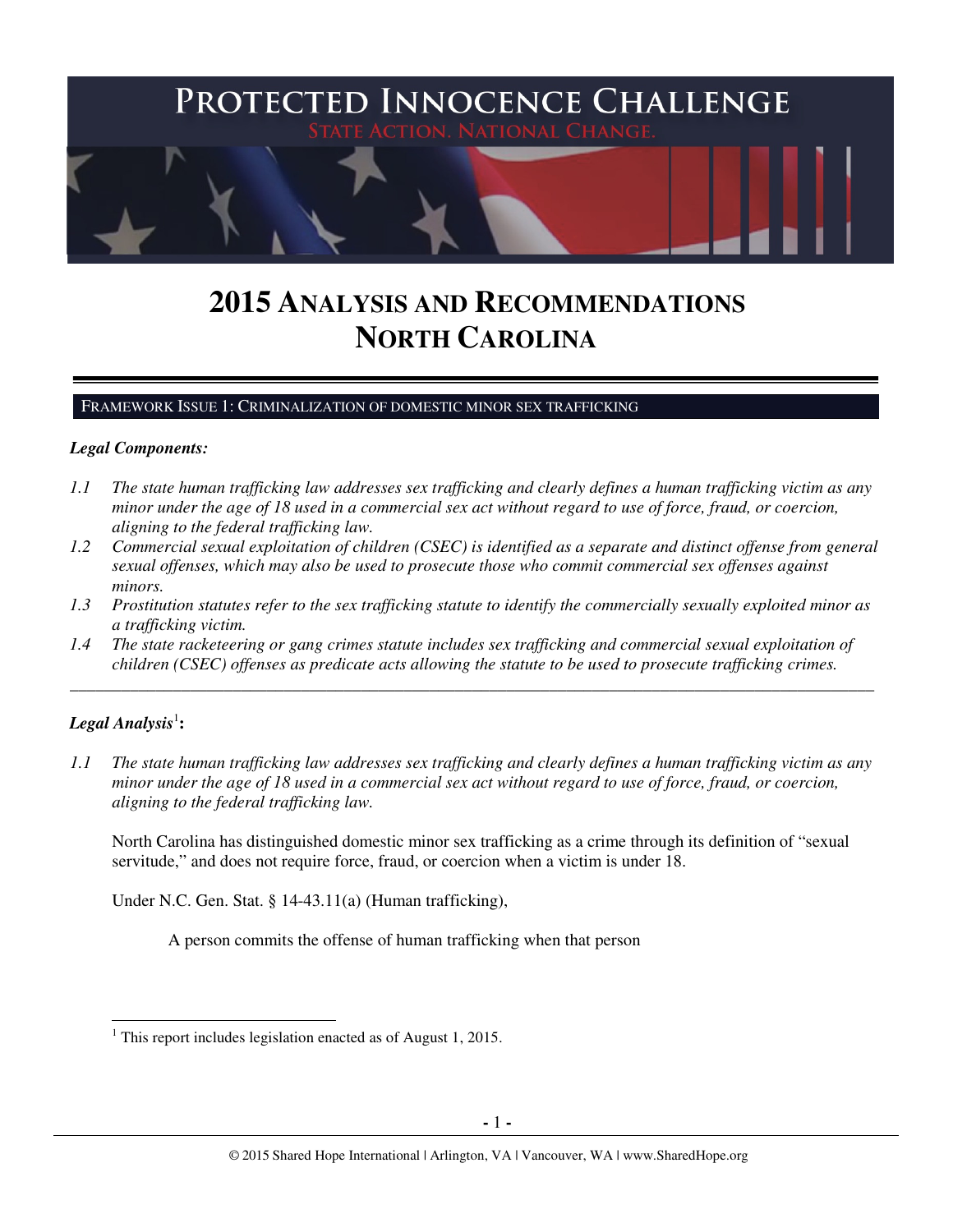# PROTECTED INNOCENCE CHALLENGE

STATE ACTION. NATIONAL CHANGE.

# 2015 ANALYSIS AND RECOMMENDATIONS NORTH CAROLINA

## FRAMEWORK ISSUE 1: CRIMINALIZATION OF DOMESTIC MINOR SEX TRAFFICKING

***Legal Components:***

*1.1 The state human trafficking law addresses sex trafficking and clearly defines a human trafficking victim as any minor under the age of 18 used in a commercial sex act without regard to use of force, fraud, or coercion, aligning to the federal trafficking law.*

*1.2 Commercial sexual exploitation of children (CSEC) is identified as a separate and distinct offense from general sexual offenses, which may also be used to prosecute those who commit commercial sex offenses against minors.*

*1.3 Prostitution statutes refer to the sex trafficking statute to identify the commercially sexually exploited minor as a trafficking victim.*

*1.4 The state racketeering or gang crimes statute includes sex trafficking and commercial sexual exploitation of children (CSEC) offenses as predicate acts allowing the statute to be used to prosecute trafficking crimes.*

---

***Legal Analysis*[1]:**

*1.1 The state human trafficking law addresses sex trafficking and clearly defines a human trafficking victim as any minor under the age of 18 used in a commercial sex act without regard to use of force, fraud, or coercion, aligning to the federal trafficking law.*

North Carolina has distinguished domestic minor sex trafficking as a crime through its definition of "sexual servitude," and does not require force, fraud, or coercion when a victim is under 18.

Under N.C. Gen. Stat. § 14-43.11(a) (Human trafficking),

> A person commits the offense of human trafficking when that person

---

[1] This report includes legislation enacted as of August 1, 2015.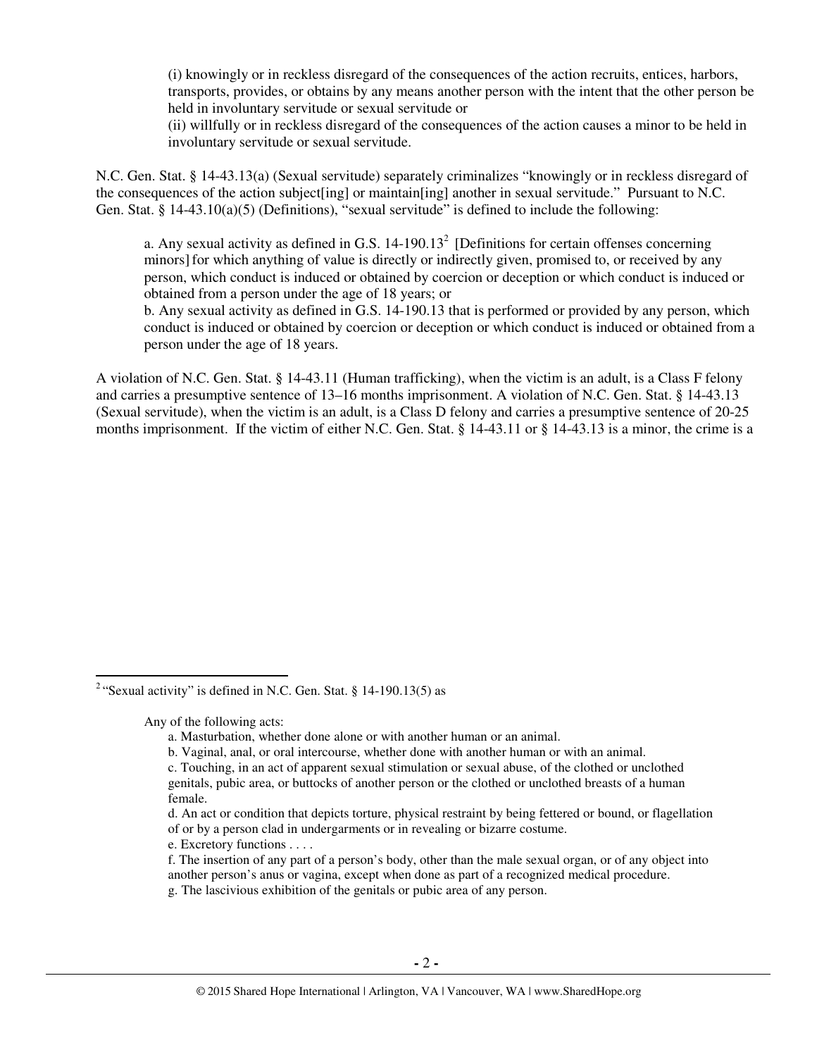(i) knowingly or in reckless disregard of the consequences of the action recruits, entices, harbors, transports, provides, or obtains by any means another person with the intent that the other person be held in involuntary servitude or sexual servitude or

(ii) willfully or in reckless disregard of the consequences of the action causes a minor to be held in involuntary servitude or sexual servitude.

N.C. Gen. Stat. § 14-43.13(a) (Sexual servitude) separately criminalizes "knowingly or in reckless disregard of the consequences of the action subject[ing] or maintain[ing] another in sexual servitude." Pursuant to N.C. Gen. Stat. § 14-43.10(a)(5) (Definitions), "sexual servitude" is defined to include the following:

> a. Any sexual activity as defined in G.S. 14-190.13[2] [Definitions for certain offenses concerning minors] for which anything of value is directly or indirectly given, promised to, or received by any person, which conduct is induced or obtained by coercion or deception or which conduct is induced or obtained from a person under the age of 18 years; or
>
> b. Any sexual activity as defined in G.S. 14-190.13 that is performed or provided by any person, which conduct is induced or obtained by coercion or deception or which conduct is induced or obtained from a person under the age of 18 years.

A violation of N.C. Gen. Stat. § 14-43.11 (Human trafficking), when the victim is an adult, is a Class F felony and carries a presumptive sentence of 13–16 months imprisonment. A violation of N.C. Gen. Stat. § 14-43.13 (Sexual servitude), when the victim is an adult, is a Class D felony and carries a presumptive sentence of 20-25 months imprisonment. If the victim of either N.C. Gen. Stat. § 14-43.11 or § 14-43.13 is a minor, the crime is a

---

[2] "Sexual activity" is defined in N.C. Gen. Stat. § 14-190.13(5) as

> Any of the following acts:
>
> a. Masturbation, whether done alone or with another human or an animal.
>
> b. Vaginal, anal, or oral intercourse, whether done with another human or with an animal.
>
> c. Touching, in an act of apparent sexual stimulation or sexual abuse, of the clothed or unclothed genitals, pubic area, or buttocks of another person or the clothed or unclothed breasts of a human female.
>
> d. An act or condition that depicts torture, physical restraint by being fettered or bound, or flagellation of or by a person clad in undergarments or in revealing or bizarre costume.
>
> e. Excretory functions . . . .
>
> f. The insertion of any part of a person's body, other than the male sexual organ, or of any object into another person's anus or vagina, except when done as part of a recognized medical procedure.
>
> g. The lascivious exhibition of the genitals or pubic area of any person.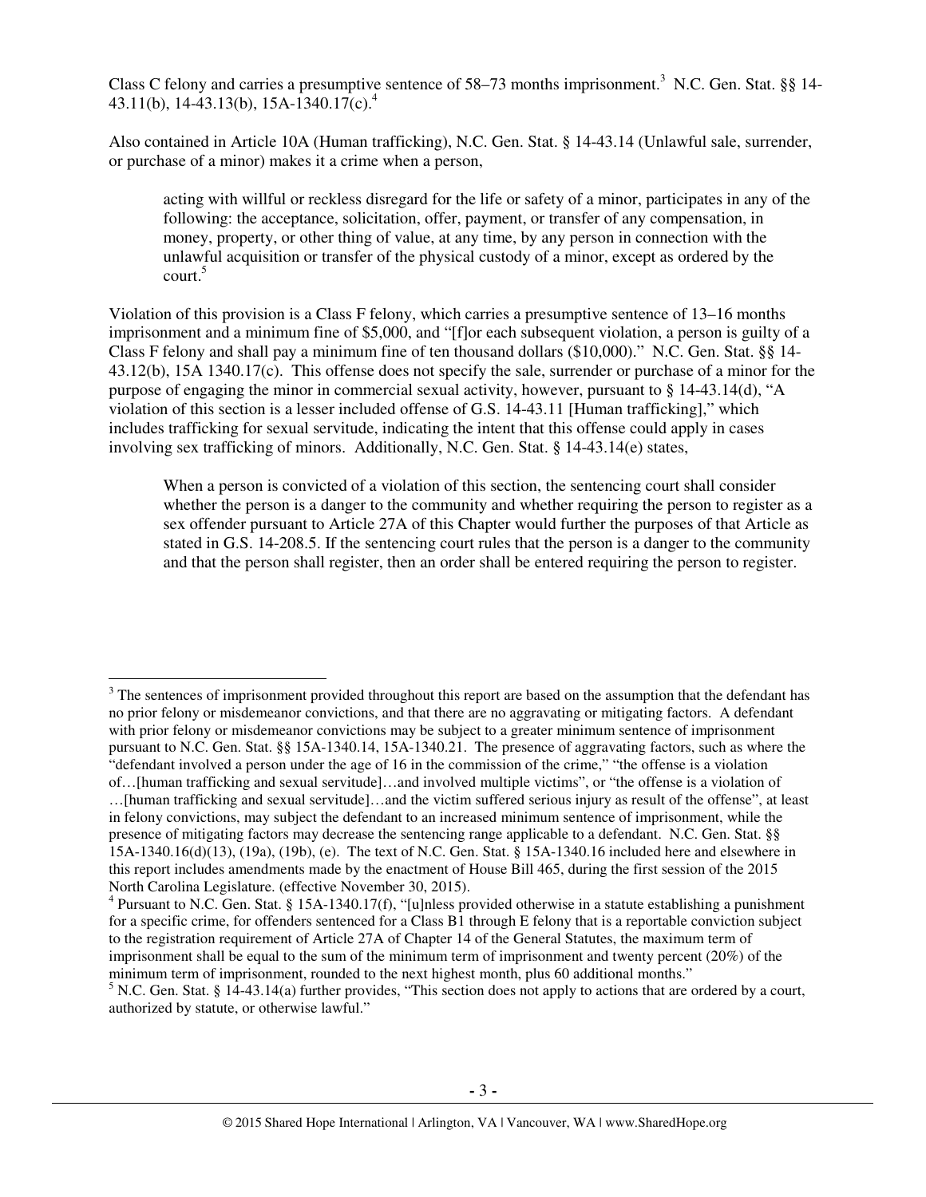Class C felony and carries a presumptive sentence of 58–73 months imprisonment.[3] N.C. Gen. Stat. §§ 14-43.11(b), 14-43.13(b), 15A-1340.17(c).[4]

Also contained in Article 10A (Human trafficking), N.C. Gen. Stat. § 14-43.14 (Unlawful sale, surrender, or purchase of a minor) makes it a crime when a person,

> acting with willful or reckless disregard for the life or safety of a minor, participates in any of the following: the acceptance, solicitation, offer, payment, or transfer of any compensation, in money, property, or other thing of value, at any time, by any person in connection with the unlawful acquisition or transfer of the physical custody of a minor, except as ordered by the court.[5]

Violation of this provision is a Class F felony, which carries a presumptive sentence of 13–16 months imprisonment and a minimum fine of $5,000, and "[f]or each subsequent violation, a person is guilty of a Class F felony and shall pay a minimum fine of ten thousand dollars ($10,000)." N.C. Gen. Stat. §§ 14-43.12(b), 15A 1340.17(c). This offense does not specify the sale, surrender or purchase of a minor for the purpose of engaging the minor in commercial sexual activity, however, pursuant to § 14-43.14(d), "A violation of this section is a lesser included offense of G.S. 14-43.11 [Human trafficking]," which includes trafficking for sexual servitude, indicating the intent that this offense could apply in cases involving sex trafficking of minors. Additionally, N.C. Gen. Stat. § 14-43.14(e) states,

> When a person is convicted of a violation of this section, the sentencing court shall consider whether the person is a danger to the community and whether requiring the person to register as a sex offender pursuant to Article 27A of this Chapter would further the purposes of that Article as stated in G.S. 14-208.5. If the sentencing court rules that the person is a danger to the community and that the person shall register, then an order shall be entered requiring the person to register.

---

[3] The sentences of imprisonment provided throughout this report are based on the assumption that the defendant has no prior felony or misdemeanor convictions, and that there are no aggravating or mitigating factors. A defendant with prior felony or misdemeanor convictions may be subject to a greater minimum sentence of imprisonment pursuant to N.C. Gen. Stat. §§ 15A-1340.14, 15A-1340.21. The presence of aggravating factors, such as where the "defendant involved a person under the age of 16 in the commission of the crime," "the offense is a violation of…[human trafficking and sexual servitude]…and involved multiple victims", or "the offense is a violation of …[human trafficking and sexual servitude]…and the victim suffered serious injury as result of the offense", at least in felony convictions, may subject the defendant to an increased minimum sentence of imprisonment, while the presence of mitigating factors may decrease the sentencing range applicable to a defendant. N.C. Gen. Stat. §§ 15A-1340.16(d)(13), (19a), (19b), (e). The text of N.C. Gen. Stat. § 15A-1340.16 included here and elsewhere in this report includes amendments made by the enactment of House Bill 465, during the first session of the 2015 North Carolina Legislature. (effective November 30, 2015).

[4] Pursuant to N.C. Gen. Stat. § 15A-1340.17(f), "[u]nless provided otherwise in a statute establishing a punishment for a specific crime, for offenders sentenced for a Class B1 through E felony that is a reportable conviction subject to the registration requirement of Article 27A of Chapter 14 of the General Statutes, the maximum term of imprisonment shall be equal to the sum of the minimum term of imprisonment and twenty percent (20%) of the minimum term of imprisonment, rounded to the next highest month, plus 60 additional months."

[5] N.C. Gen. Stat. § 14-43.14(a) further provides, "This section does not apply to actions that are ordered by a court, authorized by statute, or otherwise lawful."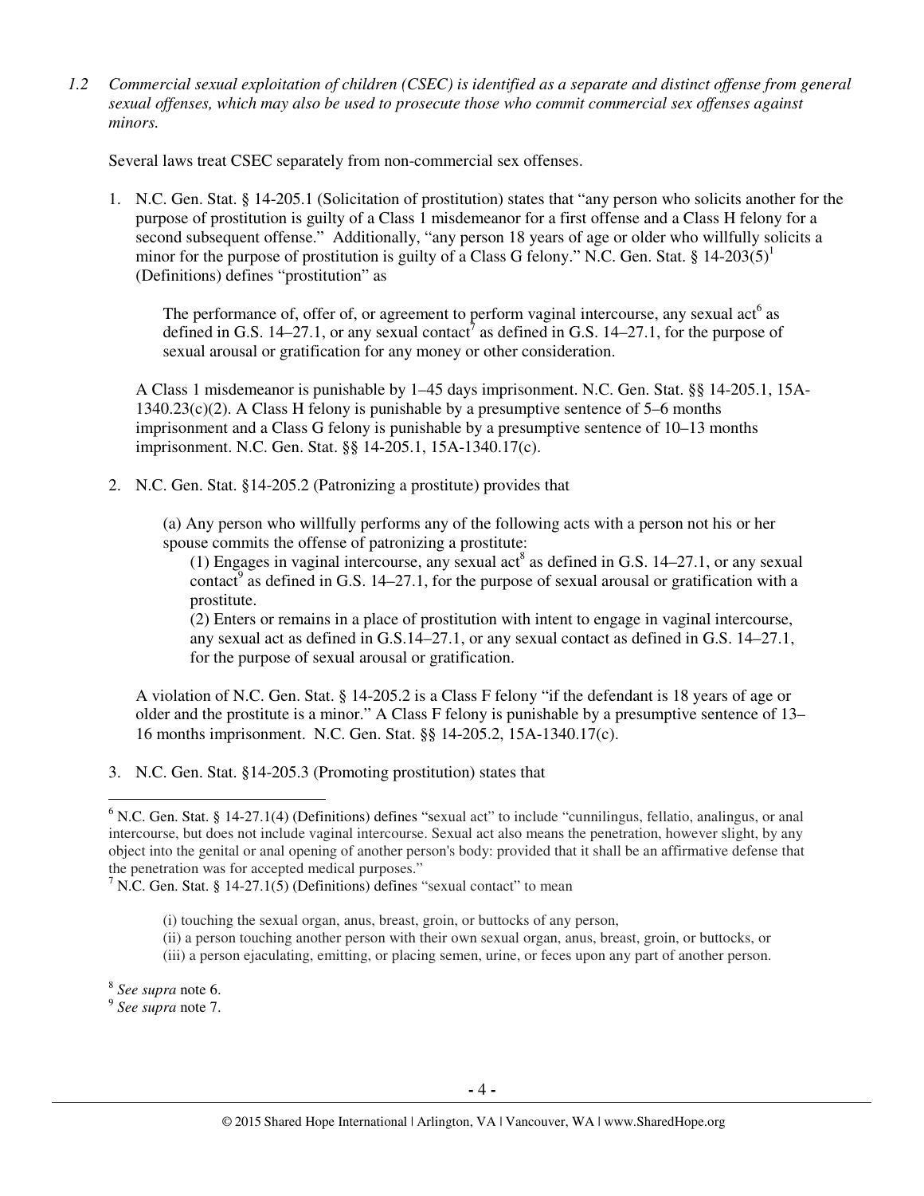*1.2 Commercial sexual exploitation of children (CSEC) is identified as a separate and distinct offense from general sexual offenses, which may also be used to prosecute those who commit commercial sex offenses against minors.*

Several laws treat CSEC separately from non-commercial sex offenses.

1. N.C. Gen. Stat. § 14-205.1 (Solicitation of prostitution) states that "any person who solicits another for the purpose of prostitution is guilty of a Class 1 misdemeanor for a first offense and a Class H felony for a second subsequent offense." Additionally, "any person 18 years of age or older who willfully solicits a minor for the purpose of prostitution is guilty of a Class G felony." N.C. Gen. Stat. § 14-203(5)[1] (Definitions) defines "prostitution" as

   > The performance of, offer of, or agreement to perform vaginal intercourse, any sexual act[6] as defined in G.S. 14–27.1, or any sexual contact[7] as defined in G.S. 14–27.1, for the purpose of sexual arousal or gratification for any money or other consideration.

   A Class 1 misdemeanor is punishable by 1–45 days imprisonment. N.C. Gen. Stat. §§ 14-205.1, 15A-1340.23(c)(2). A Class H felony is punishable by a presumptive sentence of 5–6 months imprisonment and a Class G felony is punishable by a presumptive sentence of 10–13 months imprisonment. N.C. Gen. Stat. §§ 14-205.1, 15A-1340.17(c).

2. N.C. Gen. Stat. §14-205.2 (Patronizing a prostitute) provides that

   > (a) Any person who willfully performs any of the following acts with a person not his or her spouse commits the offense of patronizing a prostitute:
   >
   > (1) Engages in vaginal intercourse, any sexual act[8] as defined in G.S. 14–27.1, or any sexual contact[9] as defined in G.S. 14–27.1, for the purpose of sexual arousal or gratification with a prostitute.
   >
   > (2) Enters or remains in a place of prostitution with intent to engage in vaginal intercourse, any sexual act as defined in G.S.14–27.1, or any sexual contact as defined in G.S. 14–27.1, for the purpose of sexual arousal or gratification.

   A violation of N.C. Gen. Stat. § 14-205.2 is a Class F felony "if the defendant is 18 years of age or older and the prostitute is a minor." A Class F felony is punishable by a presumptive sentence of 13–16 months imprisonment. N.C. Gen. Stat. §§ 14-205.2, 15A-1340.17(c).

3. N.C. Gen. Stat. §14-205.3 (Promoting prostitution) states that

---

[6] N.C. Gen. Stat. § 14-27.1(4) (Definitions) defines "sexual act" to include "cunnilingus, fellatio, analingus, or anal intercourse, but does not include vaginal intercourse. Sexual act also means the penetration, however slight, by any object into the genital or anal opening of another person's body: provided that it shall be an affirmative defense that the penetration was for accepted medical purposes."

[7] N.C. Gen. Stat. § 14-27.1(5) (Definitions) defines "sexual contact" to mean

> (i) touching the sexual organ, anus, breast, groin, or buttocks of any person,
>
> (ii) a person touching another person with their own sexual organ, anus, breast, groin, or buttocks, or
>
> (iii) a person ejaculating, emitting, or placing semen, urine, or feces upon any part of another person.

[8] *See supra* note 6.

[9] *See supra* note 7.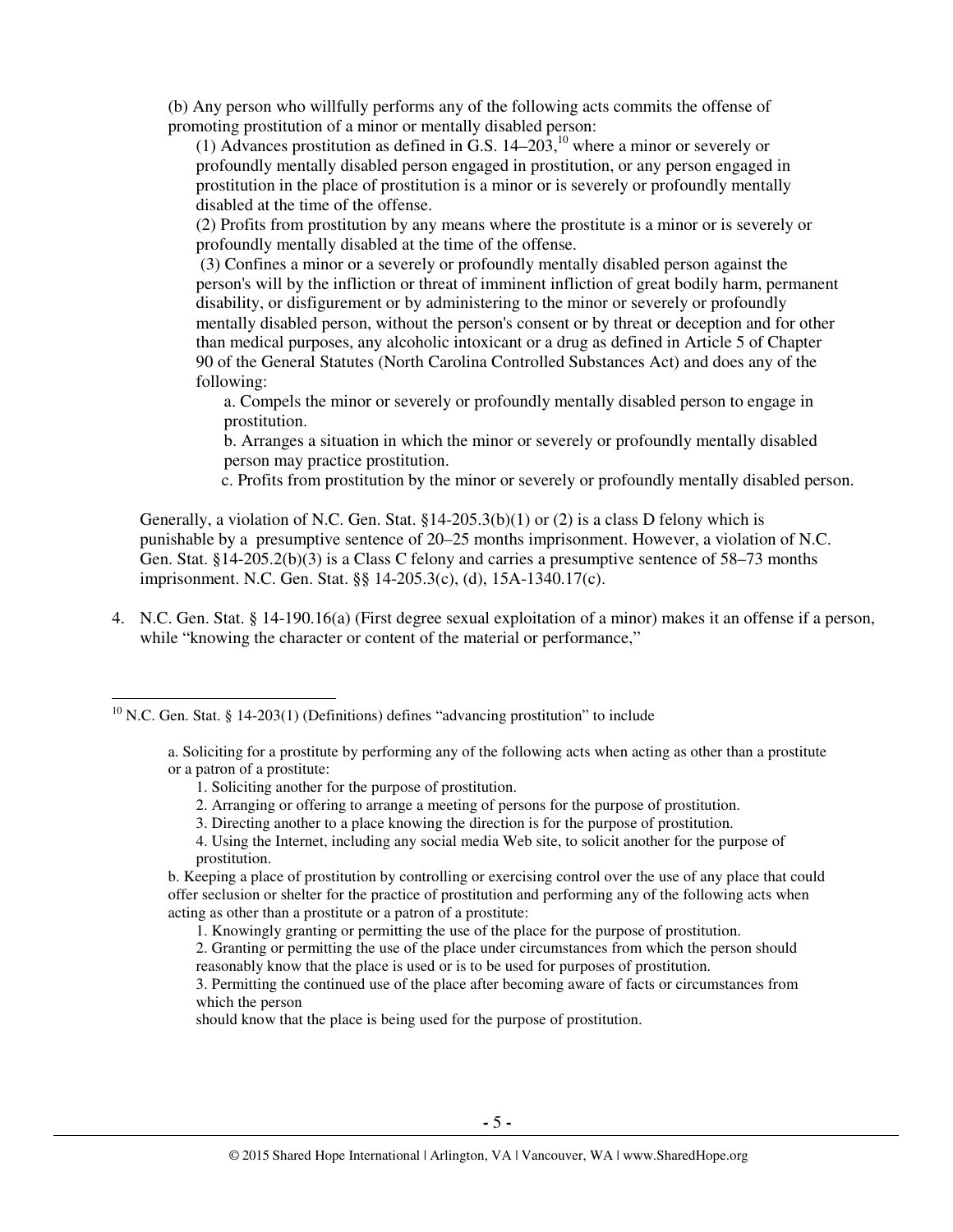(b) Any person who willfully performs any of the following acts commits the offense of promoting prostitution of a minor or mentally disabled person:

(1) Advances prostitution as defined in G.S. 14–203,[10] where a minor or severely or profoundly mentally disabled person engaged in prostitution, or any person engaged in prostitution in the place of prostitution is a minor or is severely or profoundly mentally disabled at the time of the offense.

(2) Profits from prostitution by any means where the prostitute is a minor or is severely or profoundly mentally disabled at the time of the offense.

(3) Confines a minor or a severely or profoundly mentally disabled person against the person's will by the infliction or threat of imminent infliction of great bodily harm, permanent disability, or disfigurement or by administering to the minor or severely or profoundly mentally disabled person, without the person's consent or by threat or deception and for other than medical purposes, any alcoholic intoxicant or a drug as defined in Article 5 of Chapter 90 of the General Statutes (North Carolina Controlled Substances Act) and does any of the following:

a. Compels the minor or severely or profoundly mentally disabled person to engage in prostitution.

b. Arranges a situation in which the minor or severely or profoundly mentally disabled person may practice prostitution.

c. Profits from prostitution by the minor or severely or profoundly mentally disabled person.

Generally, a violation of N.C. Gen. Stat. §14-205.3(b)(1) or (2) is a class D felony which is punishable by a presumptive sentence of 20–25 months imprisonment. However, a violation of N.C. Gen. Stat. §14-205.2(b)(3) is a Class C felony and carries a presumptive sentence of 58–73 months imprisonment. N.C. Gen. Stat. §§ 14-205.3(c), (d), 15A-1340.17(c).

4. N.C. Gen. Stat. § 14-190.16(a) (First degree sexual exploitation of a minor) makes it an offense if a person, while "knowing the character or content of the material or performance,"

---

[10] N.C. Gen. Stat. § 14-203(1) (Definitions) defines "advancing prostitution" to include

a. Soliciting for a prostitute by performing any of the following acts when acting as other than a prostitute or a patron of a prostitute:

1. Soliciting another for the purpose of prostitution.
2. Arranging or offering to arrange a meeting of persons for the purpose of prostitution.
3. Directing another to a place knowing the direction is for the purpose of prostitution.
4. Using the Internet, including any social media Web site, to solicit another for the purpose of prostitution.

b. Keeping a place of prostitution by controlling or exercising control over the use of any place that could offer seclusion or shelter for the practice of prostitution and performing any of the following acts when acting as other than a prostitute or a patron of a prostitute:

1. Knowingly granting or permitting the use of the place for the purpose of prostitution.
2. Granting or permitting the use of the place under circumstances from which the person should reasonably know that the place is used or is to be used for purposes of prostitution.
3. Permitting the continued use of the place after becoming aware of facts or circumstances from which the person should know that the place is being used for the purpose of prostitution.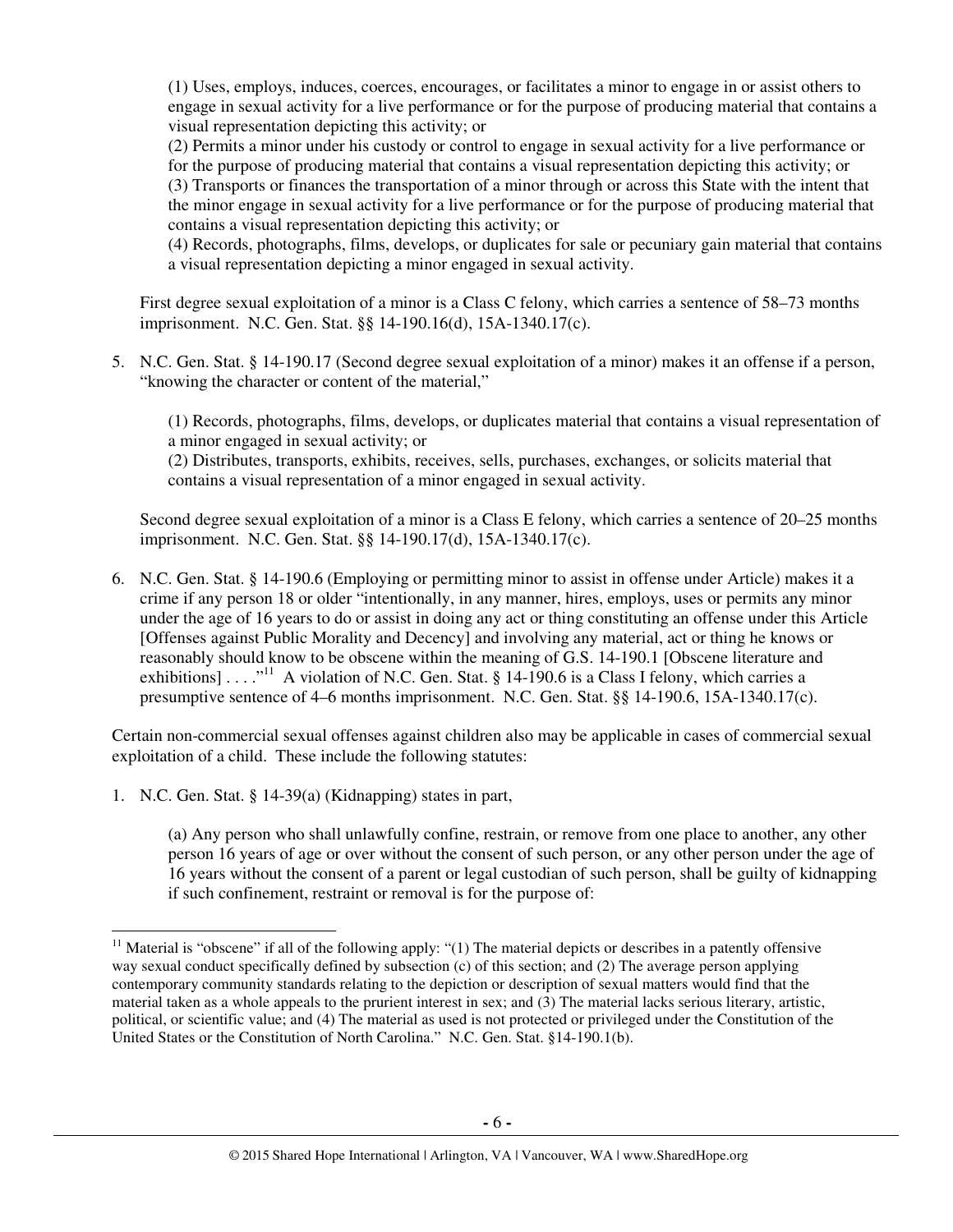(1) Uses, employs, induces, coerces, encourages, or facilitates a minor to engage in or assist others to engage in sexual activity for a live performance or for the purpose of producing material that contains a visual representation depicting this activity; or

(2) Permits a minor under his custody or control to engage in sexual activity for a live performance or for the purpose of producing material that contains a visual representation depicting this activity; or

(3) Transports or finances the transportation of a minor through or across this State with the intent that the minor engage in sexual activity for a live performance or for the purpose of producing material that contains a visual representation depicting this activity; or

(4) Records, photographs, films, develops, or duplicates for sale or pecuniary gain material that contains a visual representation depicting a minor engaged in sexual activity.

First degree sexual exploitation of a minor is a Class C felony, which carries a sentence of 58–73 months imprisonment. N.C. Gen. Stat. §§ 14-190.16(d), 15A-1340.17(c).

5. N.C. Gen. Stat. § 14-190.17 (Second degree sexual exploitation of a minor) makes it an offense if a person, "knowing the character or content of the material,"

   (1) Records, photographs, films, develops, or duplicates material that contains a visual representation of a minor engaged in sexual activity; or

   (2) Distributes, transports, exhibits, receives, sells, purchases, exchanges, or solicits material that contains a visual representation of a minor engaged in sexual activity.

   Second degree sexual exploitation of a minor is a Class E felony, which carries a sentence of 20–25 months imprisonment. N.C. Gen. Stat. §§ 14-190.17(d), 15A-1340.17(c).

6. N.C. Gen. Stat. § 14-190.6 (Employing or permitting minor to assist in offense under Article) makes it a crime if any person 18 or older "intentionally, in any manner, hires, employs, uses or permits any minor under the age of 16 years to do or assist in doing any act or thing constituting an offense under this Article [Offenses against Public Morality and Decency] and involving any material, act or thing he knows or reasonably should know to be obscene within the meaning of G.S. 14-190.1 [Obscene literature and exhibitions] . . . ."[11] A violation of N.C. Gen. Stat. § 14-190.6 is a Class I felony, which carries a presumptive sentence of 4–6 months imprisonment. N.C. Gen. Stat. §§ 14-190.6, 15A-1340.17(c).

Certain non-commercial sexual offenses against children also may be applicable in cases of commercial sexual exploitation of a child. These include the following statutes:

1. N.C. Gen. Stat. § 14-39(a) (Kidnapping) states in part,

   (a) Any person who shall unlawfully confine, restrain, or remove from one place to another, any other person 16 years of age or over without the consent of such person, or any other person under the age of 16 years without the consent of a parent or legal custodian of such person, shall be guilty of kidnapping if such confinement, restraint or removal is for the purpose of:

---

[11] Material is "obscene" if all of the following apply: "(1) The material depicts or describes in a patently offensive way sexual conduct specifically defined by subsection (c) of this section; and (2) The average person applying contemporary community standards relating to the depiction or description of sexual matters would find that the material taken as a whole appeals to the prurient interest in sex; and (3) The material lacks serious literary, artistic, political, or scientific value; and (4) The material as used is not protected or privileged under the Constitution of the United States or the Constitution of North Carolina." N.C. Gen. Stat. §14-190.1(b).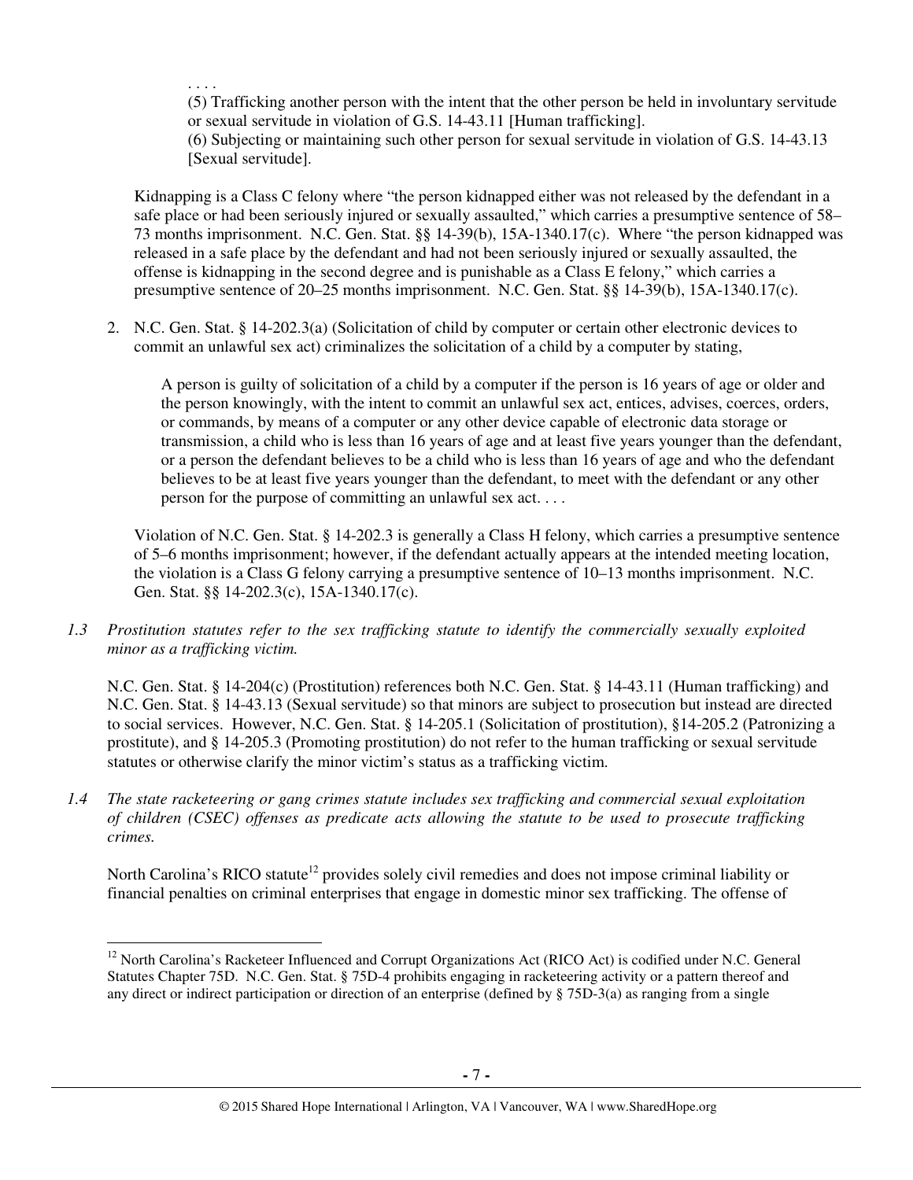> . . . .
> (5) Trafficking another person with the intent that the other person be held in involuntary servitude or sexual servitude in violation of G.S. 14-43.11 [Human trafficking].
> (6) Subjecting or maintaining such other person for sexual servitude in violation of G.S. 14-43.13 [Sexual servitude].

Kidnapping is a Class C felony where "the person kidnapped either was not released by the defendant in a safe place or had been seriously injured or sexually assaulted," which carries a presumptive sentence of 58–73 months imprisonment. N.C. Gen. Stat. §§ 14-39(b), 15A-1340.17(c). Where "the person kidnapped was released in a safe place by the defendant and had not been seriously injured or sexually assaulted, the offense is kidnapping in the second degree and is punishable as a Class E felony," which carries a presumptive sentence of 20–25 months imprisonment. N.C. Gen. Stat. §§ 14-39(b), 15A-1340.17(c).

2. N.C. Gen. Stat. § 14-202.3(a) (Solicitation of child by computer or certain other electronic devices to commit an unlawful sex act) criminalizes the solicitation of a child by a computer by stating,

> A person is guilty of solicitation of a child by a computer if the person is 16 years of age or older and the person knowingly, with the intent to commit an unlawful sex act, entices, advises, coerces, orders, or commands, by means of a computer or any other device capable of electronic data storage or transmission, a child who is less than 16 years of age and at least five years younger than the defendant, or a person the defendant believes to be a child who is less than 16 years of age and who the defendant believes to be at least five years younger than the defendant, to meet with the defendant or any other person for the purpose of committing an unlawful sex act. . . .

Violation of N.C. Gen. Stat. § 14-202.3 is generally a Class H felony, which carries a presumptive sentence of 5–6 months imprisonment; however, if the defendant actually appears at the intended meeting location, the violation is a Class G felony carrying a presumptive sentence of 10–13 months imprisonment. N.C. Gen. Stat. §§ 14-202.3(c), 15A-1340.17(c).

*1.3 Prostitution statutes refer to the sex trafficking statute to identify the commercially sexually exploited minor as a trafficking victim.*

N.C. Gen. Stat. § 14-204(c) (Prostitution) references both N.C. Gen. Stat. § 14-43.11 (Human trafficking) and N.C. Gen. Stat. § 14-43.13 (Sexual servitude) so that minors are subject to prosecution but instead are directed to social services. However, N.C. Gen. Stat. § 14-205.1 (Solicitation of prostitution), §14-205.2 (Patronizing a prostitute), and § 14-205.3 (Promoting prostitution) do not refer to the human trafficking or sexual servitude statutes or otherwise clarify the minor victim's status as a trafficking victim.

*1.4 The state racketeering or gang crimes statute includes sex trafficking and commercial sexual exploitation of children (CSEC) offenses as predicate acts allowing the statute to be used to prosecute trafficking crimes.*

North Carolina's RICO statute[12] provides solely civil remedies and does not impose criminal liability or financial penalties on criminal enterprises that engage in domestic minor sex trafficking. The offense of

---

[12] North Carolina's Racketeer Influenced and Corrupt Organizations Act (RICO Act) is codified under N.C. General Statutes Chapter 75D. N.C. Gen. Stat. § 75D-4 prohibits engaging in racketeering activity or a pattern thereof and any direct or indirect participation or direction of an enterprise (defined by § 75D-3(a) as ranging from a single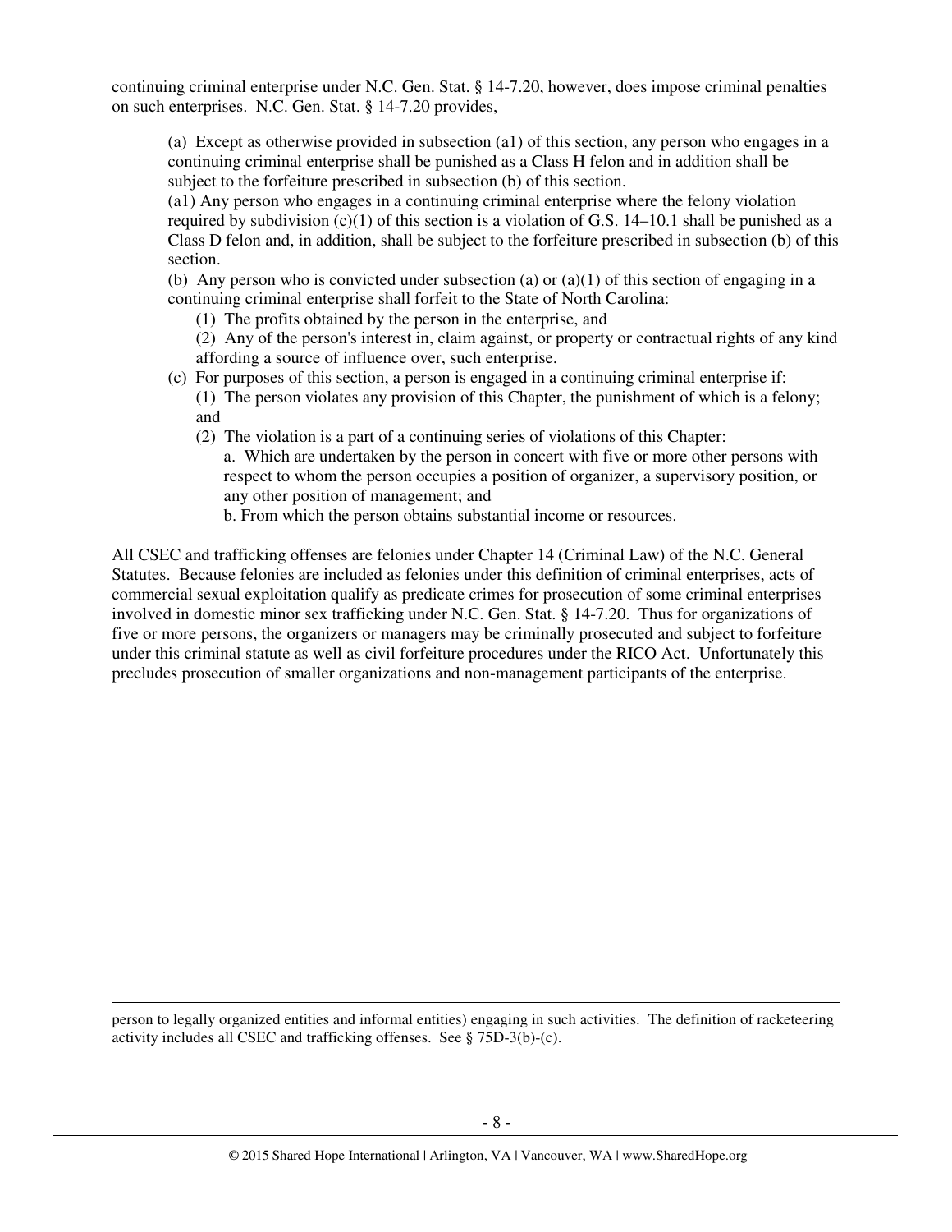continuing criminal enterprise under N.C. Gen. Stat. § 14-7.20, however, does impose criminal penalties on such enterprises. N.C. Gen. Stat. § 14-7.20 provides,

> (a) Except as otherwise provided in subsection (a1) of this section, any person who engages in a continuing criminal enterprise shall be punished as a Class H felon and in addition shall be subject to the forfeiture prescribed in subsection (b) of this section.
>
> (a1) Any person who engages in a continuing criminal enterprise where the felony violation required by subdivision (c)(1) of this section is a violation of G.S. 14–10.1 shall be punished as a Class D felon and, in addition, shall be subject to the forfeiture prescribed in subsection (b) of this section.
>
> (b) Any person who is convicted under subsection (a) or (a)(1) of this section of engaging in a continuing criminal enterprise shall forfeit to the State of North Carolina:
>
> (1) The profits obtained by the person in the enterprise, and
>
> (2) Any of the person's interest in, claim against, or property or contractual rights of any kind affording a source of influence over, such enterprise.
>
> (c) For purposes of this section, a person is engaged in a continuing criminal enterprise if:
>
> (1) The person violates any provision of this Chapter, the punishment of which is a felony; and
>
> (2) The violation is a part of a continuing series of violations of this Chapter:
>
> a. Which are undertaken by the person in concert with five or more other persons with respect to whom the person occupies a position of organizer, a supervisory position, or any other position of management; and
>
> b. From which the person obtains substantial income or resources.

All CSEC and trafficking offenses are felonies under Chapter 14 (Criminal Law) of the N.C. General Statutes. Because felonies are included as felonies under this definition of criminal enterprises, acts of commercial sexual exploitation qualify as predicate crimes for prosecution of some criminal enterprises involved in domestic minor sex trafficking under N.C. Gen. Stat. § 14-7.20. Thus for organizations of five or more persons, the organizers or managers may be criminally prosecuted and subject to forfeiture under this criminal statute as well as civil forfeiture procedures under the RICO Act. Unfortunately this precludes prosecution of smaller organizations and non-management participants of the enterprise.

---

person to legally organized entities and informal entities) engaging in such activities. The definition of racketeering activity includes all CSEC and trafficking offenses. See § 75D-3(b)-(c).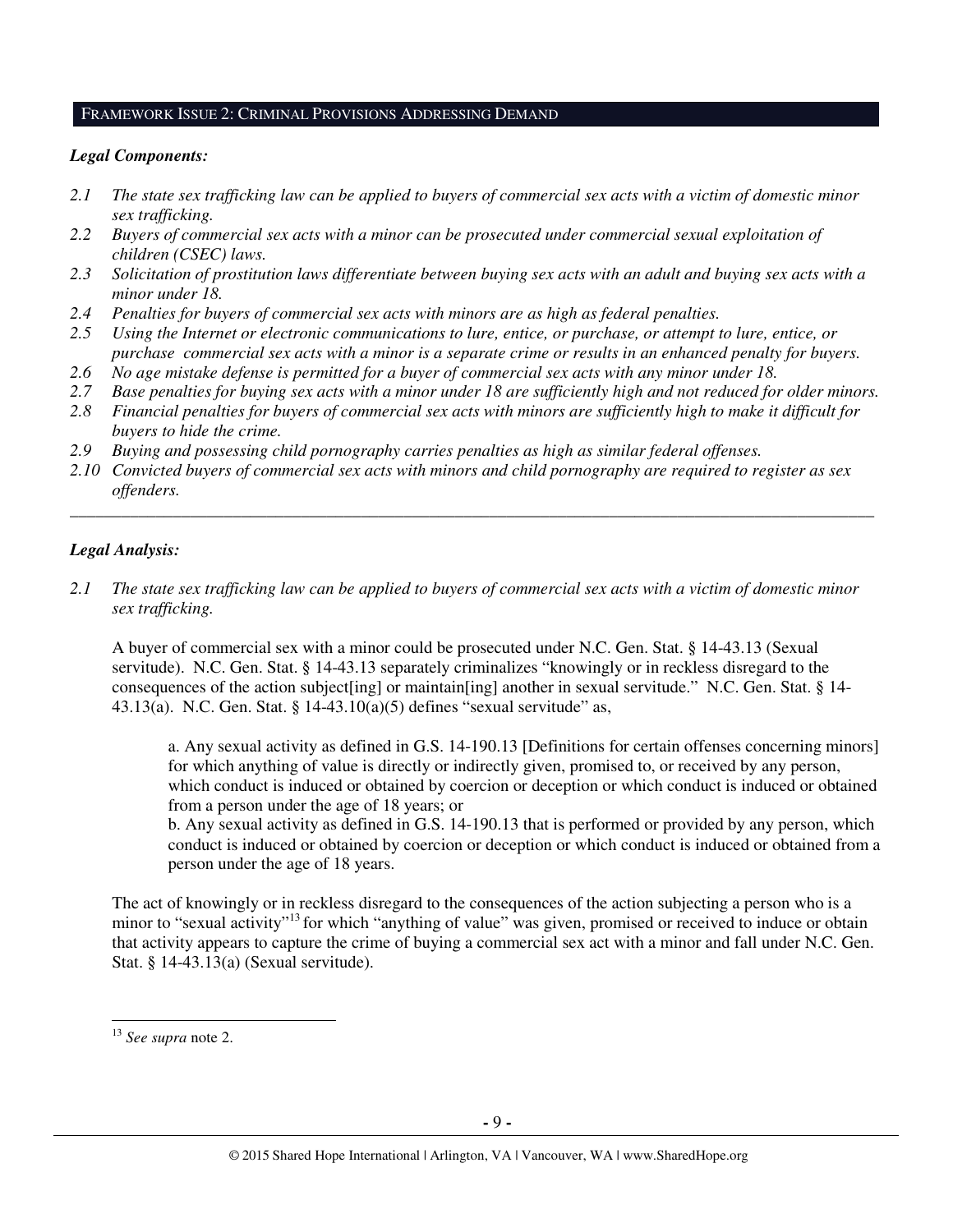## FRAMEWORK ISSUE 2: CRIMINAL PROVISIONS ADDRESSING DEMAND

***Legal Components:***

*2.1 The state sex trafficking law can be applied to buyers of commercial sex acts with a victim of domestic minor sex trafficking.*

*2.2 Buyers of commercial sex acts with a minor can be prosecuted under commercial sexual exploitation of children (CSEC) laws.*

*2.3 Solicitation of prostitution laws differentiate between buying sex acts with an adult and buying sex acts with a minor under 18.*

*2.4 Penalties for buyers of commercial sex acts with minors are as high as federal penalties.*

*2.5 Using the Internet or electronic communications to lure, entice, or purchase, or attempt to lure, entice, or purchase commercial sex acts with a minor is a separate crime or results in an enhanced penalty for buyers.*

*2.6 No age mistake defense is permitted for a buyer of commercial sex acts with any minor under 18.*

*2.7 Base penalties for buying sex acts with a minor under 18 are sufficiently high and not reduced for older minors.*

*2.8 Financial penalties for buyers of commercial sex acts with minors are sufficiently high to make it difficult for buyers to hide the crime.*

*2.9 Buying and possessing child pornography carries penalties as high as similar federal offenses.*

*2.10 Convicted buyers of commercial sex acts with minors and child pornography are required to register as sex offenders.*

---

***Legal Analysis:***

*2.1 The state sex trafficking law can be applied to buyers of commercial sex acts with a victim of domestic minor sex trafficking.*

A buyer of commercial sex with a minor could be prosecuted under N.C. Gen. Stat. § 14-43.13 (Sexual servitude). N.C. Gen. Stat. § 14-43.13 separately criminalizes "knowingly or in reckless disregard to the consequences of the action subject[ing] or maintain[ing] another in sexual servitude." N.C. Gen. Stat. § 14-43.13(a). N.C. Gen. Stat. § 14-43.10(a)(5) defines "sexual servitude" as,

> a. Any sexual activity as defined in G.S. 14-190.13 [Definitions for certain offenses concerning minors] for which anything of value is directly or indirectly given, promised to, or received by any person, which conduct is induced or obtained by coercion or deception or which conduct is induced or obtained from a person under the age of 18 years; or
> b. Any sexual activity as defined in G.S. 14-190.13 that is performed or provided by any person, which conduct is induced or obtained by coercion or deception or which conduct is induced or obtained from a person under the age of 18 years.

The act of knowingly or in reckless disregard to the consequences of the action subjecting a person who is a minor to "sexual activity"[13] for which "anything of value" was given, promised or received to induce or obtain that activity appears to capture the crime of buying a commercial sex act with a minor and fall under N.C. Gen. Stat. § 14-43.13(a) (Sexual servitude).

---

[13] *See supra* note 2.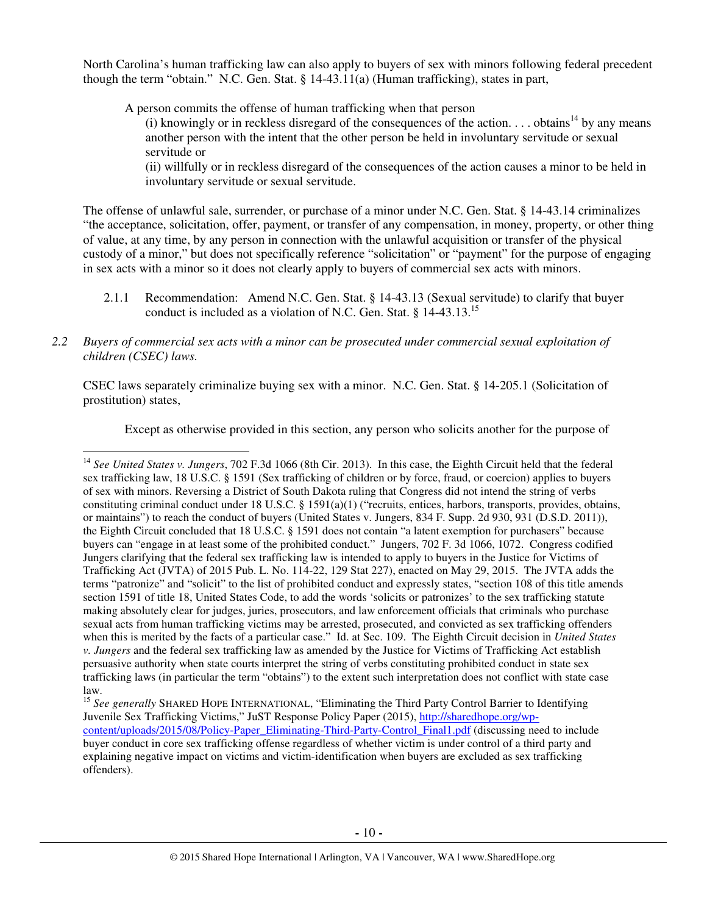North Carolina's human trafficking law can also apply to buyers of sex with minors following federal precedent though the term "obtain." N.C. Gen. Stat. § 14-43.11(a) (Human trafficking), states in part,

> A person commits the offense of human trafficking when that person
>
> (i) knowingly or in reckless disregard of the consequences of the action. . . . obtains[14] by any means another person with the intent that the other person be held in involuntary servitude or sexual servitude or
>
> (ii) willfully or in reckless disregard of the consequences of the action causes a minor to be held in involuntary servitude or sexual servitude.

The offense of unlawful sale, surrender, or purchase of a minor under N.C. Gen. Stat. § 14-43.14 criminalizes "the acceptance, solicitation, offer, payment, or transfer of any compensation, in money, property, or other thing of value, at any time, by any person in connection with the unlawful acquisition or transfer of the physical custody of a minor," but does not specifically reference "solicitation" or "payment" for the purpose of engaging in sex acts with a minor so it does not clearly apply to buyers of commercial sex acts with minors.

2.1.1 Recommendation: Amend N.C. Gen. Stat. § 14-43.13 (Sexual servitude) to clarify that buyer conduct is included as a violation of N.C. Gen. Stat. § 14-43.13.[15]

*2.2 Buyers of commercial sex acts with a minor can be prosecuted under commercial sexual exploitation of children (CSEC) laws.*

CSEC laws separately criminalize buying sex with a minor. N.C. Gen. Stat. § 14-205.1 (Solicitation of prostitution) states,

> Except as otherwise provided in this section, any person who solicits another for the purpose of

---

[14] *See United States v. Jungers*, 702 F.3d 1066 (8th Cir. 2013). In this case, the Eighth Circuit held that the federal sex trafficking law, 18 U.S.C. § 1591 (Sex trafficking of children or by force, fraud, or coercion) applies to buyers of sex with minors. Reversing a District of South Dakota ruling that Congress did not intend the string of verbs constituting criminal conduct under 18 U.S.C. § 1591(a)(1) ("recruits, entices, harbors, transports, provides, obtains, or maintains") to reach the conduct of buyers (United States v. Jungers, 834 F. Supp. 2d 930, 931 (D.S.D. 2011)), the Eighth Circuit concluded that 18 U.S.C. § 1591 does not contain "a latent exemption for purchasers" because buyers can "engage in at least some of the prohibited conduct." Jungers, 702 F. 3d 1066, 1072. Congress codified Jungers clarifying that the federal sex trafficking law is intended to apply to buyers in the Justice for Victims of Trafficking Act (JVTA) of 2015 Pub. L. No. 114-22, 129 Stat 227), enacted on May 29, 2015. The JVTA adds the terms "patronize" and "solicit" to the list of prohibited conduct and expressly states, "section 108 of this title amends section 1591 of title 18, United States Code, to add the words 'solicits or patronizes' to the sex trafficking statute making absolutely clear for judges, juries, prosecutors, and law enforcement officials that criminals who purchase sexual acts from human trafficking victims may be arrested, prosecuted, and convicted as sex trafficking offenders when this is merited by the facts of a particular case." Id. at Sec. 109. The Eighth Circuit decision in *United States v. Jungers* and the federal sex trafficking law as amended by the Justice for Victims of Trafficking Act establish persuasive authority when state courts interpret the string of verbs constituting prohibited conduct in state sex trafficking laws (in particular the term "obtains") to the extent such interpretation does not conflict with state case law.

[15] *See generally* SHARED HOPE INTERNATIONAL, "Eliminating the Third Party Control Barrier to Identifying Juvenile Sex Trafficking Victims," JuST Response Policy Paper (2015), http://sharedhope.org/wp-content/uploads/2015/08/Policy-Paper_Eliminating-Third-Party-Control_Final1.pdf (discussing need to include buyer conduct in core sex trafficking offense regardless of whether victim is under control of a third party and explaining negative impact on victims and victim-identification when buyers are excluded as sex trafficking offenders).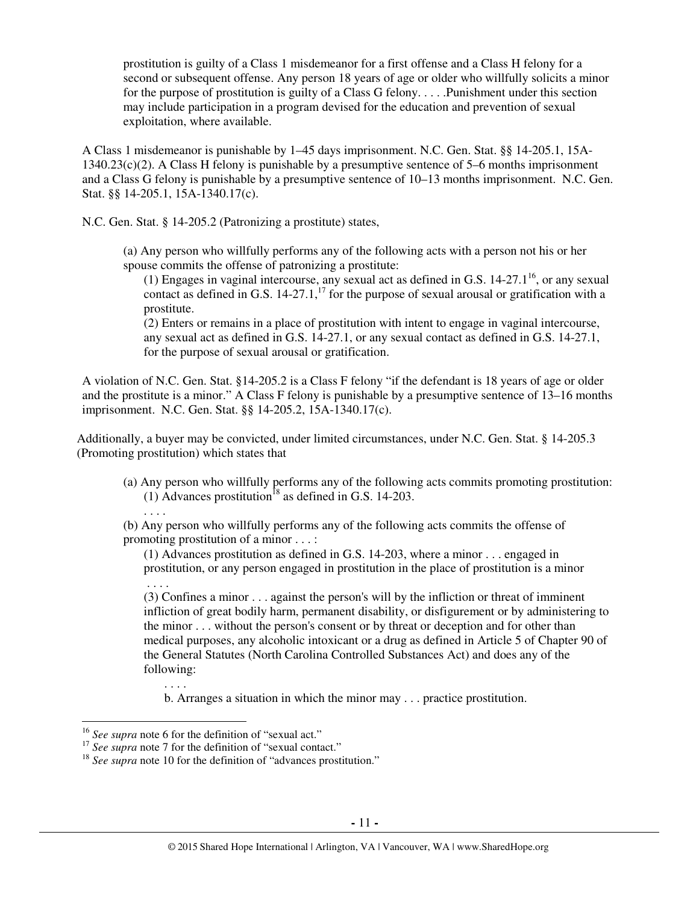> prostitution is guilty of a Class 1 misdemeanor for a first offense and a Class H felony for a second or subsequent offense. Any person 18 years of age or older who willfully solicits a minor for the purpose of prostitution is guilty of a Class G felony. . . . .Punishment under this section may include participation in a program devised for the education and prevention of sexual exploitation, where available.

A Class 1 misdemeanor is punishable by 1–45 days imprisonment. N.C. Gen. Stat. §§ 14-205.1, 15A-1340.23(c)(2). A Class H felony is punishable by a presumptive sentence of 5–6 months imprisonment and a Class G felony is punishable by a presumptive sentence of 10–13 months imprisonment. N.C. Gen. Stat. §§ 14-205.1, 15A-1340.17(c).

N.C. Gen. Stat. § 14-205.2 (Patronizing a prostitute) states,

> (a) Any person who willfully performs any of the following acts with a person not his or her spouse commits the offense of patronizing a prostitute:
>
> (1) Engages in vaginal intercourse, any sexual act as defined in G.S. 14-27.1[16], or any sexual contact as defined in G.S. 14-27.1,[17] for the purpose of sexual arousal or gratification with a prostitute.
>
> (2) Enters or remains in a place of prostitution with intent to engage in vaginal intercourse, any sexual act as defined in G.S. 14-27.1, or any sexual contact as defined in G.S. 14-27.1, for the purpose of sexual arousal or gratification.

A violation of N.C. Gen. Stat. §14-205.2 is a Class F felony "if the defendant is 18 years of age or older and the prostitute is a minor." A Class F felony is punishable by a presumptive sentence of 13–16 months imprisonment. N.C. Gen. Stat. §§ 14-205.2, 15A-1340.17(c).

Additionally, a buyer may be convicted, under limited circumstances, under N.C. Gen. Stat. § 14-205.3 (Promoting prostitution) which states that

> (a) Any person who willfully performs any of the following acts commits promoting prostitution:
>
> (1) Advances prostitution[18] as defined in G.S. 14-203.
>
> . . . .
>
> (b) Any person who willfully performs any of the following acts commits the offense of promoting prostitution of a minor . . . :
>
> (1) Advances prostitution as defined in G.S. 14-203, where a minor . . . engaged in prostitution, or any person engaged in prostitution in the place of prostitution is a minor
>
> . . . .
>
> (3) Confines a minor . . . against the person's will by the infliction or threat of imminent infliction of great bodily harm, permanent disability, or disfigurement or by administering to the minor . . . without the person's consent or by threat or deception and for other than medical purposes, any alcoholic intoxicant or a drug as defined in Article 5 of Chapter 90 of the General Statutes (North Carolina Controlled Substances Act) and does any of the following:
>
> . . . .
>
> b. Arranges a situation in which the minor may . . . practice prostitution.

---

[16] *See supra* note 6 for the definition of "sexual act."

[17] *See supra* note 7 for the definition of "sexual contact."

[18] *See supra* note 10 for the definition of "advances prostitution."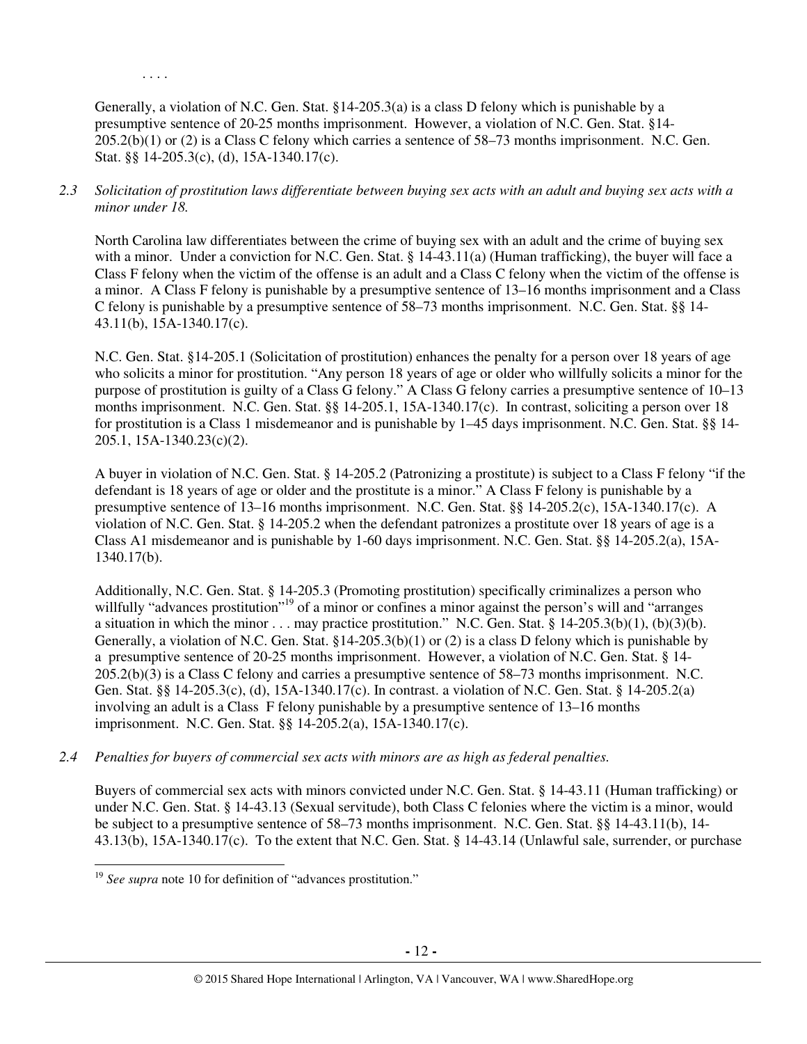. . . .

Generally, a violation of N.C. Gen. Stat. §14-205.3(a) is a class D felony which is punishable by a presumptive sentence of 20-25 months imprisonment. However, a violation of N.C. Gen. Stat. §14-205.2(b)(1) or (2) is a Class C felony which carries a sentence of 58–73 months imprisonment. N.C. Gen. Stat. §§ 14-205.3(c), (d), 15A-1340.17(c).

*2.3 Solicitation of prostitution laws differentiate between buying sex acts with an adult and buying sex acts with a minor under 18.*

North Carolina law differentiates between the crime of buying sex with an adult and the crime of buying sex with a minor. Under a conviction for N.C. Gen. Stat. § 14-43.11(a) (Human trafficking), the buyer will face a Class F felony when the victim of the offense is an adult and a Class C felony when the victim of the offense is a minor. A Class F felony is punishable by a presumptive sentence of 13–16 months imprisonment and a Class C felony is punishable by a presumptive sentence of 58–73 months imprisonment. N.C. Gen. Stat. §§ 14-43.11(b), 15A-1340.17(c).

N.C. Gen. Stat. §14-205.1 (Solicitation of prostitution) enhances the penalty for a person over 18 years of age who solicits a minor for prostitution. "Any person 18 years of age or older who willfully solicits a minor for the purpose of prostitution is guilty of a Class G felony." A Class G felony carries a presumptive sentence of 10–13 months imprisonment. N.C. Gen. Stat. §§ 14-205.1, 15A-1340.17(c). In contrast, soliciting a person over 18 for prostitution is a Class 1 misdemeanor and is punishable by 1–45 days imprisonment. N.C. Gen. Stat. §§ 14-205.1, 15A-1340.23(c)(2).

A buyer in violation of N.C. Gen. Stat. § 14-205.2 (Patronizing a prostitute) is subject to a Class F felony "if the defendant is 18 years of age or older and the prostitute is a minor." A Class F felony is punishable by a presumptive sentence of 13–16 months imprisonment. N.C. Gen. Stat. §§ 14-205.2(c), 15A-1340.17(c). A violation of N.C. Gen. Stat. § 14-205.2 when the defendant patronizes a prostitute over 18 years of age is a Class A1 misdemeanor and is punishable by 1-60 days imprisonment. N.C. Gen. Stat. §§ 14-205.2(a), 15A-1340.17(b).

Additionally, N.C. Gen. Stat. § 14-205.3 (Promoting prostitution) specifically criminalizes a person who willfully "advances prostitution"[19] of a minor or confines a minor against the person's will and "arranges a situation in which the minor . . . may practice prostitution." N.C. Gen. Stat. § 14-205.3(b)(1), (b)(3)(b). Generally, a violation of N.C. Gen. Stat. §14-205.3(b)(1) or (2) is a class D felony which is punishable by a presumptive sentence of 20-25 months imprisonment. However, a violation of N.C. Gen. Stat. § 14-205.2(b)(3) is a Class C felony and carries a presumptive sentence of 58–73 months imprisonment. N.C. Gen. Stat. §§ 14-205.3(c), (d), 15A-1340.17(c). In contrast. a violation of N.C. Gen. Stat. § 14-205.2(a) involving an adult is a Class F felony punishable by a presumptive sentence of 13–16 months imprisonment. N.C. Gen. Stat. §§ 14-205.2(a), 15A-1340.17(c).

*2.4 Penalties for buyers of commercial sex acts with minors are as high as federal penalties.*

Buyers of commercial sex acts with minors convicted under N.C. Gen. Stat. § 14-43.11 (Human trafficking) or under N.C. Gen. Stat. § 14-43.13 (Sexual servitude), both Class C felonies where the victim is a minor, would be subject to a presumptive sentence of 58–73 months imprisonment. N.C. Gen. Stat. §§ 14-43.11(b), 14-43.13(b), 15A-1340.17(c). To the extent that N.C. Gen. Stat. § 14-43.14 (Unlawful sale, surrender, or purchase

---

[19] *See supra* note 10 for definition of "advances prostitution."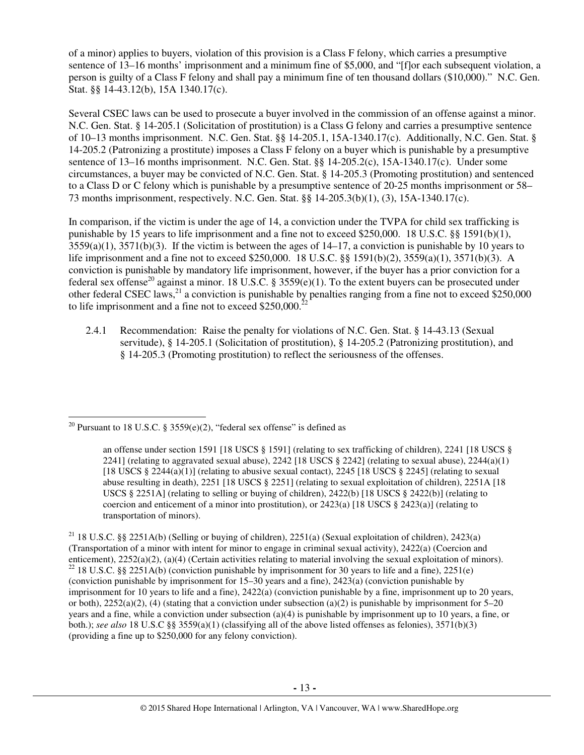of a minor) applies to buyers, violation of this provision is a Class F felony, which carries a presumptive sentence of 13–16 months' imprisonment and a minimum fine of $5,000, and "[f]or each subsequent violation, a person is guilty of a Class F felony and shall pay a minimum fine of ten thousand dollars ($10,000)." N.C. Gen. Stat. §§ 14-43.12(b), 15A 1340.17(c).

Several CSEC laws can be used to prosecute a buyer involved in the commission of an offense against a minor. N.C. Gen. Stat. § 14-205.1 (Solicitation of prostitution) is a Class G felony and carries a presumptive sentence of 10–13 months imprisonment. N.C. Gen. Stat. §§ 14-205.1, 15A-1340.17(c). Additionally, N.C. Gen. Stat. § 14-205.2 (Patronizing a prostitute) imposes a Class F felony on a buyer which is punishable by a presumptive sentence of 13–16 months imprisonment. N.C. Gen. Stat. §§ 14-205.2(c), 15A-1340.17(c). Under some circumstances, a buyer may be convicted of N.C. Gen. Stat. § 14-205.3 (Promoting prostitution) and sentenced to a Class D or C felony which is punishable by a presumptive sentence of 20-25 months imprisonment or 58–73 months imprisonment, respectively. N.C. Gen. Stat. §§ 14-205.3(b)(1), (3), 15A-1340.17(c).

In comparison, if the victim is under the age of 14, a conviction under the TVPA for child sex trafficking is punishable by 15 years to life imprisonment and a fine not to exceed $250,000. 18 U.S.C. §§ 1591(b)(1), 3559(a)(1), 3571(b)(3). If the victim is between the ages of 14–17, a conviction is punishable by 10 years to life imprisonment and a fine not to exceed $250,000. 18 U.S.C. §§ 1591(b)(2), 3559(a)(1), 3571(b)(3). A conviction is punishable by mandatory life imprisonment, however, if the buyer has a prior conviction for a federal sex offense[20] against a minor. 18 U.S.C. § 3559(e)(1). To the extent buyers can be prosecuted under other federal CSEC laws,[21] a conviction is punishable by penalties ranging from a fine not to exceed $250,000 to life imprisonment and a fine not to exceed $250,000.[22]

2.4.1 Recommendation: Raise the penalty for violations of N.C. Gen. Stat. § 14-43.13 (Sexual servitude), § 14-205.1 (Solicitation of prostitution), § 14-205.2 (Patronizing prostitution), and § 14-205.3 (Promoting prostitution) to reflect the seriousness of the offenses.

---

[20] Pursuant to 18 U.S.C. § 3559(e)(2), "federal sex offense" is defined as

> an offense under section 1591 [18 USCS § 1591] (relating to sex trafficking of children), 2241 [18 USCS § 2241] (relating to aggravated sexual abuse), 2242 [18 USCS § 2242] (relating to sexual abuse), 2244(a)(1) [18 USCS § 2244(a)(1)] (relating to abusive sexual contact), 2245 [18 USCS § 2245] (relating to sexual abuse resulting in death), 2251 [18 USCS § 2251] (relating to sexual exploitation of children), 2251A [18 USCS § 2251A] (relating to selling or buying of children), 2422(b) [18 USCS § 2422(b)] (relating to coercion and enticement of a minor into prostitution), or 2423(a) [18 USCS § 2423(a)] (relating to transportation of minors).

[21] 18 U.S.C. §§ 2251A(b) (Selling or buying of children), 2251(a) (Sexual exploitation of children), 2423(a) (Transportation of a minor with intent for minor to engage in criminal sexual activity), 2422(a) (Coercion and enticement), 2252(a)(2), (a)(4) (Certain activities relating to material involving the sexual exploitation of minors).

[22] 18 U.S.C. §§ 2251A(b) (conviction punishable by imprisonment for 30 years to life and a fine), 2251(e) (conviction punishable by imprisonment for 15–30 years and a fine), 2423(a) (conviction punishable by imprisonment for 10 years to life and a fine), 2422(a) (conviction punishable by a fine, imprisonment up to 20 years, or both), 2252(a)(2), (4) (stating that a conviction under subsection (a)(2) is punishable by imprisonment for 5–20 years and a fine, while a conviction under subsection (a)(4) is punishable by imprisonment up to 10 years, a fine, or both.); *see also* 18 U.S.C §§ 3559(a)(1) (classifying all of the above listed offenses as felonies), 3571(b)(3) (providing a fine up to $250,000 for any felony conviction).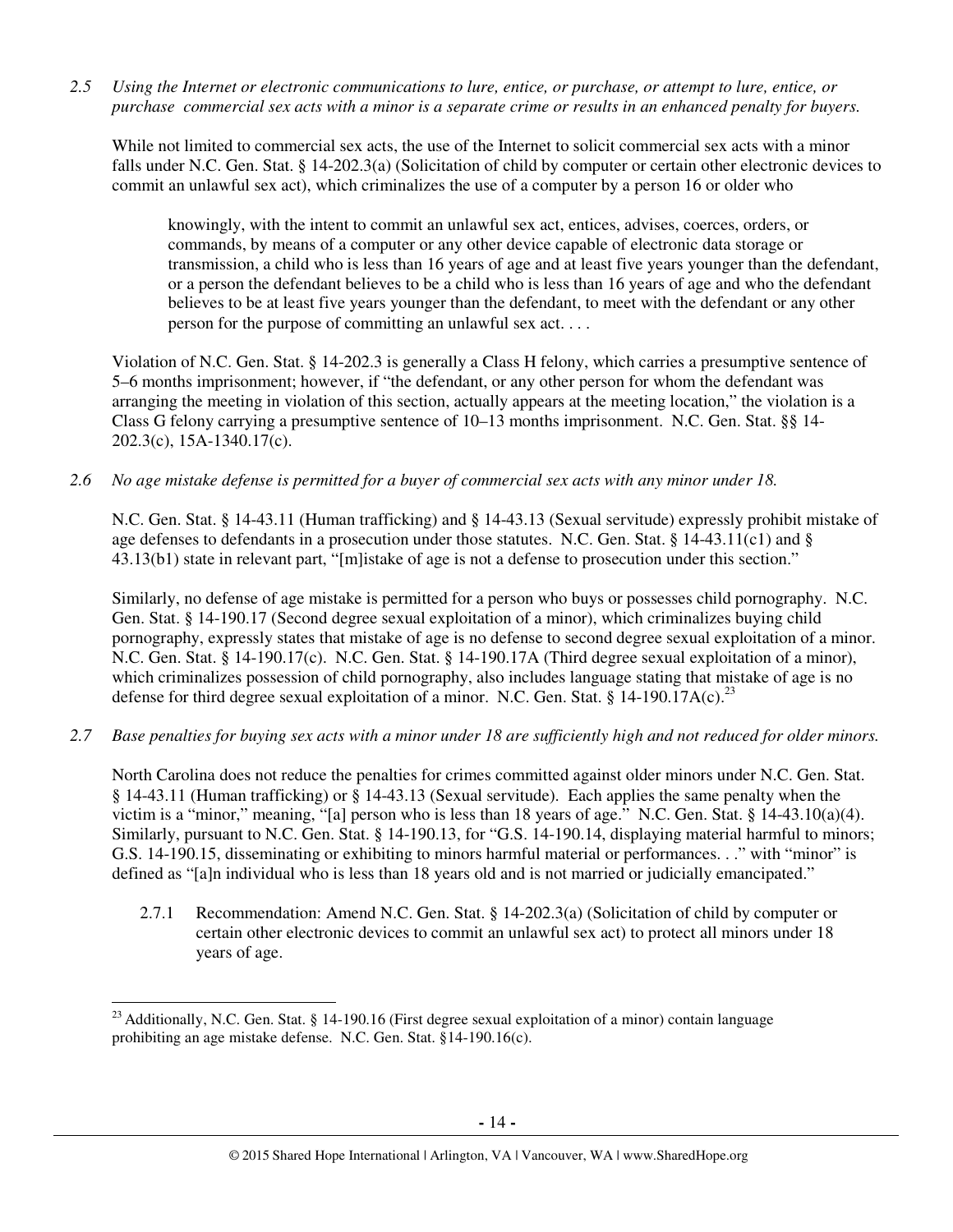*2.5 Using the Internet or electronic communications to lure, entice, or purchase, or attempt to lure, entice, or purchase commercial sex acts with a minor is a separate crime or results in an enhanced penalty for buyers.*

While not limited to commercial sex acts, the use of the Internet to solicit commercial sex acts with a minor falls under N.C. Gen. Stat. § 14-202.3(a) (Solicitation of child by computer or certain other electronic devices to commit an unlawful sex act), which criminalizes the use of a computer by a person 16 or older who

> knowingly, with the intent to commit an unlawful sex act, entices, advises, coerces, orders, or commands, by means of a computer or any other device capable of electronic data storage or transmission, a child who is less than 16 years of age and at least five years younger than the defendant, or a person the defendant believes to be a child who is less than 16 years of age and who the defendant believes to be at least five years younger than the defendant, to meet with the defendant or any other person for the purpose of committing an unlawful sex act. . . .

Violation of N.C. Gen. Stat. § 14-202.3 is generally a Class H felony, which carries a presumptive sentence of 5–6 months imprisonment; however, if "the defendant, or any other person for whom the defendant was arranging the meeting in violation of this section, actually appears at the meeting location," the violation is a Class G felony carrying a presumptive sentence of 10–13 months imprisonment. N.C. Gen. Stat. §§ 14-202.3(c), 15A-1340.17(c).

*2.6 No age mistake defense is permitted for a buyer of commercial sex acts with any minor under 18.*

N.C. Gen. Stat. § 14-43.11 (Human trafficking) and § 14-43.13 (Sexual servitude) expressly prohibit mistake of age defenses to defendants in a prosecution under those statutes. N.C. Gen. Stat. § 14-43.11(c1) and § 43.13(b1) state in relevant part, "[m]istake of age is not a defense to prosecution under this section."

Similarly, no defense of age mistake is permitted for a person who buys or possesses child pornography. N.C. Gen. Stat. § 14-190.17 (Second degree sexual exploitation of a minor), which criminalizes buying child pornography, expressly states that mistake of age is no defense to second degree sexual exploitation of a minor. N.C. Gen. Stat. § 14-190.17(c). N.C. Gen. Stat. § 14-190.17A (Third degree sexual exploitation of a minor), which criminalizes possession of child pornography, also includes language stating that mistake of age is no defense for third degree sexual exploitation of a minor. N.C. Gen. Stat. § 14-190.17A(c).[23]

*2.7 Base penalties for buying sex acts with a minor under 18 are sufficiently high and not reduced for older minors.*

North Carolina does not reduce the penalties for crimes committed against older minors under N.C. Gen. Stat. § 14-43.11 (Human trafficking) or § 14-43.13 (Sexual servitude). Each applies the same penalty when the victim is a "minor," meaning, "[a] person who is less than 18 years of age." N.C. Gen. Stat. § 14-43.10(a)(4). Similarly, pursuant to N.C. Gen. Stat. § 14-190.13, for "G.S. 14-190.14, displaying material harmful to minors; G.S. 14-190.15, disseminating or exhibiting to minors harmful material or performances. . ." with "minor" is defined as "[a]n individual who is less than 18 years old and is not married or judicially emancipated."

2.7.1 Recommendation: Amend N.C. Gen. Stat. § 14-202.3(a) (Solicitation of child by computer or certain other electronic devices to commit an unlawful sex act) to protect all minors under 18 years of age.

---

[23] Additionally, N.C. Gen. Stat. § 14-190.16 (First degree sexual exploitation of a minor) contain language prohibiting an age mistake defense. N.C. Gen. Stat. §14-190.16(c).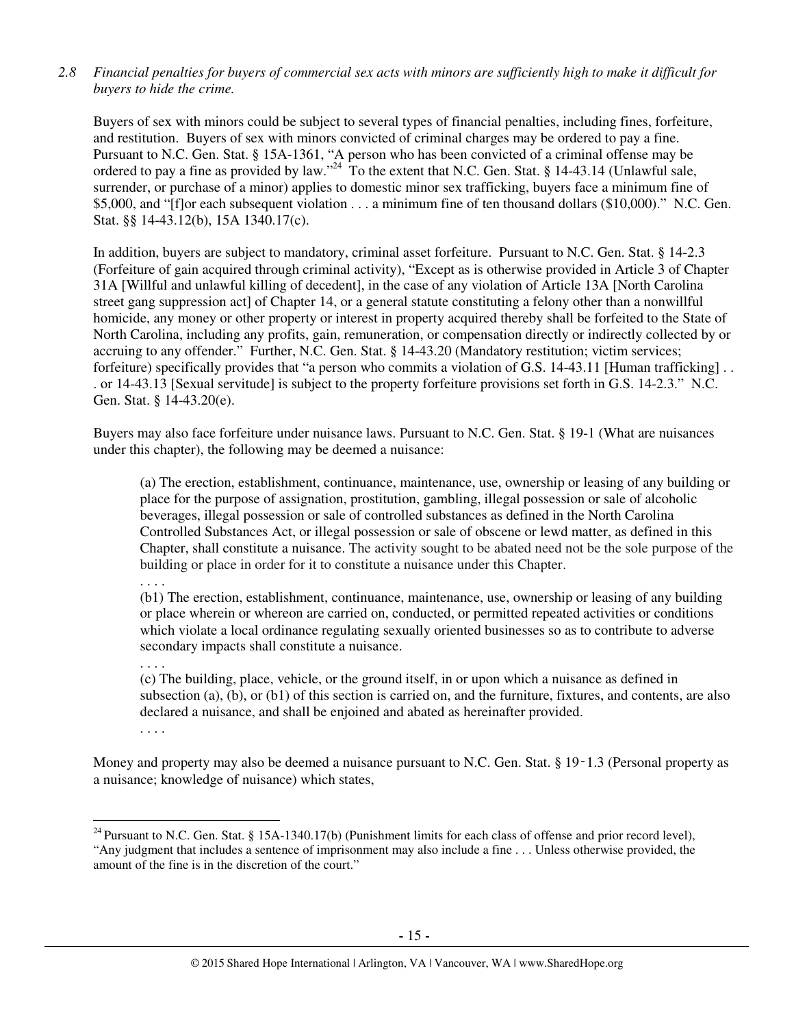*2.8 Financial penalties for buyers of commercial sex acts with minors are sufficiently high to make it difficult for buyers to hide the crime.*

Buyers of sex with minors could be subject to several types of financial penalties, including fines, forfeiture, and restitution. Buyers of sex with minors convicted of criminal charges may be ordered to pay a fine. Pursuant to N.C. Gen. Stat. § 15A-1361, "A person who has been convicted of a criminal offense may be ordered to pay a fine as provided by law."[24] To the extent that N.C. Gen. Stat. § 14-43.14 (Unlawful sale, surrender, or purchase of a minor) applies to domestic minor sex trafficking, buyers face a minimum fine of $5,000, and "[f]or each subsequent violation . . . a minimum fine of ten thousand dollars ($10,000)." N.C. Gen. Stat. §§ 14-43.12(b), 15A 1340.17(c).

In addition, buyers are subject to mandatory, criminal asset forfeiture. Pursuant to N.C. Gen. Stat. § 14-2.3 (Forfeiture of gain acquired through criminal activity), "Except as is otherwise provided in Article 3 of Chapter 31A [Willful and unlawful killing of decedent], in the case of any violation of Article 13A [North Carolina street gang suppression act] of Chapter 14, or a general statute constituting a felony other than a nonwillful homicide, any money or other property or interest in property acquired thereby shall be forfeited to the State of North Carolina, including any profits, gain, remuneration, or compensation directly or indirectly collected by or accruing to any offender." Further, N.C. Gen. Stat. § 14-43.20 (Mandatory restitution; victim services; forfeiture) specifically provides that "a person who commits a violation of G.S. 14-43.11 [Human trafficking] . . . or 14-43.13 [Sexual servitude] is subject to the property forfeiture provisions set forth in G.S. 14-2.3." N.C. Gen. Stat. § 14-43.20(e).

Buyers may also face forfeiture under nuisance laws. Pursuant to N.C. Gen. Stat. § 19-1 (What are nuisances under this chapter), the following may be deemed a nuisance:

> (a) The erection, establishment, continuance, maintenance, use, ownership or leasing of any building or place for the purpose of assignation, prostitution, gambling, illegal possession or sale of alcoholic beverages, illegal possession or sale of controlled substances as defined in the North Carolina Controlled Substances Act, or illegal possession or sale of obscene or lewd matter, as defined in this Chapter, shall constitute a nuisance. The activity sought to be abated need not be the sole purpose of the building or place in order for it to constitute a nuisance under this Chapter.
>
> . . . .
>
> (b1) The erection, establishment, continuance, maintenance, use, ownership or leasing of any building or place wherein or whereon are carried on, conducted, or permitted repeated activities or conditions which violate a local ordinance regulating sexually oriented businesses so as to contribute to adverse secondary impacts shall constitute a nuisance.
>
> . . . .
>
> (c) The building, place, vehicle, or the ground itself, in or upon which a nuisance as defined in subsection (a), (b), or (b1) of this section is carried on, and the furniture, fixtures, and contents, are also declared a nuisance, and shall be enjoined and abated as hereinafter provided.
>
> . . . .

Money and property may also be deemed a nuisance pursuant to N.C. Gen. Stat. § 19-1.3 (Personal property as a nuisance; knowledge of nuisance) which states,

---

[24] Pursuant to N.C. Gen. Stat. § 15A-1340.17(b) (Punishment limits for each class of offense and prior record level), "Any judgment that includes a sentence of imprisonment may also include a fine . . . Unless otherwise provided, the amount of the fine is in the discretion of the court."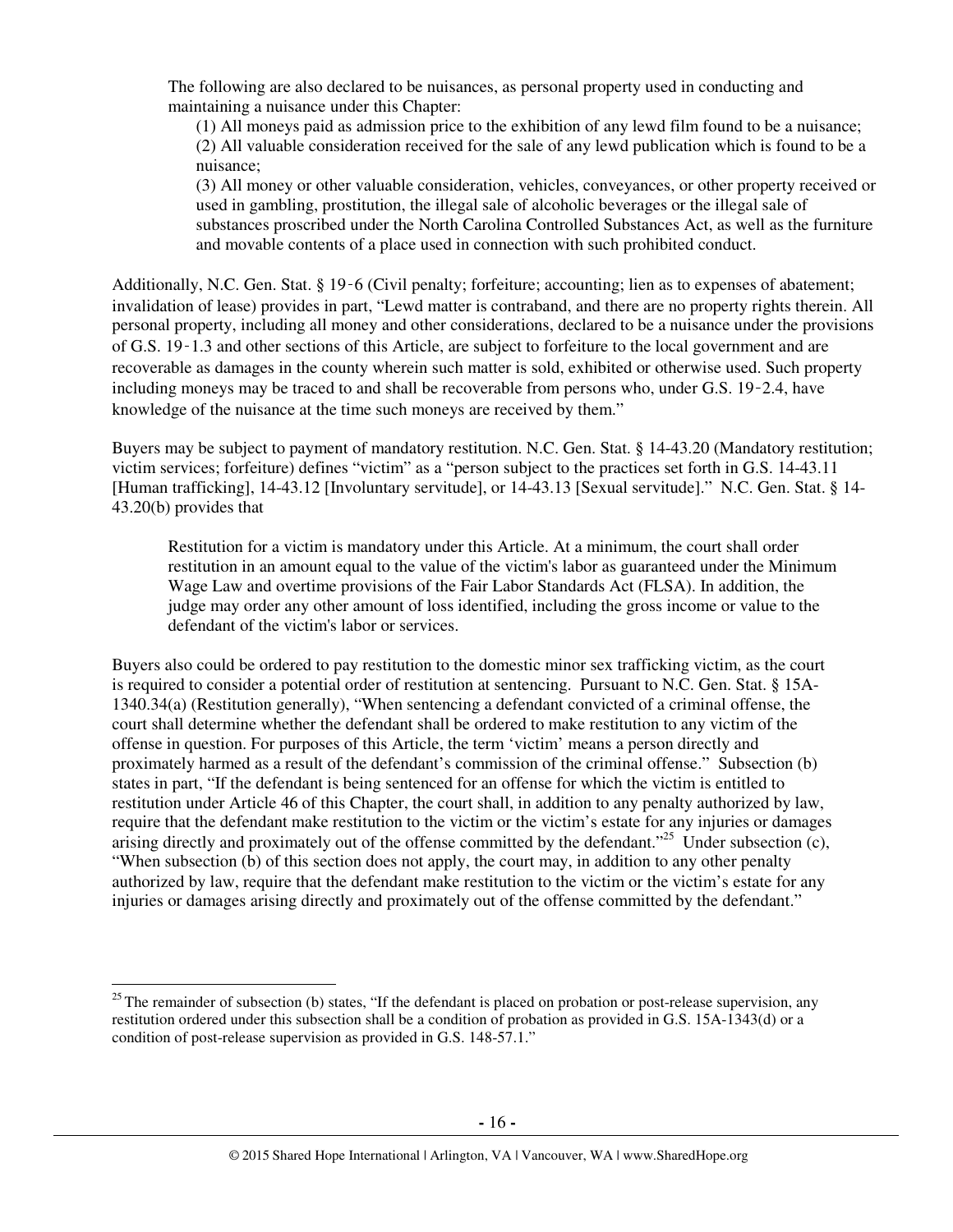> The following are also declared to be nuisances, as personal property used in conducting and maintaining a nuisance under this Chapter:
>
> (1) All moneys paid as admission price to the exhibition of any lewd film found to be a nuisance;
> (2) All valuable consideration received for the sale of any lewd publication which is found to be a nuisance;
> (3) All money or other valuable consideration, vehicles, conveyances, or other property received or used in gambling, prostitution, the illegal sale of alcoholic beverages or the illegal sale of substances proscribed under the North Carolina Controlled Substances Act, as well as the furniture and movable contents of a place used in connection with such prohibited conduct.

Additionally, N.C. Gen. Stat. § 19‑6 (Civil penalty; forfeiture; accounting; lien as to expenses of abatement; invalidation of lease) provides in part, "Lewd matter is contraband, and there are no property rights therein. All personal property, including all money and other considerations, declared to be a nuisance under the provisions of G.S. 19‑1.3 and other sections of this Article, are subject to forfeiture to the local government and are recoverable as damages in the county wherein such matter is sold, exhibited or otherwise used. Such property including moneys may be traced to and shall be recoverable from persons who, under G.S. 19‑2.4, have knowledge of the nuisance at the time such moneys are received by them."

Buyers may be subject to payment of mandatory restitution. N.C. Gen. Stat. § 14-43.20 (Mandatory restitution; victim services; forfeiture) defines "victim" as a "person subject to the practices set forth in G.S. 14-43.11 [Human trafficking], 14-43.12 [Involuntary servitude], or 14-43.13 [Sexual servitude]." N.C. Gen. Stat. § 14-43.20(b) provides that

> Restitution for a victim is mandatory under this Article. At a minimum, the court shall order restitution in an amount equal to the value of the victim's labor as guaranteed under the Minimum Wage Law and overtime provisions of the Fair Labor Standards Act (FLSA). In addition, the judge may order any other amount of loss identified, including the gross income or value to the defendant of the victim's labor or services.

Buyers also could be ordered to pay restitution to the domestic minor sex trafficking victim, as the court is required to consider a potential order of restitution at sentencing. Pursuant to N.C. Gen. Stat. § 15A-1340.34(a) (Restitution generally), "When sentencing a defendant convicted of a criminal offense, the court shall determine whether the defendant shall be ordered to make restitution to any victim of the offense in question. For purposes of this Article, the term 'victim' means a person directly and proximately harmed as a result of the defendant's commission of the criminal offense." Subsection (b) states in part, "If the defendant is being sentenced for an offense for which the victim is entitled to restitution under Article 46 of this Chapter, the court shall, in addition to any penalty authorized by law, require that the defendant make restitution to the victim or the victim's estate for any injuries or damages arising directly and proximately out of the offense committed by the defendant."[25] Under subsection (c), "When subsection (b) of this section does not apply, the court may, in addition to any other penalty authorized by law, require that the defendant make restitution to the victim or the victim's estate for any injuries or damages arising directly and proximately out of the offense committed by the defendant."

---

[25] The remainder of subsection (b) states, "If the defendant is placed on probation or post-release supervision, any restitution ordered under this subsection shall be a condition of probation as provided in G.S. 15A-1343(d) or a condition of post-release supervision as provided in G.S. 148-57.1."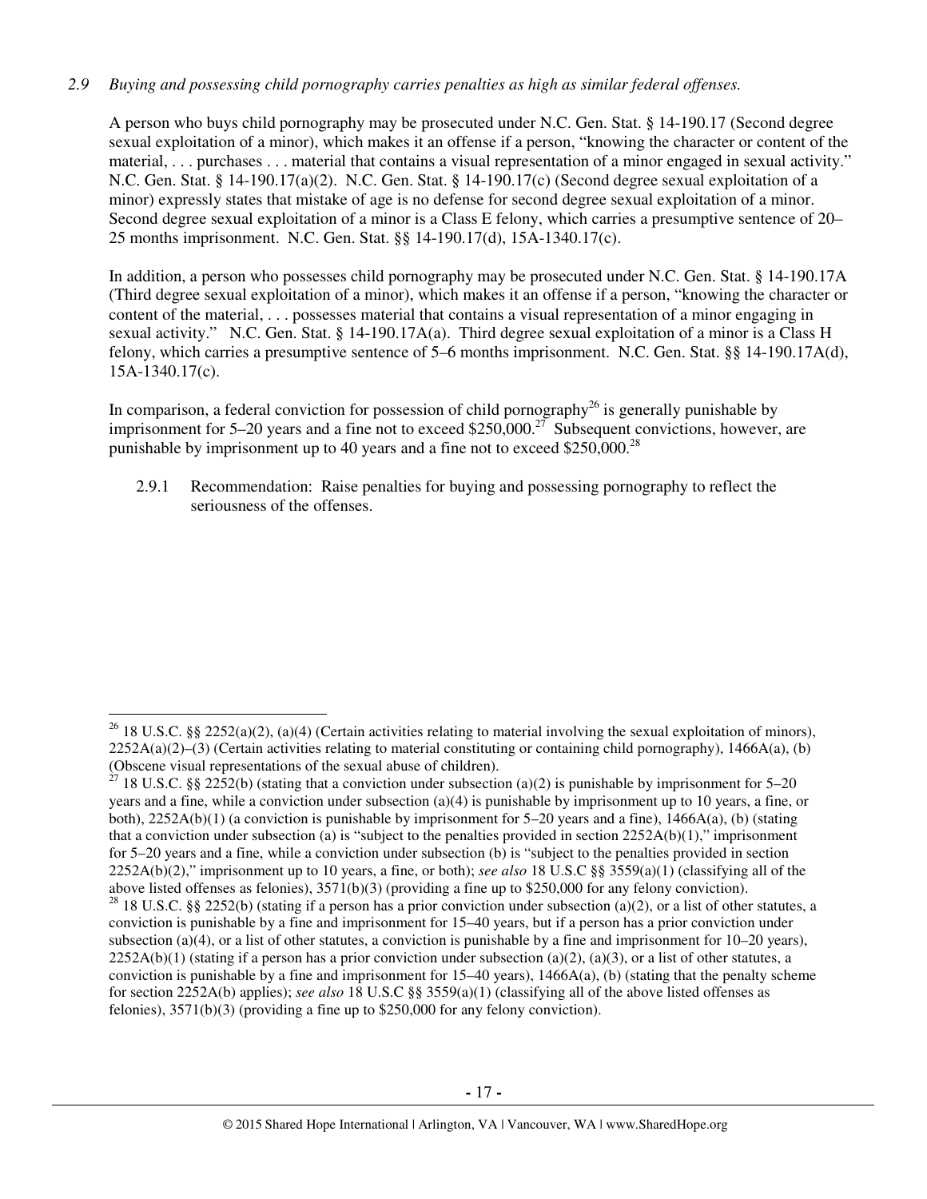*2.9 Buying and possessing child pornography carries penalties as high as similar federal offenses.*

A person who buys child pornography may be prosecuted under N.C. Gen. Stat. § 14-190.17 (Second degree sexual exploitation of a minor), which makes it an offense if a person, "knowing the character or content of the material, . . . purchases . . . material that contains a visual representation of a minor engaged in sexual activity." N.C. Gen. Stat. § 14-190.17(a)(2). N.C. Gen. Stat. § 14-190.17(c) (Second degree sexual exploitation of a minor) expressly states that mistake of age is no defense for second degree sexual exploitation of a minor. Second degree sexual exploitation of a minor is a Class E felony, which carries a presumptive sentence of 20–25 months imprisonment. N.C. Gen. Stat. §§ 14-190.17(d), 15A-1340.17(c).

In addition, a person who possesses child pornography may be prosecuted under N.C. Gen. Stat. § 14-190.17A (Third degree sexual exploitation of a minor), which makes it an offense if a person, "knowing the character or content of the material, . . . possesses material that contains a visual representation of a minor engaging in sexual activity." N.C. Gen. Stat. § 14-190.17A(a). Third degree sexual exploitation of a minor is a Class H felony, which carries a presumptive sentence of 5–6 months imprisonment. N.C. Gen. Stat. §§ 14-190.17A(d), 15A-1340.17(c).

In comparison, a federal conviction for possession of child pornography[26] is generally punishable by imprisonment for 5–20 years and a fine not to exceed $250,000.[27] Subsequent convictions, however, are punishable by imprisonment up to 40 years and a fine not to exceed $250,000.[28]

2.9.1 Recommendation: Raise penalties for buying and possessing pornography to reflect the seriousness of the offenses.

---

[26] 18 U.S.C. §§ 2252(a)(2), (a)(4) (Certain activities relating to material involving the sexual exploitation of minors), 2252A(a)(2)–(3) (Certain activities relating to material constituting or containing child pornography), 1466A(a), (b) (Obscene visual representations of the sexual abuse of children).

[27] 18 U.S.C. §§ 2252(b) (stating that a conviction under subsection (a)(2) is punishable by imprisonment for 5–20 years and a fine, while a conviction under subsection (a)(4) is punishable by imprisonment up to 10 years, a fine, or both), 2252A(b)(1) (a conviction is punishable by imprisonment for 5–20 years and a fine), 1466A(a), (b) (stating that a conviction under subsection (a) is "subject to the penalties provided in section 2252A(b)(1)," imprisonment for 5–20 years and a fine, while a conviction under subsection (b) is "subject to the penalties provided in section 2252A(b)(2)," imprisonment up to 10 years, a fine, or both); *see also* 18 U.S.C §§ 3559(a)(1) (classifying all of the above listed offenses as felonies), 3571(b)(3) (providing a fine up to $250,000 for any felony conviction).

[28] 18 U.S.C. §§ 2252(b) (stating if a person has a prior conviction under subsection (a)(2), or a list of other statutes, a conviction is punishable by a fine and imprisonment for 15–40 years, but if a person has a prior conviction under subsection (a)(4), or a list of other statutes, a conviction is punishable by a fine and imprisonment for 10–20 years), 2252A(b)(1) (stating if a person has a prior conviction under subsection (a)(2), (a)(3), or a list of other statutes, a conviction is punishable by a fine and imprisonment for 15–40 years), 1466A(a), (b) (stating that the penalty scheme for section 2252A(b) applies); *see also* 18 U.S.C §§ 3559(a)(1) (classifying all of the above listed offenses as felonies), 3571(b)(3) (providing a fine up to $250,000 for any felony conviction).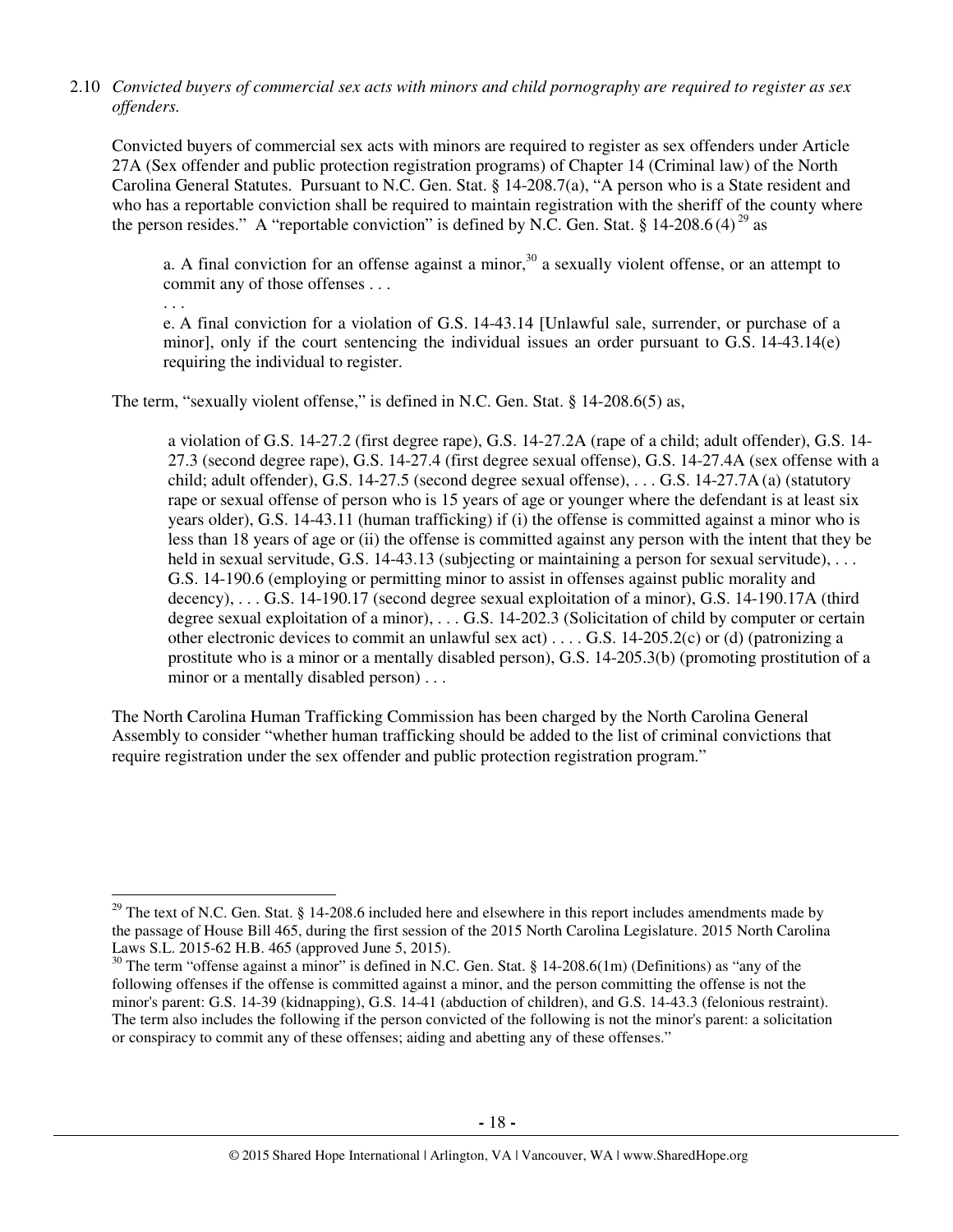2.10 *Convicted buyers of commercial sex acts with minors and child pornography are required to register as sex offenders.*

Convicted buyers of commercial sex acts with minors are required to register as sex offenders under Article 27A (Sex offender and public protection registration programs) of Chapter 14 (Criminal law) of the North Carolina General Statutes. Pursuant to N.C. Gen. Stat. § 14-208.7(a), "A person who is a State resident and who has a reportable conviction shall be required to maintain registration with the sheriff of the county where the person resides." A "reportable conviction" is defined by N.C. Gen. Stat. § 14-208.6(4)[29] as

> a. A final conviction for an offense against a minor,[30] a sexually violent offense, or an attempt to commit any of those offenses . . .
>
> . . .
>
> e. A final conviction for a violation of G.S. 14-43.14 [Unlawful sale, surrender, or purchase of a minor], only if the court sentencing the individual issues an order pursuant to G.S. 14-43.14(e) requiring the individual to register.

The term, "sexually violent offense," is defined in N.C. Gen. Stat. § 14-208.6(5) as,

> a violation of G.S. 14-27.2 (first degree rape), G.S. 14-27.2A (rape of a child; adult offender), G.S. 14-27.3 (second degree rape), G.S. 14-27.4 (first degree sexual offense), G.S. 14-27.4A (sex offense with a child; adult offender), G.S. 14-27.5 (second degree sexual offense), . . . G.S. 14-27.7A(a) (statutory rape or sexual offense of person who is 15 years of age or younger where the defendant is at least six years older), G.S. 14-43.11 (human trafficking) if (i) the offense is committed against a minor who is less than 18 years of age or (ii) the offense is committed against any person with the intent that they be held in sexual servitude, G.S. 14-43.13 (subjecting or maintaining a person for sexual servitude), . . . G.S. 14-190.6 (employing or permitting minor to assist in offenses against public morality and decency), . . . G.S. 14-190.17 (second degree sexual exploitation of a minor), G.S. 14-190.17A (third degree sexual exploitation of a minor), . . . G.S. 14-202.3 (Solicitation of child by computer or certain other electronic devices to commit an unlawful sex act) . . . . G.S. 14-205.2(c) or (d) (patronizing a prostitute who is a minor or a mentally disabled person), G.S. 14-205.3(b) (promoting prostitution of a minor or a mentally disabled person) . . .

The North Carolina Human Trafficking Commission has been charged by the North Carolina General Assembly to consider "whether human trafficking should be added to the list of criminal convictions that require registration under the sex offender and public protection registration program."

---

[29] The text of N.C. Gen. Stat. § 14-208.6 included here and elsewhere in this report includes amendments made by the passage of House Bill 465, during the first session of the 2015 North Carolina Legislature. 2015 North Carolina Laws S.L. 2015-62 H.B. 465 (approved June 5, 2015).

[30] The term "offense against a minor" is defined in N.C. Gen. Stat. § 14-208.6(1m) (Definitions) as "any of the following offenses if the offense is committed against a minor, and the person committing the offense is not the minor's parent: G.S. 14-39 (kidnapping), G.S. 14-41 (abduction of children), and G.S. 14-43.3 (felonious restraint). The term also includes the following if the person convicted of the following is not the minor's parent: a solicitation or conspiracy to commit any of these offenses; aiding and abetting any of these offenses."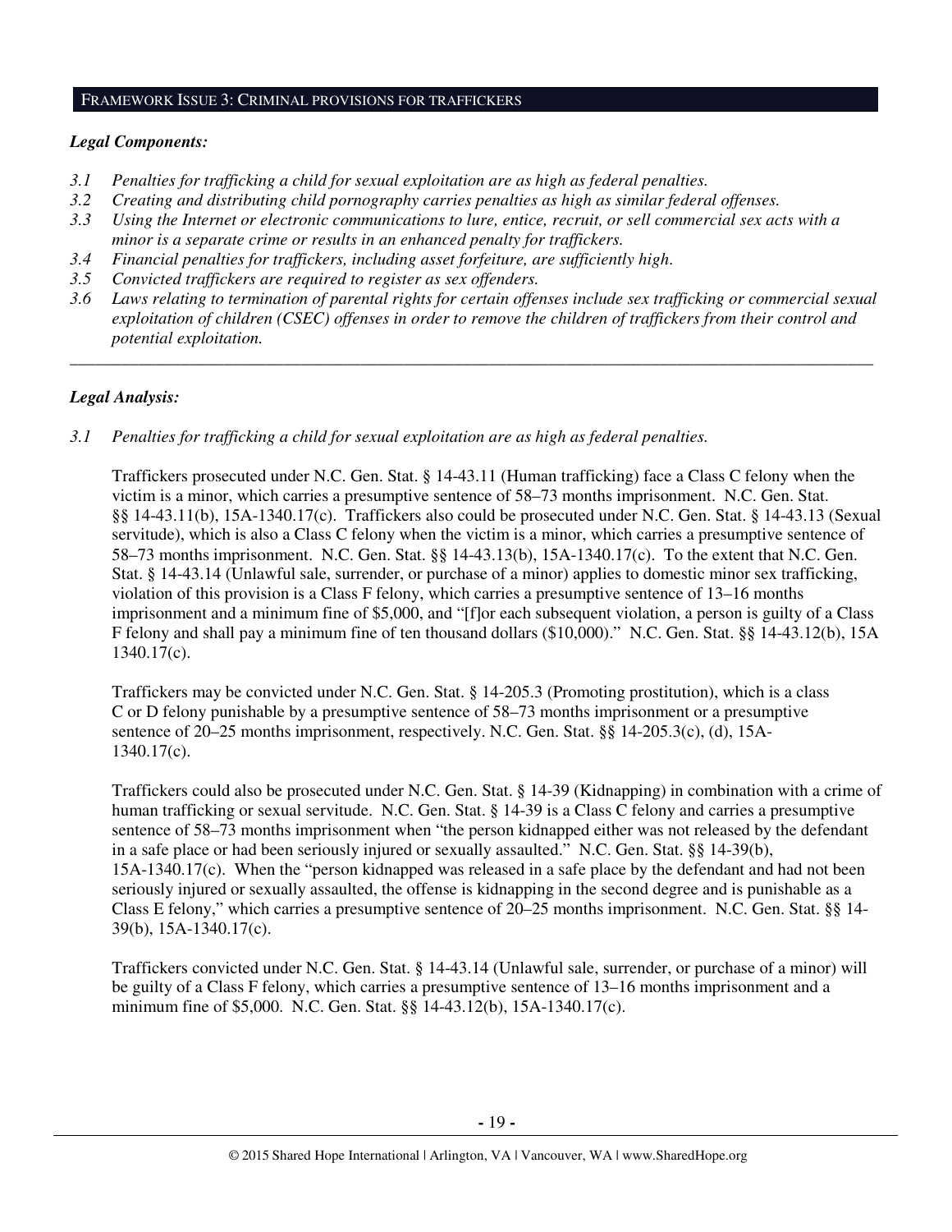## FRAMEWORK ISSUE 3: CRIMINAL PROVISIONS FOR TRAFFICKERS

***Legal Components:***

*3.1 Penalties for trafficking a child for sexual exploitation are as high as federal penalties.*
*3.2 Creating and distributing child pornography carries penalties as high as similar federal offenses.*
*3.3 Using the Internet or electronic communications to lure, entice, recruit, or sell commercial sex acts with a minor is a separate crime or results in an enhanced penalty for traffickers.*
*3.4 Financial penalties for traffickers, including asset forfeiture, are sufficiently high.*
*3.5 Convicted traffickers are required to register as sex offenders.*
*3.6 Laws relating to termination of parental rights for certain offenses include sex trafficking or commercial sexual exploitation of children (CSEC) offenses in order to remove the children of traffickers from their control and potential exploitation.*

---

***Legal Analysis:***

*3.1 Penalties for trafficking a child for sexual exploitation are as high as federal penalties.*

Traffickers prosecuted under N.C. Gen. Stat. § 14-43.11 (Human trafficking) face a Class C felony when the victim is a minor, which carries a presumptive sentence of 58–73 months imprisonment. N.C. Gen. Stat. §§ 14-43.11(b), 15A-1340.17(c). Traffickers also could be prosecuted under N.C. Gen. Stat. § 14-43.13 (Sexual servitude), which is also a Class C felony when the victim is a minor, which carries a presumptive sentence of 58–73 months imprisonment. N.C. Gen. Stat. §§ 14-43.13(b), 15A-1340.17(c). To the extent that N.C. Gen. Stat. § 14-43.14 (Unlawful sale, surrender, or purchase of a minor) applies to domestic minor sex trafficking, violation of this provision is a Class F felony, which carries a presumptive sentence of 13–16 months imprisonment and a minimum fine of $5,000, and "[f]or each subsequent violation, a person is guilty of a Class F felony and shall pay a minimum fine of ten thousand dollars ($10,000)." N.C. Gen. Stat. §§ 14-43.12(b), 15A 1340.17(c).

Traffickers may be convicted under N.C. Gen. Stat. § 14-205.3 (Promoting prostitution), which is a class C or D felony punishable by a presumptive sentence of 58–73 months imprisonment or a presumptive sentence of 20–25 months imprisonment, respectively. N.C. Gen. Stat. §§ 14-205.3(c), (d), 15A-1340.17(c).

Traffickers could also be prosecuted under N.C. Gen. Stat. § 14-39 (Kidnapping) in combination with a crime of human trafficking or sexual servitude. N.C. Gen. Stat. § 14-39 is a Class C felony and carries a presumptive sentence of 58–73 months imprisonment when "the person kidnapped either was not released by the defendant in a safe place or had been seriously injured or sexually assaulted." N.C. Gen. Stat. §§ 14-39(b), 15A-1340.17(c). When the "person kidnapped was released in a safe place by the defendant and had not been seriously injured or sexually assaulted, the offense is kidnapping in the second degree and is punishable as a Class E felony," which carries a presumptive sentence of 20–25 months imprisonment. N.C. Gen. Stat. §§ 14-39(b), 15A-1340.17(c).

Traffickers convicted under N.C. Gen. Stat. § 14-43.14 (Unlawful sale, surrender, or purchase of a minor) will be guilty of a Class F felony, which carries a presumptive sentence of 13–16 months imprisonment and a minimum fine of $5,000. N.C. Gen. Stat. §§ 14-43.12(b), 15A-1340.17(c).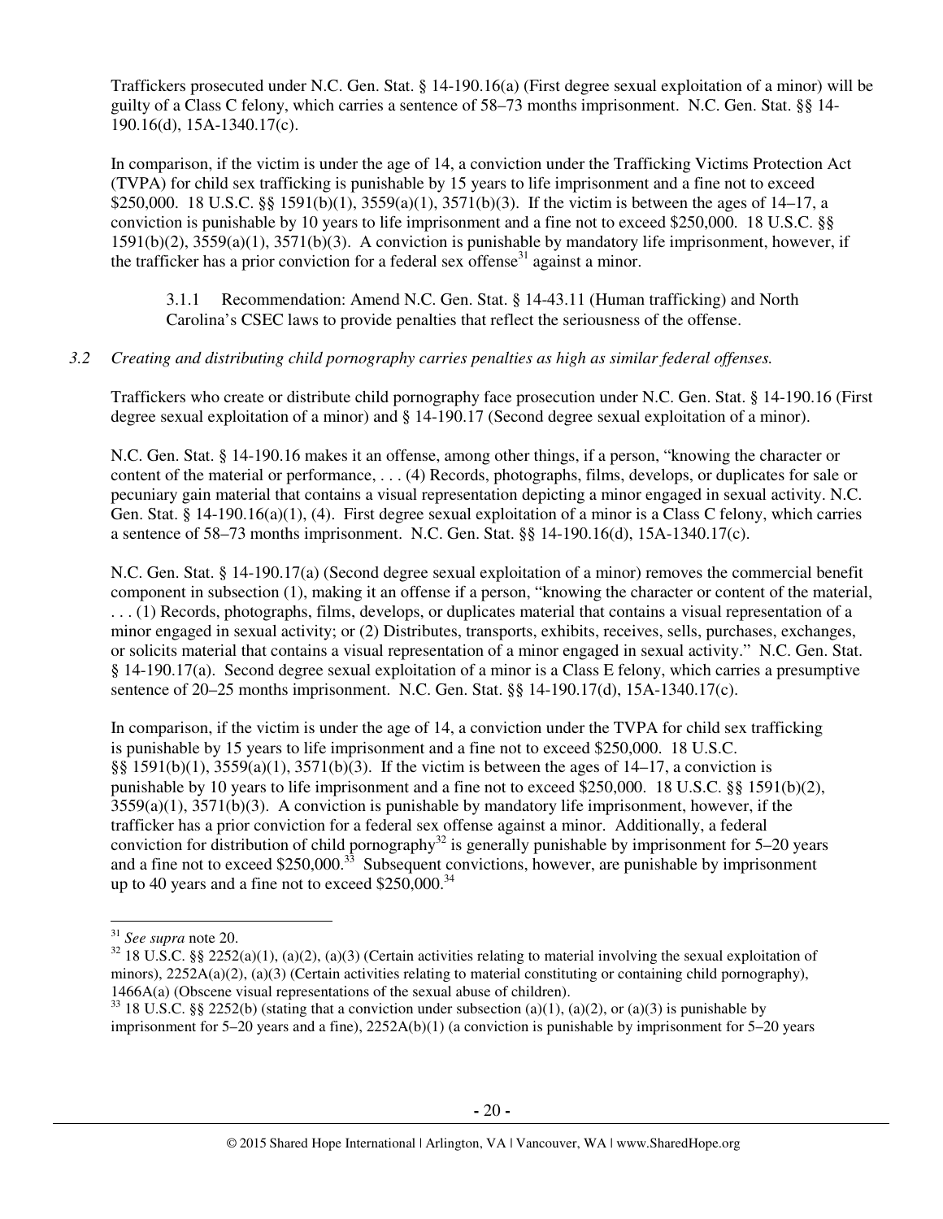Traffickers prosecuted under N.C. Gen. Stat. § 14-190.16(a) (First degree sexual exploitation of a minor) will be guilty of a Class C felony, which carries a sentence of 58–73 months imprisonment. N.C. Gen. Stat. §§ 14-190.16(d), 15A-1340.17(c).

In comparison, if the victim is under the age of 14, a conviction under the Trafficking Victims Protection Act (TVPA) for child sex trafficking is punishable by 15 years to life imprisonment and a fine not to exceed $250,000. 18 U.S.C. §§ 1591(b)(1), 3559(a)(1), 3571(b)(3). If the victim is between the ages of 14–17, a conviction is punishable by 10 years to life imprisonment and a fine not to exceed $250,000. 18 U.S.C. §§ 1591(b)(2), 3559(a)(1), 3571(b)(3). A conviction is punishable by mandatory life imprisonment, however, if the trafficker has a prior conviction for a federal sex offense[31] against a minor.

> 3.1.1 Recommendation: Amend N.C. Gen. Stat. § 14-43.11 (Human trafficking) and North Carolina's CSEC laws to provide penalties that reflect the seriousness of the offense.

*3.2 Creating and distributing child pornography carries penalties as high as similar federal offenses.*

Traffickers who create or distribute child pornography face prosecution under N.C. Gen. Stat. § 14-190.16 (First degree sexual exploitation of a minor) and § 14-190.17 (Second degree sexual exploitation of a minor).

N.C. Gen. Stat. § 14-190.16 makes it an offense, among other things, if a person, "knowing the character or content of the material or performance, . . . (4) Records, photographs, films, develops, or duplicates for sale or pecuniary gain material that contains a visual representation depicting a minor engaged in sexual activity. N.C. Gen. Stat. § 14-190.16(a)(1), (4). First degree sexual exploitation of a minor is a Class C felony, which carries a sentence of 58–73 months imprisonment. N.C. Gen. Stat. §§ 14-190.16(d), 15A-1340.17(c).

N.C. Gen. Stat. § 14-190.17(a) (Second degree sexual exploitation of a minor) removes the commercial benefit component in subsection (1), making it an offense if a person, "knowing the character or content of the material, . . . (1) Records, photographs, films, develops, or duplicates material that contains a visual representation of a minor engaged in sexual activity; or (2) Distributes, transports, exhibits, receives, sells, purchases, exchanges, or solicits material that contains a visual representation of a minor engaged in sexual activity." N.C. Gen. Stat. § 14-190.17(a). Second degree sexual exploitation of a minor is a Class E felony, which carries a presumptive sentence of 20–25 months imprisonment. N.C. Gen. Stat. §§ 14-190.17(d), 15A-1340.17(c).

In comparison, if the victim is under the age of 14, a conviction under the TVPA for child sex trafficking is punishable by 15 years to life imprisonment and a fine not to exceed $250,000. 18 U.S.C. §§ 1591(b)(1), 3559(a)(1), 3571(b)(3). If the victim is between the ages of 14–17, a conviction is punishable by 10 years to life imprisonment and a fine not to exceed $250,000. 18 U.S.C. §§ 1591(b)(2), 3559(a)(1), 3571(b)(3). A conviction is punishable by mandatory life imprisonment, however, if the trafficker has a prior conviction for a federal sex offense against a minor. Additionally, a federal conviction for distribution of child pornography[32] is generally punishable by imprisonment for 5–20 years and a fine not to exceed $250,000.[33] Subsequent convictions, however, are punishable by imprisonment up to 40 years and a fine not to exceed $250,000.[34]

---

[31] *See supra* note 20.

[32] 18 U.S.C. §§ 2252(a)(1), (a)(2), (a)(3) (Certain activities relating to material involving the sexual exploitation of minors), 2252A(a)(2), (a)(3) (Certain activities relating to material constituting or containing child pornography), 1466A(a) (Obscene visual representations of the sexual abuse of children).

[33] 18 U.S.C. §§ 2252(b) (stating that a conviction under subsection (a)(1), (a)(2), or (a)(3) is punishable by imprisonment for 5–20 years and a fine), 2252A(b)(1) (a conviction is punishable by imprisonment for 5–20 years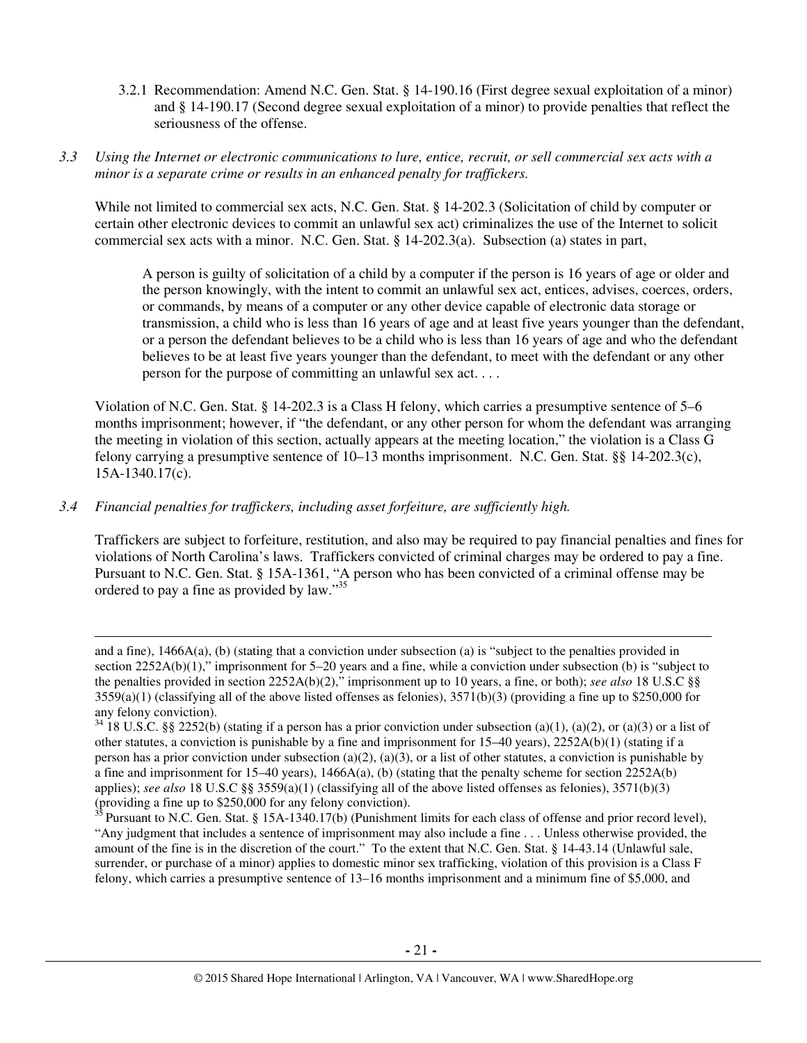3.2.1 Recommendation: Amend N.C. Gen. Stat. § 14-190.16 (First degree sexual exploitation of a minor) and § 14-190.17 (Second degree sexual exploitation of a minor) to provide penalties that reflect the seriousness of the offense.

*3.3 Using the Internet or electronic communications to lure, entice, recruit, or sell commercial sex acts with a minor is a separate crime or results in an enhanced penalty for traffickers.*

While not limited to commercial sex acts, N.C. Gen. Stat. § 14-202.3 (Solicitation of child by computer or certain other electronic devices to commit an unlawful sex act) criminalizes the use of the Internet to solicit commercial sex acts with a minor. N.C. Gen. Stat. § 14-202.3(a). Subsection (a) states in part,

> A person is guilty of solicitation of a child by a computer if the person is 16 years of age or older and the person knowingly, with the intent to commit an unlawful sex act, entices, advises, coerces, orders, or commands, by means of a computer or any other device capable of electronic data storage or transmission, a child who is less than 16 years of age and at least five years younger than the defendant, or a person the defendant believes to be a child who is less than 16 years of age and who the defendant believes to be at least five years younger than the defendant, to meet with the defendant or any other person for the purpose of committing an unlawful sex act. . . .

Violation of N.C. Gen. Stat. § 14-202.3 is a Class H felony, which carries a presumptive sentence of 5–6 months imprisonment; however, if "the defendant, or any other person for whom the defendant was arranging the meeting in violation of this section, actually appears at the meeting location," the violation is a Class G felony carrying a presumptive sentence of 10–13 months imprisonment. N.C. Gen. Stat. §§ 14-202.3(c), 15A-1340.17(c).

*3.4 Financial penalties for traffickers, including asset forfeiture, are sufficiently high.*

Traffickers are subject to forfeiture, restitution, and also may be required to pay financial penalties and fines for violations of North Carolina's laws. Traffickers convicted of criminal charges may be ordered to pay a fine. Pursuant to N.C. Gen. Stat. § 15A-1361, "A person who has been convicted of a criminal offense may be ordered to pay a fine as provided by law."[35]

---

and a fine), 1466A(a), (b) (stating that a conviction under subsection (a) is "subject to the penalties provided in section 2252A(b)(1)," imprisonment for 5–20 years and a fine, while a conviction under subsection (b) is "subject to the penalties provided in section 2252A(b)(2)," imprisonment up to 10 years, a fine, or both); *see also* 18 U.S.C §§ 3559(a)(1) (classifying all of the above listed offenses as felonies), 3571(b)(3) (providing a fine up to $250,000 for any felony conviction).

[34] 18 U.S.C. §§ 2252(b) (stating if a person has a prior conviction under subsection (a)(1), (a)(2), or (a)(3) or a list of other statutes, a conviction is punishable by a fine and imprisonment for 15–40 years), 2252A(b)(1) (stating if a person has a prior conviction under subsection (a)(2), (a)(3), or a list of other statutes, a conviction is punishable by a fine and imprisonment for 15–40 years), 1466A(a), (b) (stating that the penalty scheme for section 2252A(b) applies); *see also* 18 U.S.C §§ 3559(a)(1) (classifying all of the above listed offenses as felonies), 3571(b)(3) (providing a fine up to $250,000 for any felony conviction).

[35] Pursuant to N.C. Gen. Stat. § 15A-1340.17(b) (Punishment limits for each class of offense and prior record level), "Any judgment that includes a sentence of imprisonment may also include a fine . . . Unless otherwise provided, the amount of the fine is in the discretion of the court." To the extent that N.C. Gen. Stat. § 14-43.14 (Unlawful sale, surrender, or purchase of a minor) applies to domestic minor sex trafficking, violation of this provision is a Class F felony, which carries a presumptive sentence of 13–16 months imprisonment and a minimum fine of $5,000, and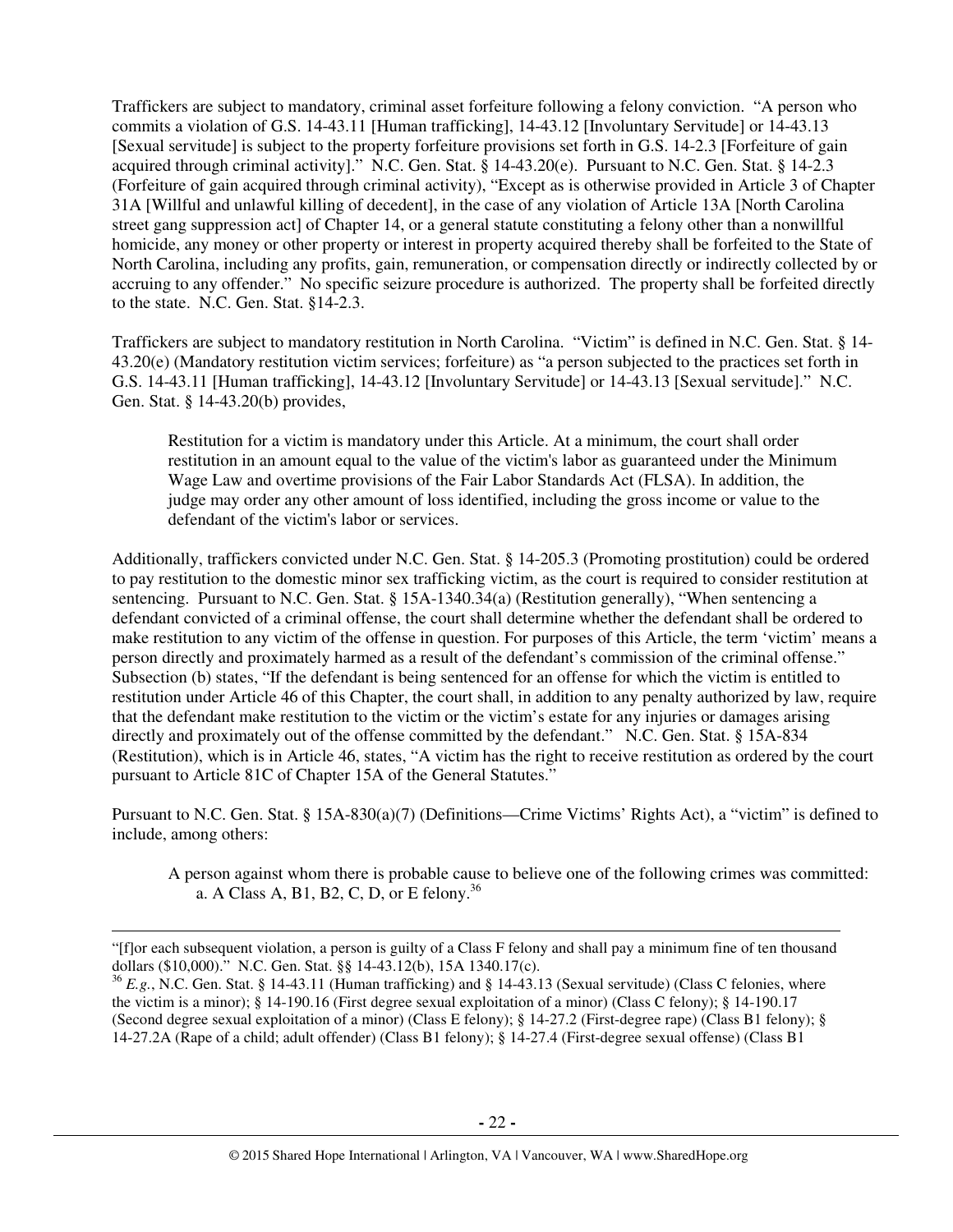Traffickers are subject to mandatory, criminal asset forfeiture following a felony conviction. "A person who commits a violation of G.S. 14-43.11 [Human trafficking], 14-43.12 [Involuntary Servitude] or 14-43.13 [Sexual servitude] is subject to the property forfeiture provisions set forth in G.S. 14-2.3 [Forfeiture of gain acquired through criminal activity]." N.C. Gen. Stat. § 14-43.20(e). Pursuant to N.C. Gen. Stat. § 14-2.3 (Forfeiture of gain acquired through criminal activity), "Except as is otherwise provided in Article 3 of Chapter 31A [Willful and unlawful killing of decedent], in the case of any violation of Article 13A [North Carolina street gang suppression act] of Chapter 14, or a general statute constituting a felony other than a nonwillful homicide, any money or other property or interest in property acquired thereby shall be forfeited to the State of North Carolina, including any profits, gain, remuneration, or compensation directly or indirectly collected by or accruing to any offender." No specific seizure procedure is authorized. The property shall be forfeited directly to the state. N.C. Gen. Stat. §14-2.3.

Traffickers are subject to mandatory restitution in North Carolina. "Victim" is defined in N.C. Gen. Stat. § 14-43.20(e) (Mandatory restitution victim services; forfeiture) as "a person subjected to the practices set forth in G.S. 14-43.11 [Human trafficking], 14-43.12 [Involuntary Servitude] or 14-43.13 [Sexual servitude]." N.C. Gen. Stat. § 14-43.20(b) provides,

> Restitution for a victim is mandatory under this Article. At a minimum, the court shall order restitution in an amount equal to the value of the victim's labor as guaranteed under the Minimum Wage Law and overtime provisions of the Fair Labor Standards Act (FLSA). In addition, the judge may order any other amount of loss identified, including the gross income or value to the defendant of the victim's labor or services.

Additionally, traffickers convicted under N.C. Gen. Stat. § 14-205.3 (Promoting prostitution) could be ordered to pay restitution to the domestic minor sex trafficking victim, as the court is required to consider restitution at sentencing. Pursuant to N.C. Gen. Stat. § 15A-1340.34(a) (Restitution generally), "When sentencing a defendant convicted of a criminal offense, the court shall determine whether the defendant shall be ordered to make restitution to any victim of the offense in question. For purposes of this Article, the term 'victim' means a person directly and proximately harmed as a result of the defendant's commission of the criminal offense." Subsection (b) states, "If the defendant is being sentenced for an offense for which the victim is entitled to restitution under Article 46 of this Chapter, the court shall, in addition to any penalty authorized by law, require that the defendant make restitution to the victim or the victim's estate for any injuries or damages arising directly and proximately out of the offense committed by the defendant." N.C. Gen. Stat. § 15A-834 (Restitution), which is in Article 46, states, "A victim has the right to receive restitution as ordered by the court pursuant to Article 81C of Chapter 15A of the General Statutes."

Pursuant to N.C. Gen. Stat. § 15A-830(a)(7) (Definitions—Crime Victims' Rights Act), a "victim" is defined to include, among others:

> A person against whom there is probable cause to believe one of the following crimes was committed:
> a. A Class A, B1, B2, C, D, or E felony.[36]

---

"[f]or each subsequent violation, a person is guilty of a Class F felony and shall pay a minimum fine of ten thousand dollars ($10,000)." N.C. Gen. Stat. §§ 14-43.12(b), 15A 1340.17(c).

[36] *E.g.*, N.C. Gen. Stat. § 14-43.11 (Human trafficking) and § 14-43.13 (Sexual servitude) (Class C felonies, where the victim is a minor); § 14-190.16 (First degree sexual exploitation of a minor) (Class C felony); § 14-190.17 (Second degree sexual exploitation of a minor) (Class E felony); § 14-27.2 (First-degree rape) (Class B1 felony); § 14-27.2A (Rape of a child; adult offender) (Class B1 felony); § 14-27.4 (First-degree sexual offense) (Class B1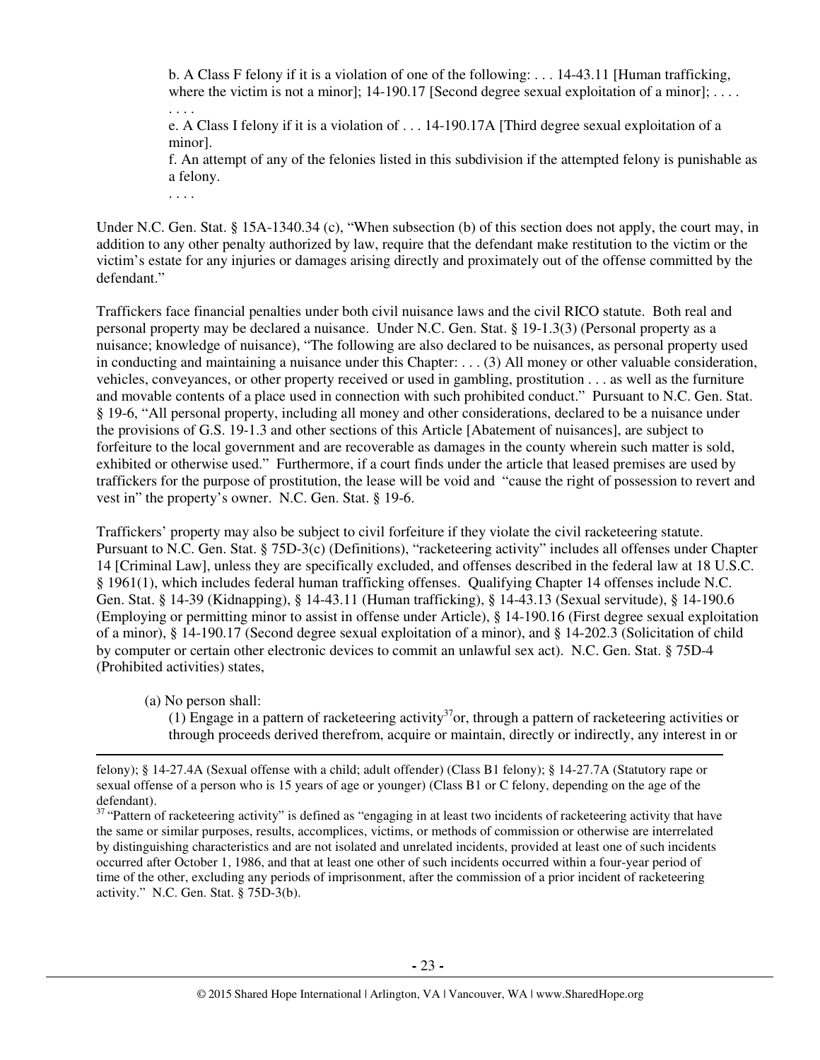b. A Class F felony if it is a violation of one of the following: . . . 14-43.11 [Human trafficking, where the victim is not a minor]; 14-190.17 [Second degree sexual exploitation of a minor]; . . . .

. . . .

e. A Class I felony if it is a violation of . . . 14-190.17A [Third degree sexual exploitation of a minor].

f. An attempt of any of the felonies listed in this subdivision if the attempted felony is punishable as a felony.

. . . .

Under N.C. Gen. Stat. § 15A-1340.34 (c), "When subsection (b) of this section does not apply, the court may, in addition to any other penalty authorized by law, require that the defendant make restitution to the victim or the victim's estate for any injuries or damages arising directly and proximately out of the offense committed by the defendant."

Traffickers face financial penalties under both civil nuisance laws and the civil RICO statute. Both real and personal property may be declared a nuisance. Under N.C. Gen. Stat. § 19-1.3(3) (Personal property as a nuisance; knowledge of nuisance), "The following are also declared to be nuisances, as personal property used in conducting and maintaining a nuisance under this Chapter: . . . (3) All money or other valuable consideration, vehicles, conveyances, or other property received or used in gambling, prostitution . . . as well as the furniture and movable contents of a place used in connection with such prohibited conduct." Pursuant to N.C. Gen. Stat. § 19-6, "All personal property, including all money and other considerations, declared to be a nuisance under the provisions of G.S. 19-1.3 and other sections of this Article [Abatement of nuisances], are subject to forfeiture to the local government and are recoverable as damages in the county wherein such matter is sold, exhibited or otherwise used." Furthermore, if a court finds under the article that leased premises are used by traffickers for the purpose of prostitution, the lease will be void and "cause the right of possession to revert and vest in" the property's owner. N.C. Gen. Stat. § 19-6.

Traffickers' property may also be subject to civil forfeiture if they violate the civil racketeering statute. Pursuant to N.C. Gen. Stat. § 75D-3(c) (Definitions), "racketeering activity" includes all offenses under Chapter 14 [Criminal Law], unless they are specifically excluded, and offenses described in the federal law at 18 U.S.C. § 1961(1), which includes federal human trafficking offenses. Qualifying Chapter 14 offenses include N.C. Gen. Stat. § 14-39 (Kidnapping), § 14-43.11 (Human trafficking), § 14-43.13 (Sexual servitude), § 14-190.6 (Employing or permitting minor to assist in offense under Article), § 14-190.16 (First degree sexual exploitation of a minor), § 14-190.17 (Second degree sexual exploitation of a minor), and § 14-202.3 (Solicitation of child by computer or certain other electronic devices to commit an unlawful sex act). N.C. Gen. Stat. § 75D-4 (Prohibited activities) states,

(a) No person shall:

(1) Engage in a pattern of racketeering activity[37] or, through a pattern of racketeering activities or through proceeds derived therefrom, acquire or maintain, directly or indirectly, any interest in or

---

felony); § 14-27.4A (Sexual offense with a child; adult offender) (Class B1 felony); § 14-27.7A (Statutory rape or sexual offense of a person who is 15 years of age or younger) (Class B1 or C felony, depending on the age of the defendant).

[37] "Pattern of racketeering activity" is defined as "engaging in at least two incidents of racketeering activity that have the same or similar purposes, results, accomplices, victims, or methods of commission or otherwise are interrelated by distinguishing characteristics and are not isolated and unrelated incidents, provided at least one of such incidents occurred after October 1, 1986, and that at least one other of such incidents occurred within a four-year period of time of the other, excluding any periods of imprisonment, after the commission of a prior incident of racketeering activity." N.C. Gen. Stat. § 75D-3(b).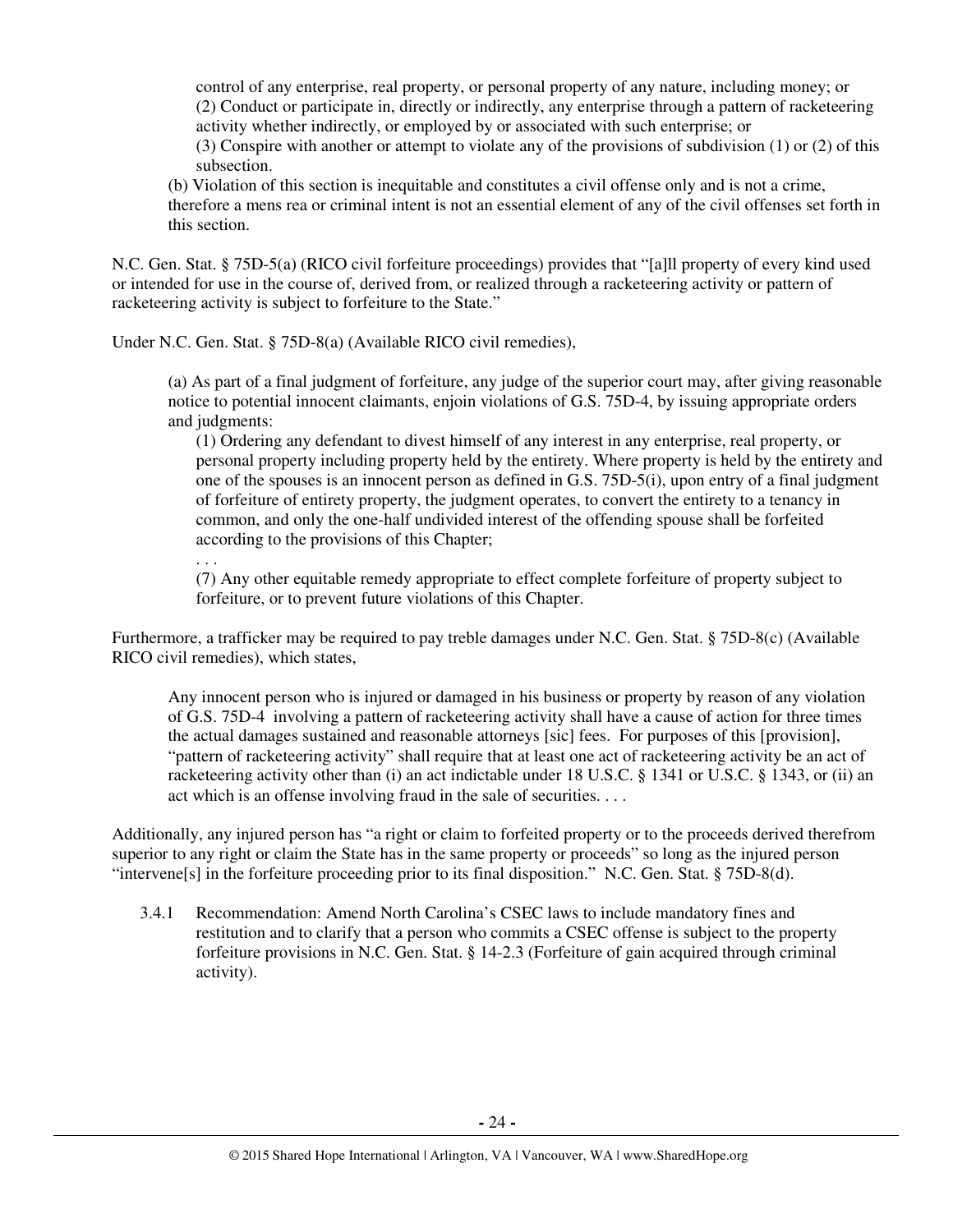> control of any enterprise, real property, or personal property of any nature, including money; or
> (2) Conduct or participate in, directly or indirectly, any enterprise through a pattern of racketeering activity whether indirectly, or employed by or associated with such enterprise; or
> (3) Conspire with another or attempt to violate any of the provisions of subdivision (1) or (2) of this subsection.
>
> (b) Violation of this section is inequitable and constitutes a civil offense only and is not a crime, therefore a mens rea or criminal intent is not an essential element of any of the civil offenses set forth in this section.

N.C. Gen. Stat. § 75D-5(a) (RICO civil forfeiture proceedings) provides that "[a]ll property of every kind used or intended for use in the course of, derived from, or realized through a racketeering activity or pattern of racketeering activity is subject to forfeiture to the State."

Under N.C. Gen. Stat. § 75D-8(a) (Available RICO civil remedies),

> (a) As part of a final judgment of forfeiture, any judge of the superior court may, after giving reasonable notice to potential innocent claimants, enjoin violations of G.S. 75D-4, by issuing appropriate orders and judgments:
>
> (1) Ordering any defendant to divest himself of any interest in any enterprise, real property, or personal property including property held by the entirety. Where property is held by the entirety and one of the spouses is an innocent person as defined in G.S. 75D-5(i), upon entry of a final judgment of forfeiture of entirety property, the judgment operates, to convert the entirety to a tenancy in common, and only the one-half undivided interest of the offending spouse shall be forfeited according to the provisions of this Chapter;
>
> . . .
>
> (7) Any other equitable remedy appropriate to effect complete forfeiture of property subject to forfeiture, or to prevent future violations of this Chapter.

Furthermore, a trafficker may be required to pay treble damages under N.C. Gen. Stat. § 75D-8(c) (Available RICO civil remedies), which states,

> Any innocent person who is injured or damaged in his business or property by reason of any violation of G.S. 75D-4 involving a pattern of racketeering activity shall have a cause of action for three times the actual damages sustained and reasonable attorneys [sic] fees. For purposes of this [provision], "pattern of racketeering activity" shall require that at least one act of racketeering activity be an act of racketeering activity other than (i) an act indictable under 18 U.S.C. § 1341 or U.S.C. § 1343, or (ii) an act which is an offense involving fraud in the sale of securities. . . .

Additionally, any injured person has "a right or claim to forfeited property or to the proceeds derived therefrom superior to any right or claim the State has in the same property or proceeds" so long as the injured person "intervene[s] in the forfeiture proceeding prior to its final disposition." N.C. Gen. Stat. § 75D-8(d).

3.4.1 Recommendation: Amend North Carolina's CSEC laws to include mandatory fines and restitution and to clarify that a person who commits a CSEC offense is subject to the property forfeiture provisions in N.C. Gen. Stat. § 14-2.3 (Forfeiture of gain acquired through criminal activity).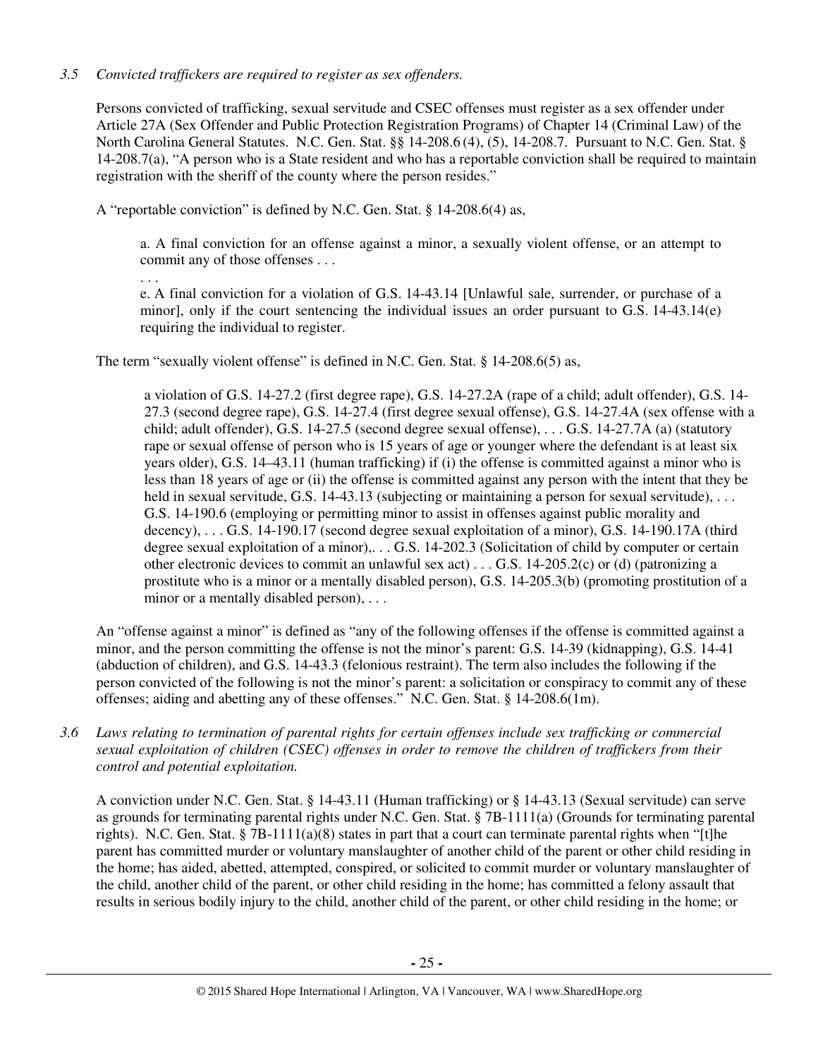*3.5 Convicted traffickers are required to register as sex offenders.*

Persons convicted of trafficking, sexual servitude and CSEC offenses must register as a sex offender under Article 27A (Sex Offender and Public Protection Registration Programs) of Chapter 14 (Criminal Law) of the North Carolina General Statutes. N.C. Gen. Stat. §§ 14-208.6 (4), (5), 14-208.7. Pursuant to N.C. Gen. Stat. § 14-208.7(a), "A person who is a State resident and who has a reportable conviction shall be required to maintain registration with the sheriff of the county where the person resides."

A "reportable conviction" is defined by N.C. Gen. Stat. § 14-208.6(4) as,

> a. A final conviction for an offense against a minor, a sexually violent offense, or an attempt to commit any of those offenses . . .
> . . .
> e. A final conviction for a violation of G.S. 14-43.14 [Unlawful sale, surrender, or purchase of a minor], only if the court sentencing the individual issues an order pursuant to G.S. 14-43.14(e) requiring the individual to register.

The term "sexually violent offense" is defined in N.C. Gen. Stat. § 14-208.6(5) as,

> a violation of G.S. 14-27.2 (first degree rape), G.S. 14-27.2A (rape of a child; adult offender), G.S. 14-27.3 (second degree rape), G.S. 14-27.4 (first degree sexual offense), G.S. 14-27.4A (sex offense with a child; adult offender), G.S. 14-27.5 (second degree sexual offense), . . . G.S. 14-27.7A (a) (statutory rape or sexual offense of person who is 15 years of age or younger where the defendant is at least six years older), G.S. 14–43.11 (human trafficking) if (i) the offense is committed against a minor who is less than 18 years of age or (ii) the offense is committed against any person with the intent that they be held in sexual servitude, G.S. 14-43.13 (subjecting or maintaining a person for sexual servitude), . . . G.S. 14-190.6 (employing or permitting minor to assist in offenses against public morality and decency), . . . G.S. 14-190.17 (second degree sexual exploitation of a minor), G.S. 14-190.17A (third degree sexual exploitation of a minor),. . . G.S. 14-202.3 (Solicitation of child by computer or certain other electronic devices to commit an unlawful sex act) . . . G.S. 14-205.2(c) or (d) (patronizing a prostitute who is a minor or a mentally disabled person), G.S. 14-205.3(b) (promoting prostitution of a minor or a mentally disabled person), . . .

An "offense against a minor" is defined as "any of the following offenses if the offense is committed against a minor, and the person committing the offense is not the minor's parent: G.S. 14-39 (kidnapping), G.S. 14-41 (abduction of children), and G.S. 14-43.3 (felonious restraint). The term also includes the following if the person convicted of the following is not the minor's parent: a solicitation or conspiracy to commit any of these offenses; aiding and abetting any of these offenses." N.C. Gen. Stat. § 14-208.6(1m).

*3.6 Laws relating to termination of parental rights for certain offenses include sex trafficking or commercial sexual exploitation of children (CSEC) offenses in order to remove the children of traffickers from their control and potential exploitation.*

A conviction under N.C. Gen. Stat. § 14-43.11 (Human trafficking) or § 14-43.13 (Sexual servitude) can serve as grounds for terminating parental rights under N.C. Gen. Stat. § 7B-1111(a) (Grounds for terminating parental rights). N.C. Gen. Stat. § 7B-1111(a)(8) states in part that a court can terminate parental rights when "[t]he parent has committed murder or voluntary manslaughter of another child of the parent or other child residing in the home; has aided, abetted, attempted, conspired, or solicited to commit murder or voluntary manslaughter of the child, another child of the parent, or other child residing in the home; has committed a felony assault that results in serious bodily injury to the child, another child of the parent, or other child residing in the home; or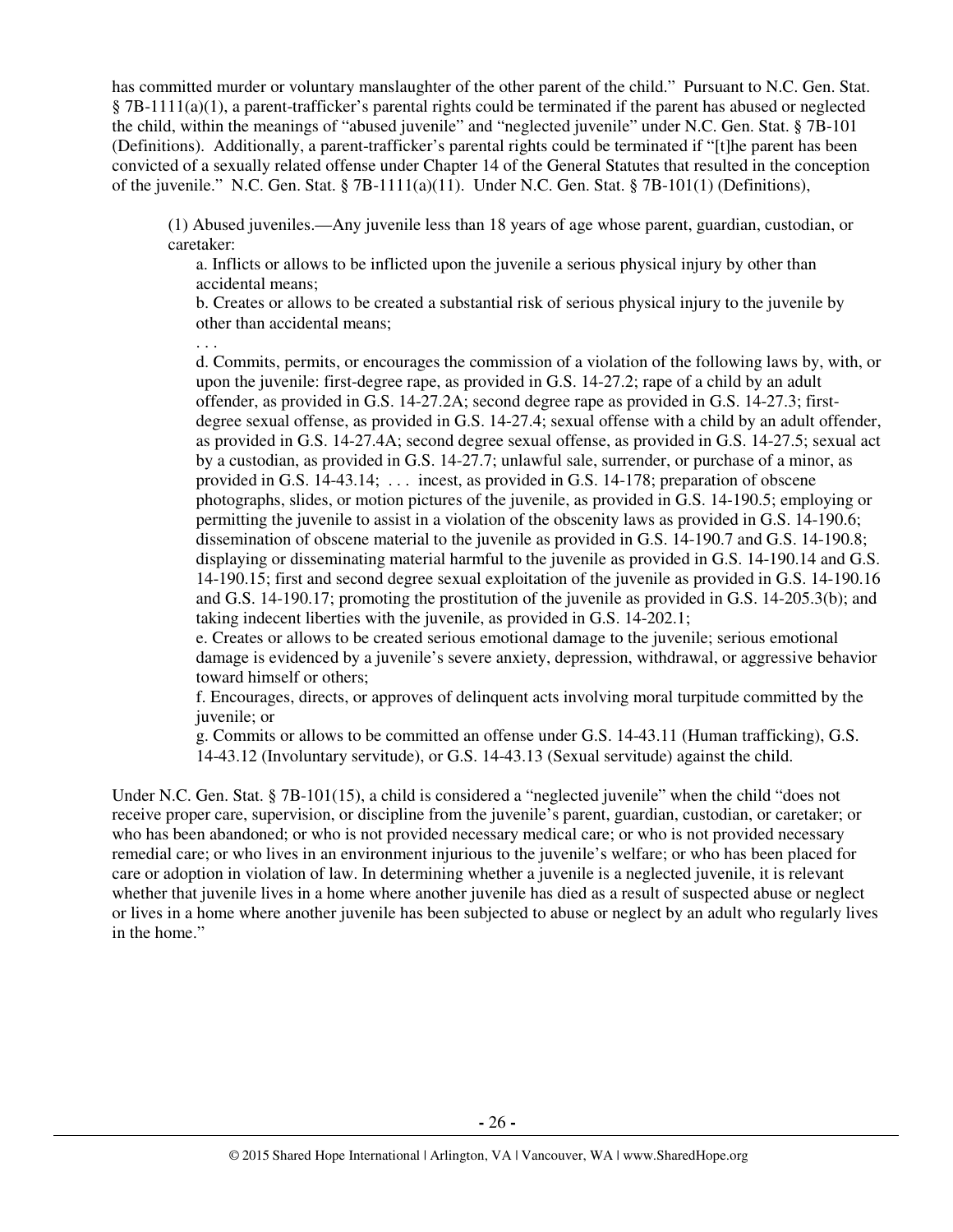has committed murder or voluntary manslaughter of the other parent of the child." Pursuant to N.C. Gen. Stat. § 7B-1111(a)(1), a parent-trafficker's parental rights could be terminated if the parent has abused or neglected the child, within the meanings of "abused juvenile" and "neglected juvenile" under N.C. Gen. Stat. § 7B-101 (Definitions). Additionally, a parent-trafficker's parental rights could be terminated if "[t]he parent has been convicted of a sexually related offense under Chapter 14 of the General Statutes that resulted in the conception of the juvenile." N.C. Gen. Stat. § 7B-1111(a)(11). Under N.C. Gen. Stat. § 7B-101(1) (Definitions),

> (1) Abused juveniles.—Any juvenile less than 18 years of age whose parent, guardian, custodian, or caretaker:
>
> a. Inflicts or allows to be inflicted upon the juvenile a serious physical injury by other than accidental means;
>
> b. Creates or allows to be created a substantial risk of serious physical injury to the juvenile by other than accidental means;
>
> . . .
>
> d. Commits, permits, or encourages the commission of a violation of the following laws by, with, or upon the juvenile: first-degree rape, as provided in G.S. 14-27.2; rape of a child by an adult offender, as provided in G.S. 14-27.2A; second degree rape as provided in G.S. 14-27.3; first-degree sexual offense, as provided in G.S. 14-27.4; sexual offense with a child by an adult offender, as provided in G.S. 14-27.4A; second degree sexual offense, as provided in G.S. 14-27.5; sexual act by a custodian, as provided in G.S. 14-27.7; unlawful sale, surrender, or purchase of a minor, as provided in G.S. 14-43.14; . . . incest, as provided in G.S. 14-178; preparation of obscene photographs, slides, or motion pictures of the juvenile, as provided in G.S. 14-190.5; employing or permitting the juvenile to assist in a violation of the obscenity laws as provided in G.S. 14-190.6; dissemination of obscene material to the juvenile as provided in G.S. 14-190.7 and G.S. 14-190.8; displaying or disseminating material harmful to the juvenile as provided in G.S. 14-190.14 and G.S. 14-190.15; first and second degree sexual exploitation of the juvenile as provided in G.S. 14-190.16 and G.S. 14-190.17; promoting the prostitution of the juvenile as provided in G.S. 14-205.3(b); and taking indecent liberties with the juvenile, as provided in G.S. 14-202.1;
>
> e. Creates or allows to be created serious emotional damage to the juvenile; serious emotional damage is evidenced by a juvenile's severe anxiety, depression, withdrawal, or aggressive behavior toward himself or others;
>
> f. Encourages, directs, or approves of delinquent acts involving moral turpitude committed by the juvenile; or
>
> g. Commits or allows to be committed an offense under G.S. 14-43.11 (Human trafficking), G.S. 14-43.12 (Involuntary servitude), or G.S. 14-43.13 (Sexual servitude) against the child.

Under N.C. Gen. Stat. § 7B-101(15), a child is considered a "neglected juvenile" when the child "does not receive proper care, supervision, or discipline from the juvenile's parent, guardian, custodian, or caretaker; or who has been abandoned; or who is not provided necessary medical care; or who is not provided necessary remedial care; or who lives in an environment injurious to the juvenile's welfare; or who has been placed for care or adoption in violation of law. In determining whether a juvenile is a neglected juvenile, it is relevant whether that juvenile lives in a home where another juvenile has died as a result of suspected abuse or neglect or lives in a home where another juvenile has been subjected to abuse or neglect by an adult who regularly lives in the home."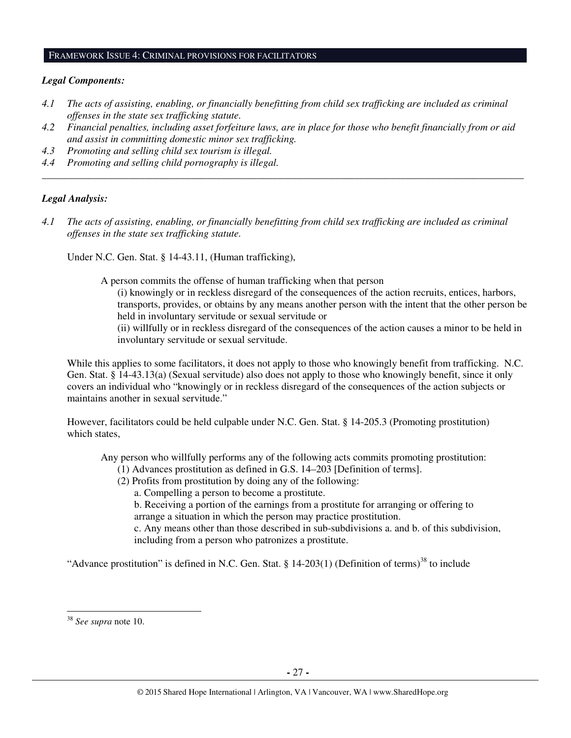## FRAMEWORK ISSUE 4: CRIMINAL PROVISIONS FOR FACILITATORS

***Legal Components:***

*4.1 The acts of assisting, enabling, or financially benefitting from child sex trafficking are included as criminal offenses in the state sex trafficking statute.*

*4.2 Financial penalties, including asset forfeiture laws, are in place for those who benefit financially from or aid and assist in committing domestic minor sex trafficking.*

*4.3 Promoting and selling child sex tourism is illegal.*

*4.4 Promoting and selling child pornography is illegal.*

---

***Legal Analysis:***

*4.1 The acts of assisting, enabling, or financially benefitting from child sex trafficking are included as criminal offenses in the state sex trafficking statute.*

Under N.C. Gen. Stat. § 14-43.11, (Human trafficking),

> A person commits the offense of human trafficking when that person
>
> (i) knowingly or in reckless disregard of the consequences of the action recruits, entices, harbors, transports, provides, or obtains by any means another person with the intent that the other person be held in involuntary servitude or sexual servitude or
>
> (ii) willfully or in reckless disregard of the consequences of the action causes a minor to be held in involuntary servitude or sexual servitude.

While this applies to some facilitators, it does not apply to those who knowingly benefit from trafficking. N.C. Gen. Stat. § 14-43.13(a) (Sexual servitude) also does not apply to those who knowingly benefit, since it only covers an individual who "knowingly or in reckless disregard of the consequences of the action subjects or maintains another in sexual servitude."

However, facilitators could be held culpable under N.C. Gen. Stat. § 14-205.3 (Promoting prostitution) which states,

> Any person who willfully performs any of the following acts commits promoting prostitution:
>
> (1) Advances prostitution as defined in G.S. 14–203 [Definition of terms].
>
> (2) Profits from prostitution by doing any of the following:
>
> a. Compelling a person to become a prostitute.
>
> b. Receiving a portion of the earnings from a prostitute for arranging or offering to arrange a situation in which the person may practice prostitution.
>
> c. Any means other than those described in sub-subdivisions a. and b. of this subdivision, including from a person who patronizes a prostitute.

"Advance prostitution" is defined in N.C. Gen. Stat. § 14-203(1) (Definition of terms)[38] to include

[38] *See supra* note 10.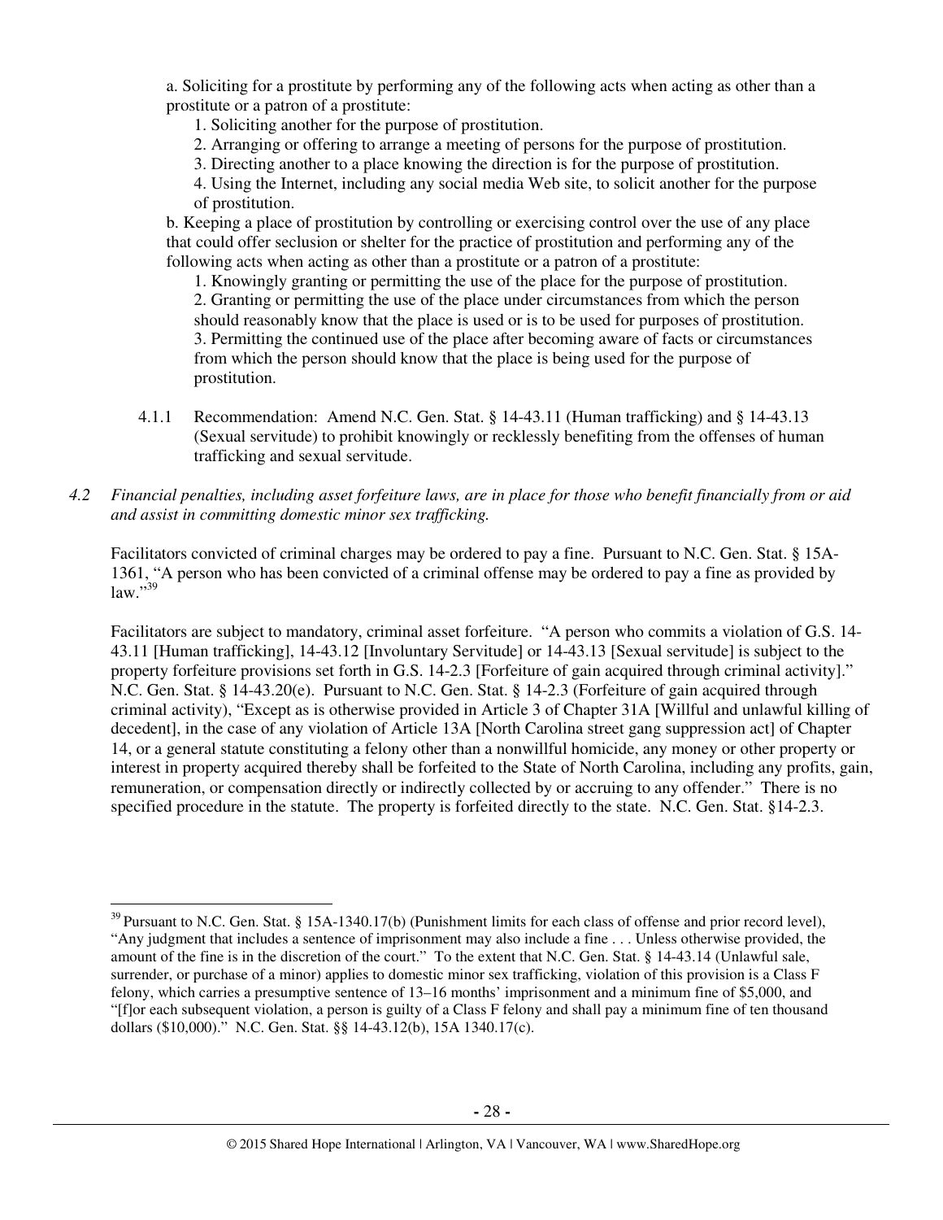a. Soliciting for a prostitute by performing any of the following acts when acting as other than a prostitute or a patron of a prostitute:

1. Soliciting another for the purpose of prostitution.
2. Arranging or offering to arrange a meeting of persons for the purpose of prostitution.
3. Directing another to a place knowing the direction is for the purpose of prostitution.
4. Using the Internet, including any social media Web site, to solicit another for the purpose of prostitution.

b. Keeping a place of prostitution by controlling or exercising control over the use of any place that could offer seclusion or shelter for the practice of prostitution and performing any of the following acts when acting as other than a prostitute or a patron of a prostitute:

1. Knowingly granting or permitting the use of the place for the purpose of prostitution.
2. Granting or permitting the use of the place under circumstances from which the person should reasonably know that the place is used or is to be used for purposes of prostitution.
3. Permitting the continued use of the place after becoming aware of facts or circumstances from which the person should know that the place is being used for the purpose of prostitution.

4.1.1 Recommendation: Amend N.C. Gen. Stat. § 14-43.11 (Human trafficking) and § 14-43.13 (Sexual servitude) to prohibit knowingly or recklessly benefiting from the offenses of human trafficking and sexual servitude.

*4.2 Financial penalties, including asset forfeiture laws, are in place for those who benefit financially from or aid and assist in committing domestic minor sex trafficking.*

Facilitators convicted of criminal charges may be ordered to pay a fine. Pursuant to N.C. Gen. Stat. § 15A-1361, "A person who has been convicted of a criminal offense may be ordered to pay a fine as provided by law."[39]

Facilitators are subject to mandatory, criminal asset forfeiture. "A person who commits a violation of G.S. 14-43.11 [Human trafficking], 14-43.12 [Involuntary Servitude] or 14-43.13 [Sexual servitude] is subject to the property forfeiture provisions set forth in G.S. 14-2.3 [Forfeiture of gain acquired through criminal activity]." N.C. Gen. Stat. § 14-43.20(e). Pursuant to N.C. Gen. Stat. § 14-2.3 (Forfeiture of gain acquired through criminal activity), "Except as is otherwise provided in Article 3 of Chapter 31A [Willful and unlawful killing of decedent], in the case of any violation of Article 13A [North Carolina street gang suppression act] of Chapter 14, or a general statute constituting a felony other than a nonwillful homicide, any money or other property or interest in property acquired thereby shall be forfeited to the State of North Carolina, including any profits, gain, remuneration, or compensation directly or indirectly collected by or accruing to any offender." There is no specified procedure in the statute. The property is forfeited directly to the state. N.C. Gen. Stat. §14-2.3.

---

[39] Pursuant to N.C. Gen. Stat. § 15A-1340.17(b) (Punishment limits for each class of offense and prior record level), "Any judgment that includes a sentence of imprisonment may also include a fine . . . Unless otherwise provided, the amount of the fine is in the discretion of the court." To the extent that N.C. Gen. Stat. § 14-43.14 (Unlawful sale, surrender, or purchase of a minor) applies to domestic minor sex trafficking, violation of this provision is a Class F felony, which carries a presumptive sentence of 13–16 months' imprisonment and a minimum fine of $5,000, and "[f]or each subsequent violation, a person is guilty of a Class F felony and shall pay a minimum fine of ten thousand dollars ($10,000)." N.C. Gen. Stat. §§ 14-43.12(b), 15A 1340.17(c).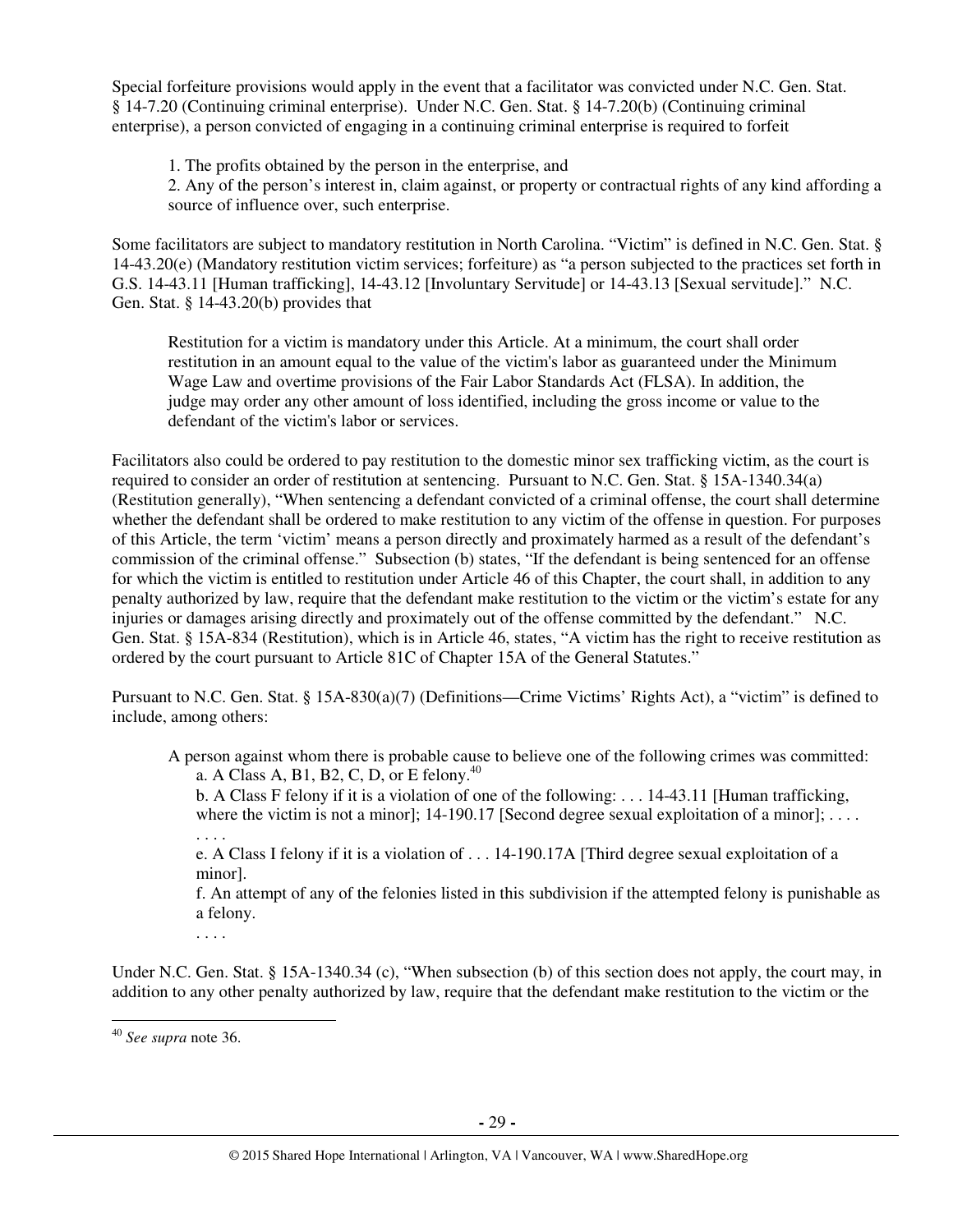Special forfeiture provisions would apply in the event that a facilitator was convicted under N.C. Gen. Stat. § 14-7.20 (Continuing criminal enterprise). Under N.C. Gen. Stat. § 14-7.20(b) (Continuing criminal enterprise), a person convicted of engaging in a continuing criminal enterprise is required to forfeit

> 1. The profits obtained by the person in the enterprise, and
> 2. Any of the person's interest in, claim against, or property or contractual rights of any kind affording a source of influence over, such enterprise.

Some facilitators are subject to mandatory restitution in North Carolina. "Victim" is defined in N.C. Gen. Stat. § 14-43.20(e) (Mandatory restitution victim services; forfeiture) as "a person subjected to the practices set forth in G.S. 14-43.11 [Human trafficking], 14-43.12 [Involuntary Servitude] or 14-43.13 [Sexual servitude]." N.C. Gen. Stat. § 14-43.20(b) provides that

> Restitution for a victim is mandatory under this Article. At a minimum, the court shall order restitution in an amount equal to the value of the victim's labor as guaranteed under the Minimum Wage Law and overtime provisions of the Fair Labor Standards Act (FLSA). In addition, the judge may order any other amount of loss identified, including the gross income or value to the defendant of the victim's labor or services.

Facilitators also could be ordered to pay restitution to the domestic minor sex trafficking victim, as the court is required to consider an order of restitution at sentencing. Pursuant to N.C. Gen. Stat. § 15A-1340.34(a) (Restitution generally), "When sentencing a defendant convicted of a criminal offense, the court shall determine whether the defendant shall be ordered to make restitution to any victim of the offense in question. For purposes of this Article, the term 'victim' means a person directly and proximately harmed as a result of the defendant's commission of the criminal offense." Subsection (b) states, "If the defendant is being sentenced for an offense for which the victim is entitled to restitution under Article 46 of this Chapter, the court shall, in addition to any penalty authorized by law, require that the defendant make restitution to the victim or the victim's estate for any injuries or damages arising directly and proximately out of the offense committed by the defendant." N.C. Gen. Stat. § 15A-834 (Restitution), which is in Article 46, states, "A victim has the right to receive restitution as ordered by the court pursuant to Article 81C of Chapter 15A of the General Statutes."

Pursuant to N.C. Gen. Stat. § 15A-830(a)(7) (Definitions—Crime Victims' Rights Act), a "victim" is defined to include, among others:

> A person against whom there is probable cause to believe one of the following crimes was committed:
>
> a. A Class A, B1, B2, C, D, or E felony.[40]
>
> b. A Class F felony if it is a violation of one of the following: . . . 14-43.11 [Human trafficking, where the victim is not a minor]; 14-190.17 [Second degree sexual exploitation of a minor]; . . . .
>
> . . . .
>
> e. A Class I felony if it is a violation of . . . 14-190.17A [Third degree sexual exploitation of a minor].
>
> f. An attempt of any of the felonies listed in this subdivision if the attempted felony is punishable as a felony.
>
> . . . .

Under N.C. Gen. Stat. § 15A-1340.34 (c), "When subsection (b) of this section does not apply, the court may, in addition to any other penalty authorized by law, require that the defendant make restitution to the victim or the

[40] *See supra* note 36.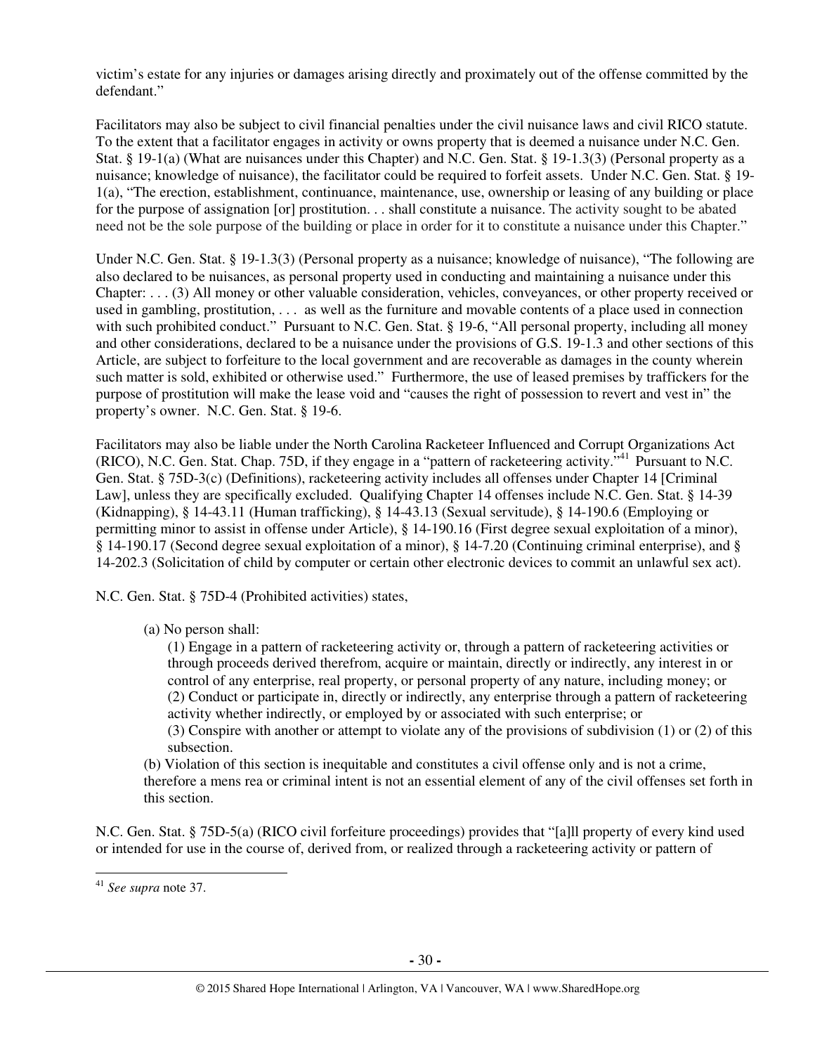victim's estate for any injuries or damages arising directly and proximately out of the offense committed by the defendant."

Facilitators may also be subject to civil financial penalties under the civil nuisance laws and civil RICO statute. To the extent that a facilitator engages in activity or owns property that is deemed a nuisance under N.C. Gen. Stat. § 19-1(a) (What are nuisances under this Chapter) and N.C. Gen. Stat. § 19-1.3(3) (Personal property as a nuisance; knowledge of nuisance), the facilitator could be required to forfeit assets. Under N.C. Gen. Stat. § 19-1(a), "The erection, establishment, continuance, maintenance, use, ownership or leasing of any building or place for the purpose of assignation [or] prostitution. . . shall constitute a nuisance. The activity sought to be abated need not be the sole purpose of the building or place in order for it to constitute a nuisance under this Chapter."

Under N.C. Gen. Stat. § 19-1.3(3) (Personal property as a nuisance; knowledge of nuisance), "The following are also declared to be nuisances, as personal property used in conducting and maintaining a nuisance under this Chapter: . . . (3) All money or other valuable consideration, vehicles, conveyances, or other property received or used in gambling, prostitution, . . . as well as the furniture and movable contents of a place used in connection with such prohibited conduct." Pursuant to N.C. Gen. Stat. § 19-6, "All personal property, including all money and other considerations, declared to be a nuisance under the provisions of G.S. 19-1.3 and other sections of this Article, are subject to forfeiture to the local government and are recoverable as damages in the county wherein such matter is sold, exhibited or otherwise used." Furthermore, the use of leased premises by traffickers for the purpose of prostitution will make the lease void and "causes the right of possession to revert and vest in" the property's owner. N.C. Gen. Stat. § 19-6.

Facilitators may also be liable under the North Carolina Racketeer Influenced and Corrupt Organizations Act (RICO), N.C. Gen. Stat. Chap. 75D, if they engage in a "pattern of racketeering activity."[41] Pursuant to N.C. Gen. Stat. § 75D-3(c) (Definitions), racketeering activity includes all offenses under Chapter 14 [Criminal Law], unless they are specifically excluded. Qualifying Chapter 14 offenses include N.C. Gen. Stat. § 14-39 (Kidnapping), § 14-43.11 (Human trafficking), § 14-43.13 (Sexual servitude), § 14-190.6 (Employing or permitting minor to assist in offense under Article), § 14-190.16 (First degree sexual exploitation of a minor), § 14-190.17 (Second degree sexual exploitation of a minor), § 14-7.20 (Continuing criminal enterprise), and § 14-202.3 (Solicitation of child by computer or certain other electronic devices to commit an unlawful sex act).

N.C. Gen. Stat. § 75D-4 (Prohibited activities) states,

> (a) No person shall:
>
> (1) Engage in a pattern of racketeering activity or, through a pattern of racketeering activities or through proceeds derived therefrom, acquire or maintain, directly or indirectly, any interest in or control of any enterprise, real property, or personal property of any nature, including money; or
> (2) Conduct or participate in, directly or indirectly, any enterprise through a pattern of racketeering activity whether indirectly, or employed by or associated with such enterprise; or
> (3) Conspire with another or attempt to violate any of the provisions of subdivision (1) or (2) of this subsection.
>
> (b) Violation of this section is inequitable and constitutes a civil offense only and is not a crime, therefore a mens rea or criminal intent is not an essential element of any of the civil offenses set forth in this section.

N.C. Gen. Stat. § 75D-5(a) (RICO civil forfeiture proceedings) provides that "[a]ll property of every kind used or intended for use in the course of, derived from, or realized through a racketeering activity or pattern of

---

[41] *See supra* note 37.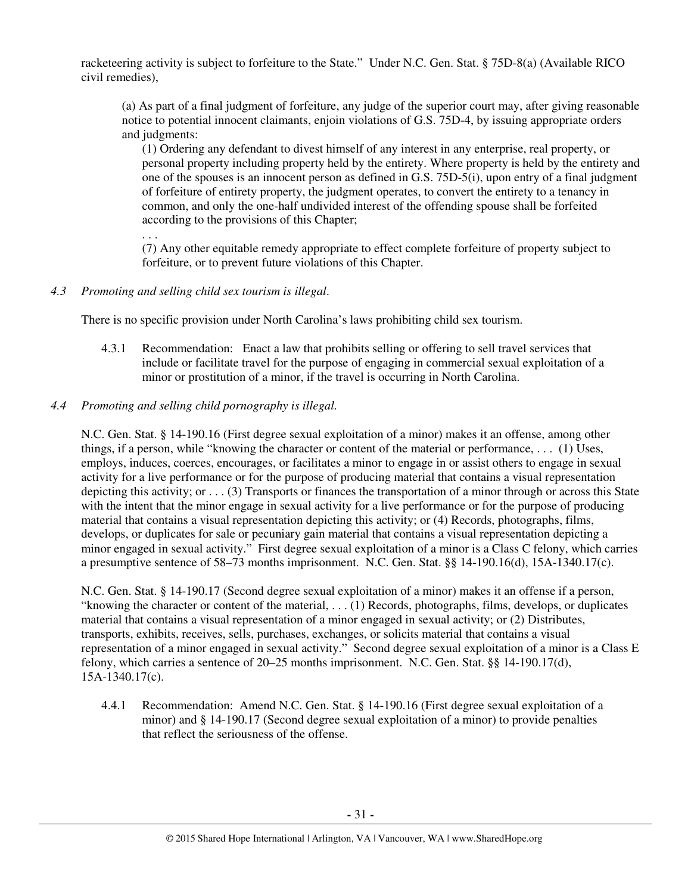racketeering activity is subject to forfeiture to the State." Under N.C. Gen. Stat. § 75D-8(a) (Available RICO civil remedies),

> (a) As part of a final judgment of forfeiture, any judge of the superior court may, after giving reasonable notice to potential innocent claimants, enjoin violations of G.S. 75D-4, by issuing appropriate orders and judgments:
>
> (1) Ordering any defendant to divest himself of any interest in any enterprise, real property, or personal property including property held by the entirety. Where property is held by the entirety and one of the spouses is an innocent person as defined in G.S. 75D-5(i), upon entry of a final judgment of forfeiture of entirety property, the judgment operates, to convert the entirety to a tenancy in common, and only the one-half undivided interest of the offending spouse shall be forfeited according to the provisions of this Chapter;
>
> . . .
>
> (7) Any other equitable remedy appropriate to effect complete forfeiture of property subject to forfeiture, or to prevent future violations of this Chapter.

*4.3 Promoting and selling child sex tourism is illegal.*

There is no specific provision under North Carolina's laws prohibiting child sex tourism.

4.3.1 Recommendation: Enact a law that prohibits selling or offering to sell travel services that include or facilitate travel for the purpose of engaging in commercial sexual exploitation of a minor or prostitution of a minor, if the travel is occurring in North Carolina.

*4.4 Promoting and selling child pornography is illegal.*

N.C. Gen. Stat. § 14-190.16 (First degree sexual exploitation of a minor) makes it an offense, among other things, if a person, while "knowing the character or content of the material or performance, . . . (1) Uses, employs, induces, coerces, encourages, or facilitates a minor to engage in or assist others to engage in sexual activity for a live performance or for the purpose of producing material that contains a visual representation depicting this activity; or . . . (3) Transports or finances the transportation of a minor through or across this State with the intent that the minor engage in sexual activity for a live performance or for the purpose of producing material that contains a visual representation depicting this activity; or (4) Records, photographs, films, develops, or duplicates for sale or pecuniary gain material that contains a visual representation depicting a minor engaged in sexual activity." First degree sexual exploitation of a minor is a Class C felony, which carries a presumptive sentence of 58–73 months imprisonment. N.C. Gen. Stat. §§ 14-190.16(d), 15A-1340.17(c).

N.C. Gen. Stat. § 14-190.17 (Second degree sexual exploitation of a minor) makes it an offense if a person, "knowing the character or content of the material, . . . (1) Records, photographs, films, develops, or duplicates material that contains a visual representation of a minor engaged in sexual activity; or (2) Distributes, transports, exhibits, receives, sells, purchases, exchanges, or solicits material that contains a visual representation of a minor engaged in sexual activity." Second degree sexual exploitation of a minor is a Class E felony, which carries a sentence of 20–25 months imprisonment. N.C. Gen. Stat. §§ 14-190.17(d), 15A-1340.17(c).

4.4.1 Recommendation: Amend N.C. Gen. Stat. § 14-190.16 (First degree sexual exploitation of a minor) and § 14-190.17 (Second degree sexual exploitation of a minor) to provide penalties that reflect the seriousness of the offense.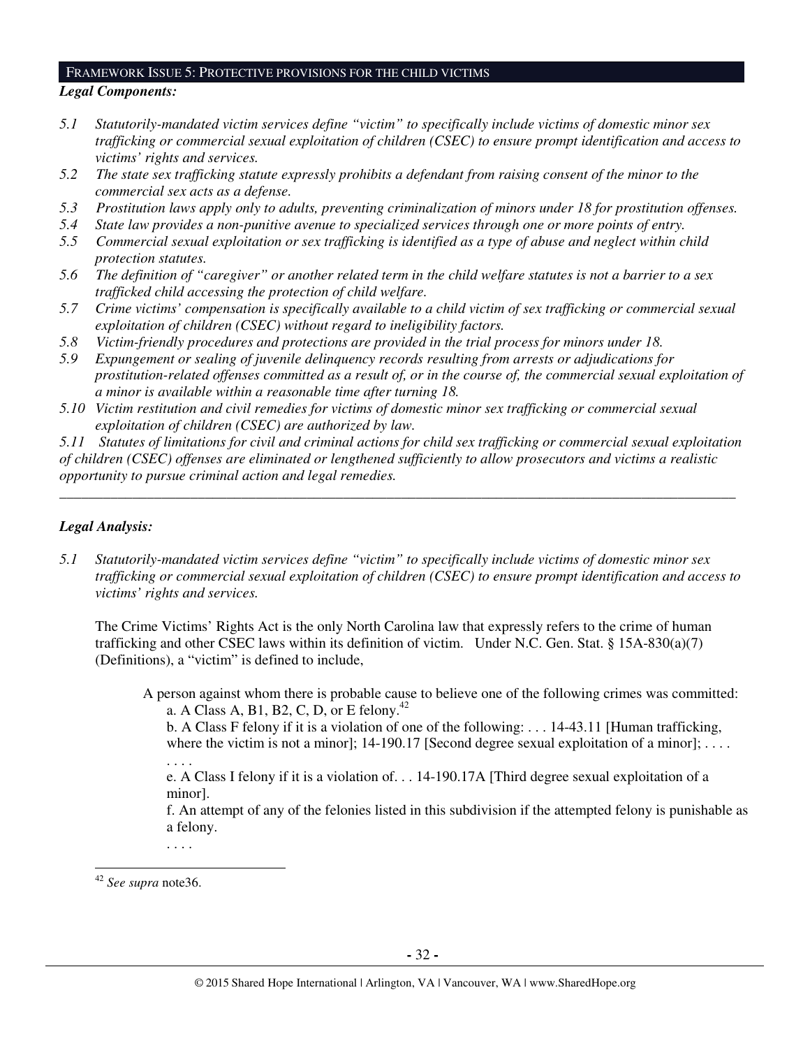## FRAMEWORK ISSUE 5: PROTECTIVE PROVISIONS FOR THE CHILD VICTIMS

***Legal Components:***

*5.1 Statutorily-mandated victim services define "victim" to specifically include victims of domestic minor sex trafficking or commercial sexual exploitation of children (CSEC) to ensure prompt identification and access to victims' rights and services.*

*5.2 The state sex trafficking statute expressly prohibits a defendant from raising consent of the minor to the commercial sex acts as a defense.*

*5.3 Prostitution laws apply only to adults, preventing criminalization of minors under 18 for prostitution offenses.*

*5.4 State law provides a non-punitive avenue to specialized services through one or more points of entry.*

*5.5 Commercial sexual exploitation or sex trafficking is identified as a type of abuse and neglect within child protection statutes.*

*5.6 The definition of "caregiver" or another related term in the child welfare statutes is not a barrier to a sex trafficked child accessing the protection of child welfare.*

*5.7 Crime victims' compensation is specifically available to a child victim of sex trafficking or commercial sexual exploitation of children (CSEC) without regard to ineligibility factors.*

*5.8 Victim-friendly procedures and protections are provided in the trial process for minors under 18.*

*5.9 Expungement or sealing of juvenile delinquency records resulting from arrests or adjudications for prostitution-related offenses committed as a result of, or in the course of, the commercial sexual exploitation of a minor is available within a reasonable time after turning 18.*

*5.10 Victim restitution and civil remedies for victims of domestic minor sex trafficking or commercial sexual exploitation of children (CSEC) are authorized by law.*

*5.11 Statutes of limitations for civil and criminal actions for child sex trafficking or commercial sexual exploitation of children (CSEC) offenses are eliminated or lengthened sufficiently to allow prosecutors and victims a realistic opportunity to pursue criminal action and legal remedies.*

---

***Legal Analysis:***

*5.1 Statutorily-mandated victim services define "victim" to specifically include victims of domestic minor sex trafficking or commercial sexual exploitation of children (CSEC) to ensure prompt identification and access to victims' rights and services.*

The Crime Victims' Rights Act is the only North Carolina law that expressly refers to the crime of human trafficking and other CSEC laws within its definition of victim. Under N.C. Gen. Stat. § 15A-830(a)(7) (Definitions), a "victim" is defined to include,

> A person against whom there is probable cause to believe one of the following crimes was committed:
>
> a. A Class A, B1, B2, C, D, or E felony.[42]
>
> b. A Class F felony if it is a violation of one of the following: . . . 14-43.11 [Human trafficking, where the victim is not a minor]; 14-190.17 [Second degree sexual exploitation of a minor]; . . . .
>
> . . . .
>
> e. A Class I felony if it is a violation of. . . 14-190.17A [Third degree sexual exploitation of a minor].
>
> f. An attempt of any of the felonies listed in this subdivision if the attempted felony is punishable as a felony.
>
> . . . .

---

[42] *See supra* note36.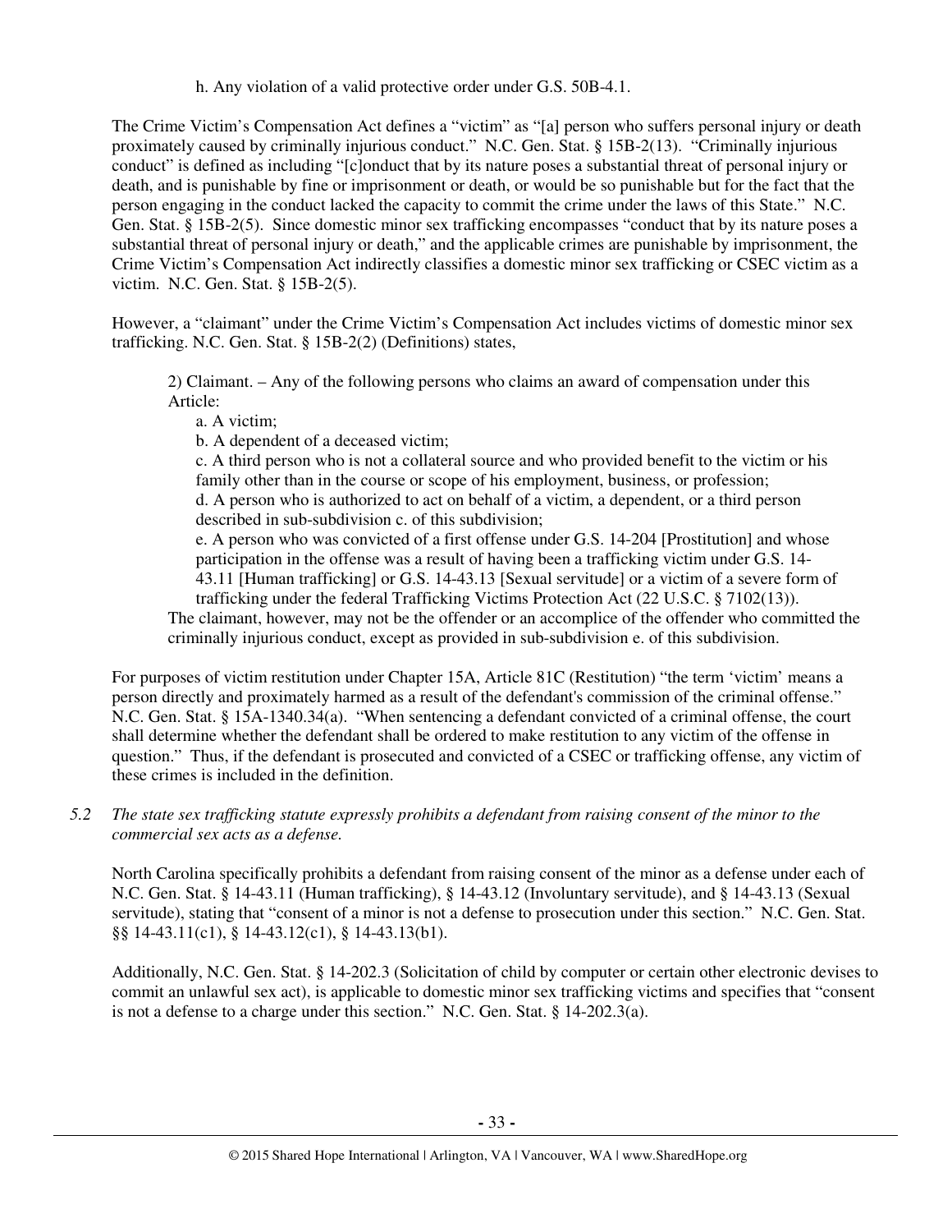h. Any violation of a valid protective order under G.S. 50B-4.1.

The Crime Victim's Compensation Act defines a "victim" as "[a] person who suffers personal injury or death proximately caused by criminally injurious conduct." N.C. Gen. Stat. § 15B-2(13). "Criminally injurious conduct" is defined as including "[c]onduct that by its nature poses a substantial threat of personal injury or death, and is punishable by fine or imprisonment or death, or would be so punishable but for the fact that the person engaging in the conduct lacked the capacity to commit the crime under the laws of this State." N.C. Gen. Stat. § 15B-2(5). Since domestic minor sex trafficking encompasses "conduct that by its nature poses a substantial threat of personal injury or death," and the applicable crimes are punishable by imprisonment, the Crime Victim's Compensation Act indirectly classifies a domestic minor sex trafficking or CSEC victim as a victim. N.C. Gen. Stat. § 15B-2(5).

However, a "claimant" under the Crime Victim's Compensation Act includes victims of domestic minor sex trafficking. N.C. Gen. Stat. § 15B-2(2) (Definitions) states,

> 2) Claimant. – Any of the following persons who claims an award of compensation under this Article:
>
> a. A victim;
>
> b. A dependent of a deceased victim;
>
> c. A third person who is not a collateral source and who provided benefit to the victim or his family other than in the course or scope of his employment, business, or profession;
>
> d. A person who is authorized to act on behalf of a victim, a dependent, or a third person described in sub-subdivision c. of this subdivision;
>
> e. A person who was convicted of a first offense under G.S. 14-204 [Prostitution] and whose participation in the offense was a result of having been a trafficking victim under G.S. 14-43.11 [Human trafficking] or G.S. 14-43.13 [Sexual servitude] or a victim of a severe form of trafficking under the federal Trafficking Victims Protection Act (22 U.S.C. § 7102(13)).
>
> The claimant, however, may not be the offender or an accomplice of the offender who committed the criminally injurious conduct, except as provided in sub-subdivision e. of this subdivision.

For purposes of victim restitution under Chapter 15A, Article 81C (Restitution) "the term 'victim' means a person directly and proximately harmed as a result of the defendant's commission of the criminal offense." N.C. Gen. Stat. § 15A-1340.34(a). "When sentencing a defendant convicted of a criminal offense, the court shall determine whether the defendant shall be ordered to make restitution to any victim of the offense in question." Thus, if the defendant is prosecuted and convicted of a CSEC or trafficking offense, any victim of these crimes is included in the definition.

*5.2 The state sex trafficking statute expressly prohibits a defendant from raising consent of the minor to the commercial sex acts as a defense.*

North Carolina specifically prohibits a defendant from raising consent of the minor as a defense under each of N.C. Gen. Stat. § 14-43.11 (Human trafficking), § 14-43.12 (Involuntary servitude), and § 14-43.13 (Sexual servitude), stating that "consent of a minor is not a defense to prosecution under this section." N.C. Gen. Stat. §§ 14-43.11(c1), § 14-43.12(c1), § 14-43.13(b1).

Additionally, N.C. Gen. Stat. § 14-202.3 (Solicitation of child by computer or certain other electronic devises to commit an unlawful sex act), is applicable to domestic minor sex trafficking victims and specifies that "consent is not a defense to a charge under this section." N.C. Gen. Stat. § 14-202.3(a).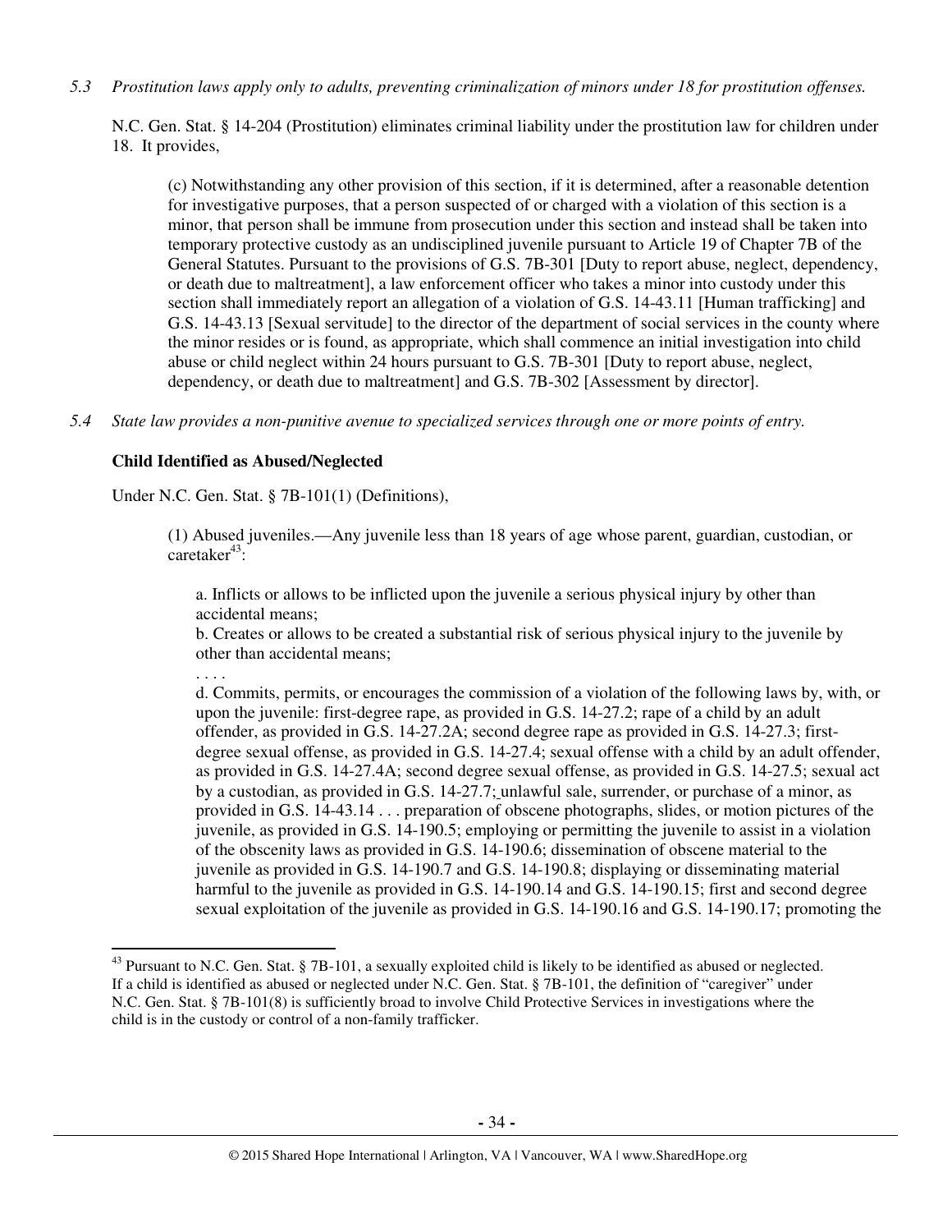*5.3 Prostitution laws apply only to adults, preventing criminalization of minors under 18 for prostitution offenses.*

N.C. Gen. Stat. § 14-204 (Prostitution) eliminates criminal liability under the prostitution law for children under 18. It provides,

> (c) Notwithstanding any other provision of this section, if it is determined, after a reasonable detention for investigative purposes, that a person suspected of or charged with a violation of this section is a minor, that person shall be immune from prosecution under this section and instead shall be taken into temporary protective custody as an undisciplined juvenile pursuant to Article 19 of Chapter 7B of the General Statutes. Pursuant to the provisions of G.S. 7B-301 [Duty to report abuse, neglect, dependency, or death due to maltreatment], a law enforcement officer who takes a minor into custody under this section shall immediately report an allegation of a violation of G.S. 14-43.11 [Human trafficking] and G.S. 14-43.13 [Sexual servitude] to the director of the department of social services in the county where the minor resides or is found, as appropriate, which shall commence an initial investigation into child abuse or child neglect within 24 hours pursuant to G.S. 7B-301 [Duty to report abuse, neglect, dependency, or death due to maltreatment] and G.S. 7B-302 [Assessment by director].

*5.4 State law provides a non-punitive avenue to specialized services through one or more points of entry.*

**Child Identified as Abused/Neglected**

Under N.C. Gen. Stat. § 7B-101(1) (Definitions),

> (1) Abused juveniles.—Any juvenile less than 18 years of age whose parent, guardian, custodian, or caretaker[43]:
>
> a. Inflicts or allows to be inflicted upon the juvenile a serious physical injury by other than accidental means;
> b. Creates or allows to be created a substantial risk of serious physical injury to the juvenile by other than accidental means;
> . . . .
> d. Commits, permits, or encourages the commission of a violation of the following laws by, with, or upon the juvenile: first-degree rape, as provided in G.S. 14-27.2; rape of a child by an adult offender, as provided in G.S. 14-27.2A; second degree rape as provided in G.S. 14-27.3; first-degree sexual offense, as provided in G.S. 14-27.4; sexual offense with a child by an adult offender, as provided in G.S. 14-27.4A; second degree sexual offense, as provided in G.S. 14-27.5; sexual act by a custodian, as provided in G.S. 14-27.7; unlawful sale, surrender, or purchase of a minor, as provided in G.S. 14-43.14 . . . preparation of obscene photographs, slides, or motion pictures of the juvenile, as provided in G.S. 14-190.5; employing or permitting the juvenile to assist in a violation of the obscenity laws as provided in G.S. 14-190.6; dissemination of obscene material to the juvenile as provided in G.S. 14-190.7 and G.S. 14-190.8; displaying or disseminating material harmful to the juvenile as provided in G.S. 14-190.14 and G.S. 14-190.15; first and second degree sexual exploitation of the juvenile as provided in G.S. 14-190.16 and G.S. 14-190.17; promoting the

[43] Pursuant to N.C. Gen. Stat. § 7B-101, a sexually exploited child is likely to be identified as abused or neglected. If a child is identified as abused or neglected under N.C. Gen. Stat. § 7B-101, the definition of "caregiver" under N.C. Gen. Stat. § 7B-101(8) is sufficiently broad to involve Child Protective Services in investigations where the child is in the custody or control of a non-family trafficker.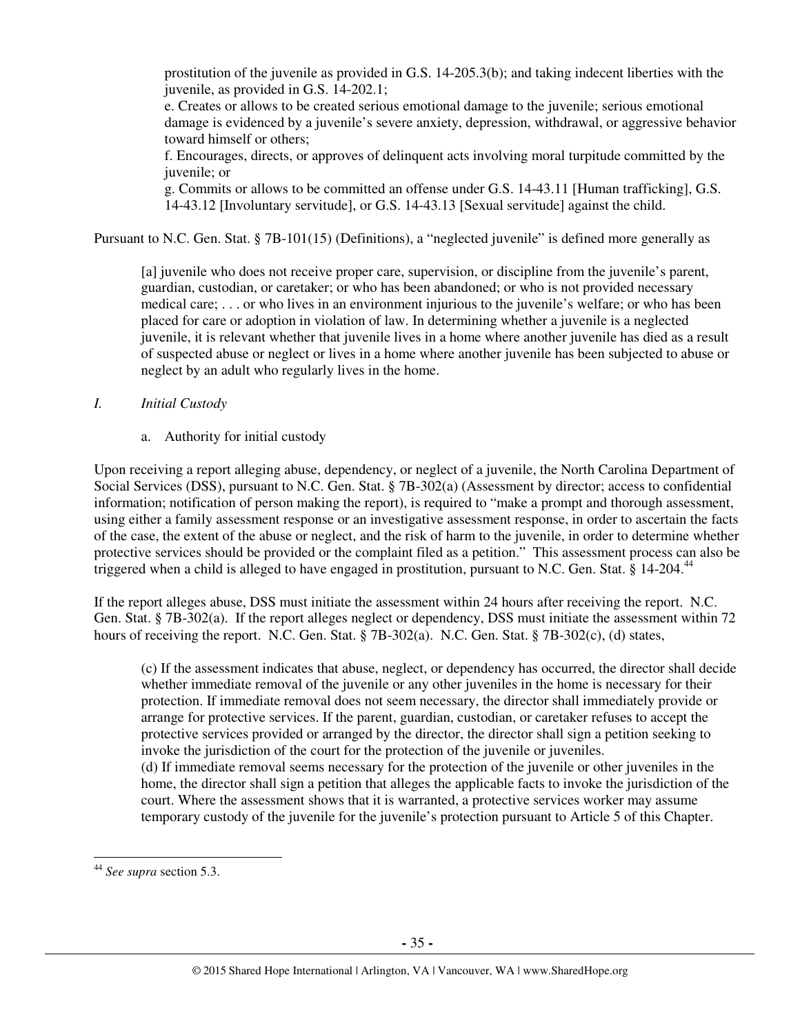prostitution of the juvenile as provided in G.S. 14-205.3(b); and taking indecent liberties with the juvenile, as provided in G.S. 14-202.1;

e. Creates or allows to be created serious emotional damage to the juvenile; serious emotional damage is evidenced by a juvenile's severe anxiety, depression, withdrawal, or aggressive behavior toward himself or others;

f. Encourages, directs, or approves of delinquent acts involving moral turpitude committed by the juvenile; or

g. Commits or allows to be committed an offense under G.S. 14-43.11 [Human trafficking], G.S. 14-43.12 [Involuntary servitude], or G.S. 14-43.13 [Sexual servitude] against the child.

Pursuant to N.C. Gen. Stat. § 7B-101(15) (Definitions), a "neglected juvenile" is defined more generally as

> [a] juvenile who does not receive proper care, supervision, or discipline from the juvenile's parent, guardian, custodian, or caretaker; or who has been abandoned; or who is not provided necessary medical care; . . . or who lives in an environment injurious to the juvenile's welfare; or who has been placed for care or adoption in violation of law. In determining whether a juvenile is a neglected juvenile, it is relevant whether that juvenile lives in a home where another juvenile has died as a result of suspected abuse or neglect or lives in a home where another juvenile has been subjected to abuse or neglect by an adult who regularly lives in the home.

*I. Initial Custody*

a. Authority for initial custody

Upon receiving a report alleging abuse, dependency, or neglect of a juvenile, the North Carolina Department of Social Services (DSS), pursuant to N.C. Gen. Stat. § 7B-302(a) (Assessment by director; access to confidential information; notification of person making the report), is required to "make a prompt and thorough assessment, using either a family assessment response or an investigative assessment response, in order to ascertain the facts of the case, the extent of the abuse or neglect, and the risk of harm to the juvenile, in order to determine whether protective services should be provided or the complaint filed as a petition." This assessment process can also be triggered when a child is alleged to have engaged in prostitution, pursuant to N.C. Gen. Stat. § 14-204.[44]

If the report alleges abuse, DSS must initiate the assessment within 24 hours after receiving the report. N.C. Gen. Stat. § 7B-302(a). If the report alleges neglect or dependency, DSS must initiate the assessment within 72 hours of receiving the report. N.C. Gen. Stat. § 7B-302(a). N.C. Gen. Stat. § 7B-302(c), (d) states,

> (c) If the assessment indicates that abuse, neglect, or dependency has occurred, the director shall decide whether immediate removal of the juvenile or any other juveniles in the home is necessary for their protection. If immediate removal does not seem necessary, the director shall immediately provide or arrange for protective services. If the parent, guardian, custodian, or caretaker refuses to accept the protective services provided or arranged by the director, the director shall sign a petition seeking to invoke the jurisdiction of the court for the protection of the juvenile or juveniles.
> (d) If immediate removal seems necessary for the protection of the juvenile or other juveniles in the home, the director shall sign a petition that alleges the applicable facts to invoke the jurisdiction of the court. Where the assessment shows that it is warranted, a protective services worker may assume temporary custody of the juvenile for the juvenile's protection pursuant to Article 5 of this Chapter.

[44] *See supra* section 5.3.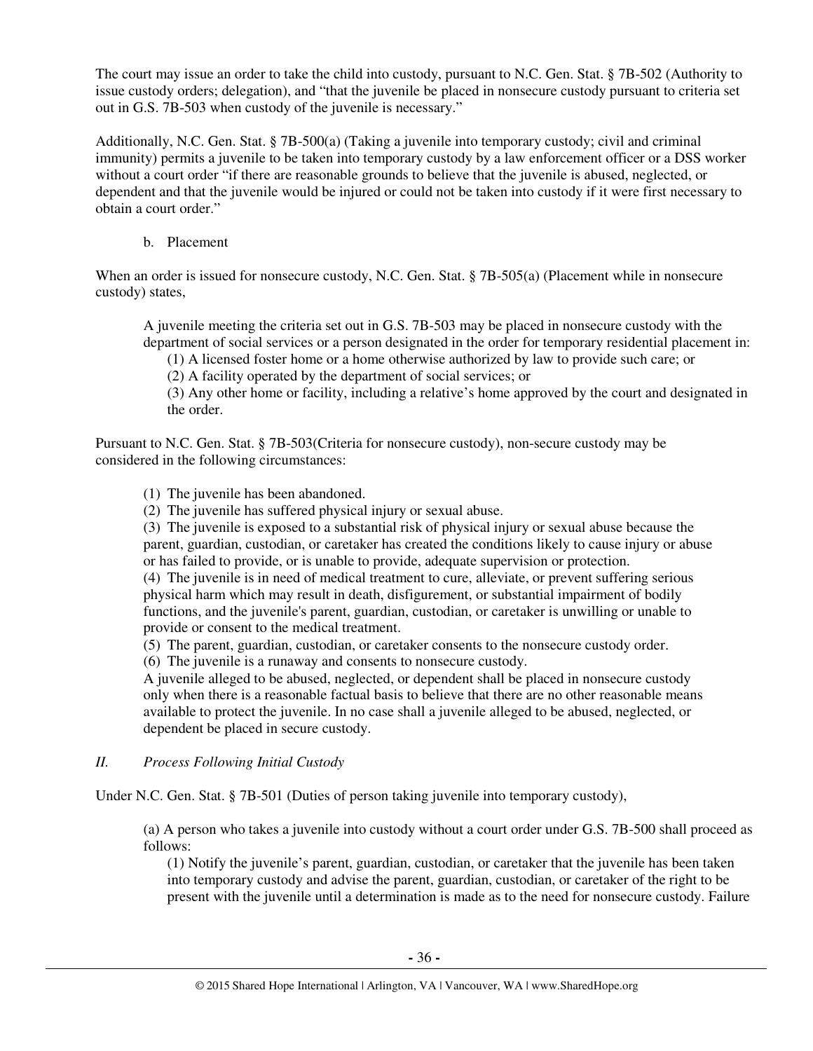The court may issue an order to take the child into custody, pursuant to N.C. Gen. Stat. § 7B-502 (Authority to issue custody orders; delegation), and "that the juvenile be placed in nonsecure custody pursuant to criteria set out in G.S. 7B-503 when custody of the juvenile is necessary."

Additionally, N.C. Gen. Stat. § 7B-500(a) (Taking a juvenile into temporary custody; civil and criminal immunity) permits a juvenile to be taken into temporary custody by a law enforcement officer or a DSS worker without a court order "if there are reasonable grounds to believe that the juvenile is abused, neglected, or dependent and that the juvenile would be injured or could not be taken into custody if it were first necessary to obtain a court order."

b. Placement

When an order is issued for nonsecure custody, N.C. Gen. Stat. § 7B-505(a) (Placement while in nonsecure custody) states,

> A juvenile meeting the criteria set out in G.S. 7B-503 may be placed in nonsecure custody with the department of social services or a person designated in the order for temporary residential placement in:
> (1) A licensed foster home or a home otherwise authorized by law to provide such care; or
> (2) A facility operated by the department of social services; or
> (3) Any other home or facility, including a relative's home approved by the court and designated in the order.

Pursuant to N.C. Gen. Stat. § 7B-503(Criteria for nonsecure custody), non-secure custody may be considered in the following circumstances:

> (1) The juvenile has been abandoned.
> (2) The juvenile has suffered physical injury or sexual abuse.
> (3) The juvenile is exposed to a substantial risk of physical injury or sexual abuse because the parent, guardian, custodian, or caretaker has created the conditions likely to cause injury or abuse or has failed to provide, or is unable to provide, adequate supervision or protection.
> (4) The juvenile is in need of medical treatment to cure, alleviate, or prevent suffering serious physical harm which may result in death, disfigurement, or substantial impairment of bodily functions, and the juvenile's parent, guardian, custodian, or caretaker is unwilling or unable to provide or consent to the medical treatment.
> (5) The parent, guardian, custodian, or caretaker consents to the nonsecure custody order.
> (6) The juvenile is a runaway and consents to nonsecure custody.
> A juvenile alleged to be abused, neglected, or dependent shall be placed in nonsecure custody only when there is a reasonable factual basis to believe that there are no other reasonable means available to protect the juvenile. In no case shall a juvenile alleged to be abused, neglected, or dependent be placed in secure custody.

*II. Process Following Initial Custody*

Under N.C. Gen. Stat. § 7B-501 (Duties of person taking juvenile into temporary custody),

> (a) A person who takes a juvenile into custody without a court order under G.S. 7B-500 shall proceed as follows:
> (1) Notify the juvenile's parent, guardian, custodian, or caretaker that the juvenile has been taken into temporary custody and advise the parent, guardian, custodian, or caretaker of the right to be present with the juvenile until a determination is made as to the need for nonsecure custody. Failure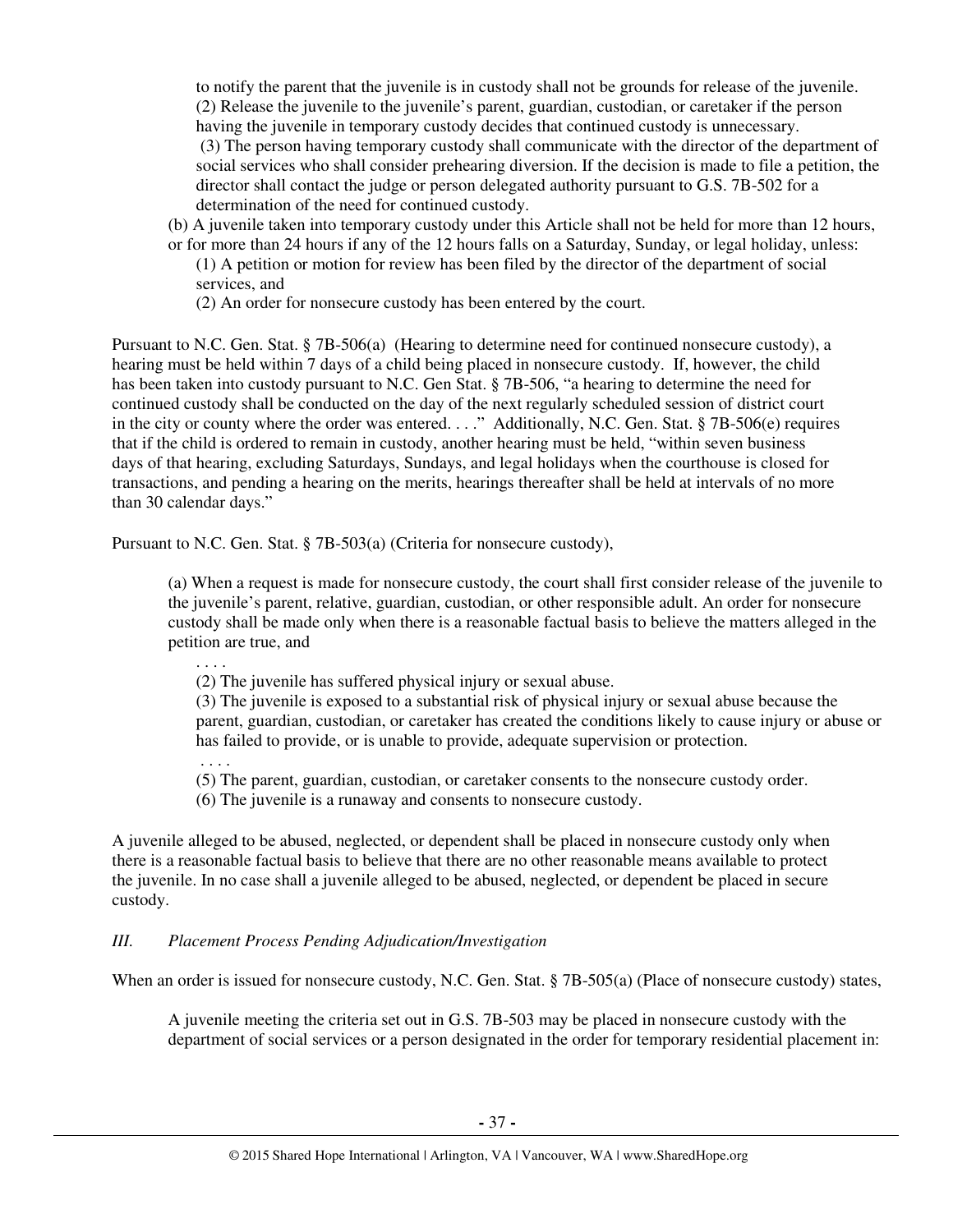to notify the parent that the juvenile is in custody shall not be grounds for release of the juvenile.

(2) Release the juvenile to the juvenile's parent, guardian, custodian, or caretaker if the person having the juvenile in temporary custody decides that continued custody is unnecessary.

(3) The person having temporary custody shall communicate with the director of the department of social services who shall consider prehearing diversion. If the decision is made to file a petition, the director shall contact the judge or person delegated authority pursuant to G.S. 7B-502 for a determination of the need for continued custody.

(b) A juvenile taken into temporary custody under this Article shall not be held for more than 12 hours, or for more than 24 hours if any of the 12 hours falls on a Saturday, Sunday, or legal holiday, unless:

(1) A petition or motion for review has been filed by the director of the department of social services, and

(2) An order for nonsecure custody has been entered by the court.

Pursuant to N.C. Gen. Stat. § 7B-506(a) (Hearing to determine need for continued nonsecure custody), a hearing must be held within 7 days of a child being placed in nonsecure custody. If, however, the child has been taken into custody pursuant to N.C. Gen Stat. § 7B-506, "a hearing to determine the need for continued custody shall be conducted on the day of the next regularly scheduled session of district court in the city or county where the order was entered. . . ." Additionally, N.C. Gen. Stat. § 7B-506(e) requires that if the child is ordered to remain in custody, another hearing must be held, "within seven business days of that hearing, excluding Saturdays, Sundays, and legal holidays when the courthouse is closed for transactions, and pending a hearing on the merits, hearings thereafter shall be held at intervals of no more than 30 calendar days."

Pursuant to N.C. Gen. Stat. § 7B-503(a) (Criteria for nonsecure custody),

> (a) When a request is made for nonsecure custody, the court shall first consider release of the juvenile to the juvenile's parent, relative, guardian, custodian, or other responsible adult. An order for nonsecure custody shall be made only when there is a reasonable factual basis to believe the matters alleged in the petition are true, and
>
> . . . .
>
> (2) The juvenile has suffered physical injury or sexual abuse.
>
> (3) The juvenile is exposed to a substantial risk of physical injury or sexual abuse because the parent, guardian, custodian, or caretaker has created the conditions likely to cause injury or abuse or has failed to provide, or is unable to provide, adequate supervision or protection.
>
> . . . .
>
> (5) The parent, guardian, custodian, or caretaker consents to the nonsecure custody order.
>
> (6) The juvenile is a runaway and consents to nonsecure custody.

A juvenile alleged to be abused, neglected, or dependent shall be placed in nonsecure custody only when there is a reasonable factual basis to believe that there are no other reasonable means available to protect the juvenile. In no case shall a juvenile alleged to be abused, neglected, or dependent be placed in secure custody.

### *III. Placement Process Pending Adjudication/Investigation*

When an order is issued for nonsecure custody, N.C. Gen. Stat. § 7B-505(a) (Place of nonsecure custody) states,

> A juvenile meeting the criteria set out in G.S. 7B-503 may be placed in nonsecure custody with the department of social services or a person designated in the order for temporary residential placement in: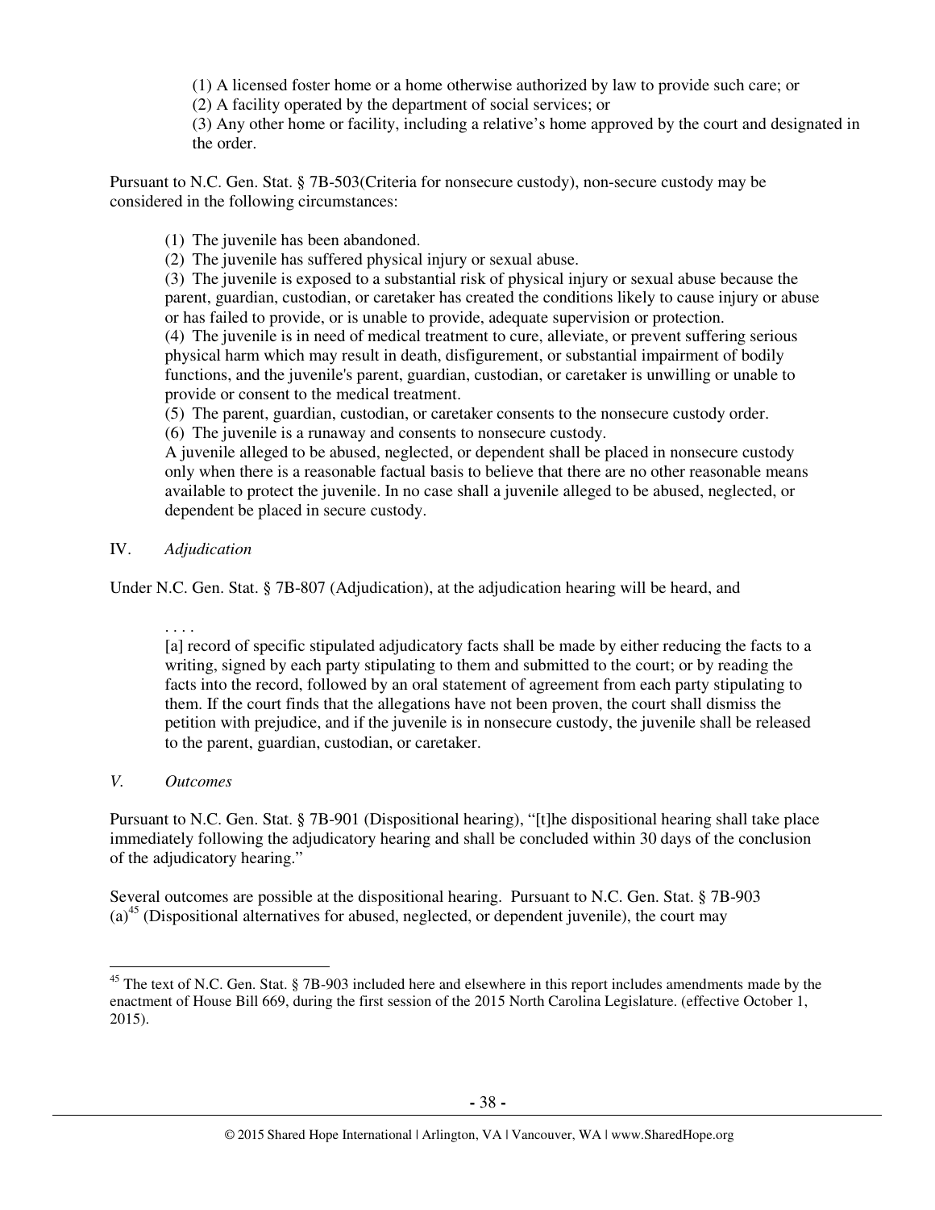(1) A licensed foster home or a home otherwise authorized by law to provide such care; or
(2) A facility operated by the department of social services; or
(3) Any other home or facility, including a relative's home approved by the court and designated in the order.

Pursuant to N.C. Gen. Stat. § 7B-503(Criteria for nonsecure custody), non-secure custody may be considered in the following circumstances:

> (1) The juvenile has been abandoned.
> (2) The juvenile has suffered physical injury or sexual abuse.
> (3) The juvenile is exposed to a substantial risk of physical injury or sexual abuse because the parent, guardian, custodian, or caretaker has created the conditions likely to cause injury or abuse or has failed to provide, or is unable to provide, adequate supervision or protection.
> (4) The juvenile is in need of medical treatment to cure, alleviate, or prevent suffering serious physical harm which may result in death, disfigurement, or substantial impairment of bodily functions, and the juvenile's parent, guardian, custodian, or caretaker is unwilling or unable to provide or consent to the medical treatment.
> (5) The parent, guardian, custodian, or caretaker consents to the nonsecure custody order.
> (6) The juvenile is a runaway and consents to nonsecure custody.
> A juvenile alleged to be abused, neglected, or dependent shall be placed in nonsecure custody only when there is a reasonable factual basis to believe that there are no other reasonable means available to protect the juvenile. In no case shall a juvenile alleged to be abused, neglected, or dependent be placed in secure custody.

IV. *Adjudication*

Under N.C. Gen. Stat. § 7B-807 (Adjudication), at the adjudication hearing will be heard, and

> . . . .
> [a] record of specific stipulated adjudicatory facts shall be made by either reducing the facts to a writing, signed by each party stipulating to them and submitted to the court; or by reading the facts into the record, followed by an oral statement of agreement from each party stipulating to them. If the court finds that the allegations have not been proven, the court shall dismiss the petition with prejudice, and if the juvenile is in nonsecure custody, the juvenile shall be released to the parent, guardian, custodian, or caretaker.

*V. Outcomes*

Pursuant to N.C. Gen. Stat. § 7B-901 (Dispositional hearing), "[t]he dispositional hearing shall take place immediately following the adjudicatory hearing and shall be concluded within 30 days of the conclusion of the adjudicatory hearing."

Several outcomes are possible at the dispositional hearing. Pursuant to N.C. Gen. Stat. § 7B-903 (a)[45] (Dispositional alternatives for abused, neglected, or dependent juvenile), the court may

---

[45] The text of N.C. Gen. Stat. § 7B-903 included here and elsewhere in this report includes amendments made by the enactment of House Bill 669, during the first session of the 2015 North Carolina Legislature. (effective October 1, 2015).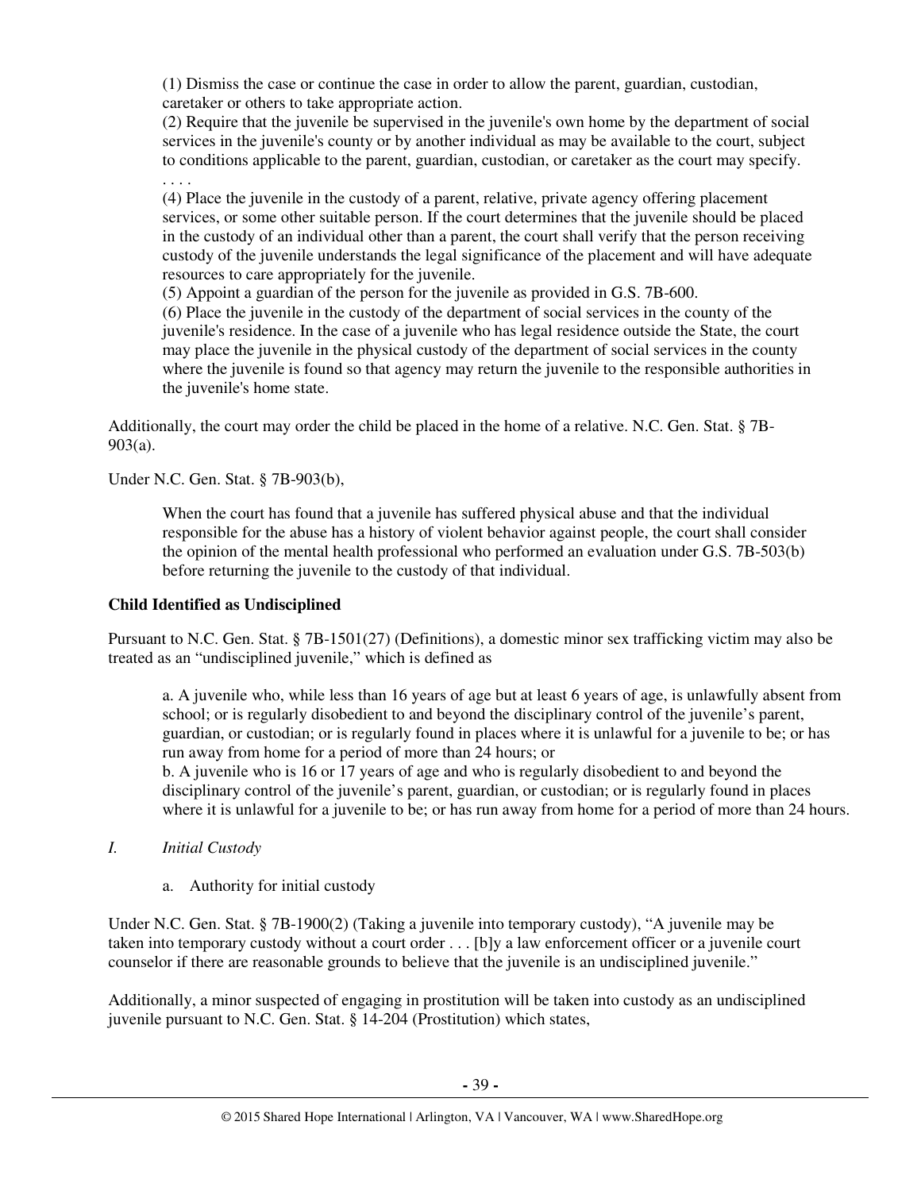> (1) Dismiss the case or continue the case in order to allow the parent, guardian, custodian, caretaker or others to take appropriate action.
> (2) Require that the juvenile be supervised in the juvenile's own home by the department of social services in the juvenile's county or by another individual as may be available to the court, subject to conditions applicable to the parent, guardian, custodian, or caretaker as the court may specify.
> . . . .
> (4) Place the juvenile in the custody of a parent, relative, private agency offering placement services, or some other suitable person. If the court determines that the juvenile should be placed in the custody of an individual other than a parent, the court shall verify that the person receiving custody of the juvenile understands the legal significance of the placement and will have adequate resources to care appropriately for the juvenile.
> (5) Appoint a guardian of the person for the juvenile as provided in G.S. 7B-600.
> (6) Place the juvenile in the custody of the department of social services in the county of the juvenile's residence. In the case of a juvenile who has legal residence outside the State, the court may place the juvenile in the physical custody of the department of social services in the county where the juvenile is found so that agency may return the juvenile to the responsible authorities in the juvenile's home state.

Additionally, the court may order the child be placed in the home of a relative. N.C. Gen. Stat. § 7B-903(a).

Under N.C. Gen. Stat. § 7B-903(b),

> When the court has found that a juvenile has suffered physical abuse and that the individual responsible for the abuse has a history of violent behavior against people, the court shall consider the opinion of the mental health professional who performed an evaluation under G.S. 7B-503(b) before returning the juvenile to the custody of that individual.

**Child Identified as Undisciplined**

Pursuant to N.C. Gen. Stat. § 7B-1501(27) (Definitions), a domestic minor sex trafficking victim may also be treated as an "undisciplined juvenile," which is defined as

> a. A juvenile who, while less than 16 years of age but at least 6 years of age, is unlawfully absent from school; or is regularly disobedient to and beyond the disciplinary control of the juvenile's parent, guardian, or custodian; or is regularly found in places where it is unlawful for a juvenile to be; or has run away from home for a period of more than 24 hours; or
> b. A juvenile who is 16 or 17 years of age and who is regularly disobedient to and beyond the disciplinary control of the juvenile's parent, guardian, or custodian; or is regularly found in places where it is unlawful for a juvenile to be; or has run away from home for a period of more than 24 hours.

*I. Initial Custody*

a. Authority for initial custody

Under N.C. Gen. Stat. § 7B-1900(2) (Taking a juvenile into temporary custody), "A juvenile may be taken into temporary custody without a court order . . . [b]y a law enforcement officer or a juvenile court counselor if there are reasonable grounds to believe that the juvenile is an undisciplined juvenile."

Additionally, a minor suspected of engaging in prostitution will be taken into custody as an undisciplined juvenile pursuant to N.C. Gen. Stat. § 14-204 (Prostitution) which states,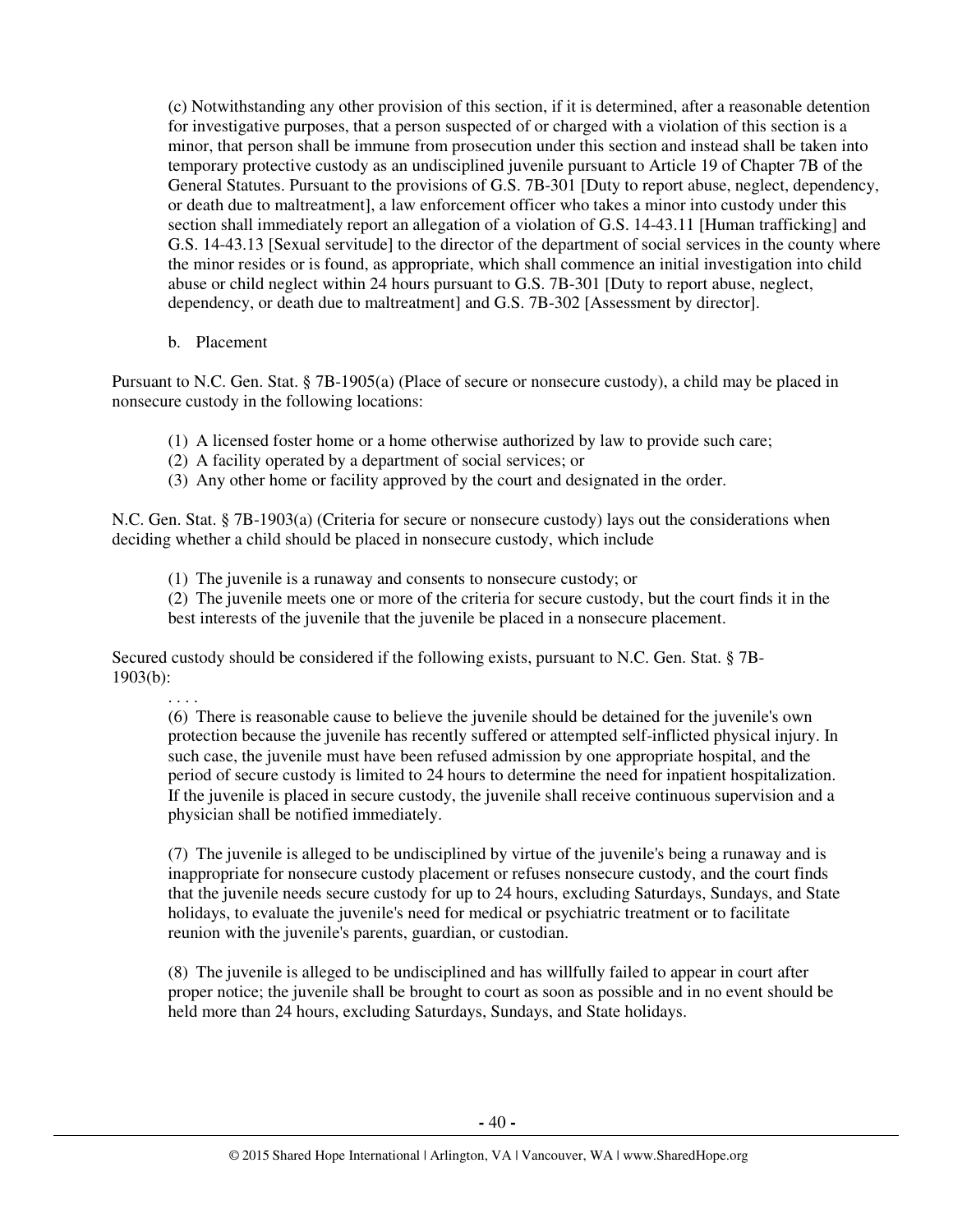(c) Notwithstanding any other provision of this section, if it is determined, after a reasonable detention for investigative purposes, that a person suspected of or charged with a violation of this section is a minor, that person shall be immune from prosecution under this section and instead shall be taken into temporary protective custody as an undisciplined juvenile pursuant to Article 19 of Chapter 7B of the General Statutes. Pursuant to the provisions of G.S. 7B-301 [Duty to report abuse, neglect, dependency, or death due to maltreatment], a law enforcement officer who takes a minor into custody under this section shall immediately report an allegation of a violation of G.S. 14-43.11 [Human trafficking] and G.S. 14-43.13 [Sexual servitude] to the director of the department of social services in the county where the minor resides or is found, as appropriate, which shall commence an initial investigation into child abuse or child neglect within 24 hours pursuant to G.S. 7B-301 [Duty to report abuse, neglect, dependency, or death due to maltreatment] and G.S. 7B-302 [Assessment by director].

b. Placement

Pursuant to N.C. Gen. Stat. § 7B-1905(a) (Place of secure or nonsecure custody), a child may be placed in nonsecure custody in the following locations:

> (1) A licensed foster home or a home otherwise authorized by law to provide such care;
> (2) A facility operated by a department of social services; or
> (3) Any other home or facility approved by the court and designated in the order.

N.C. Gen. Stat. § 7B-1903(a) (Criteria for secure or nonsecure custody) lays out the considerations when deciding whether a child should be placed in nonsecure custody, which include

> (1) The juvenile is a runaway and consents to nonsecure custody; or
> (2) The juvenile meets one or more of the criteria for secure custody, but the court finds it in the best interests of the juvenile that the juvenile be placed in a nonsecure placement.

Secured custody should be considered if the following exists, pursuant to N.C. Gen. Stat. § 7B-1903(b):

> . . . .
> (6) There is reasonable cause to believe the juvenile should be detained for the juvenile's own protection because the juvenile has recently suffered or attempted self-inflicted physical injury. In such case, the juvenile must have been refused admission by one appropriate hospital, and the period of secure custody is limited to 24 hours to determine the need for inpatient hospitalization. If the juvenile is placed in secure custody, the juvenile shall receive continuous supervision and a physician shall be notified immediately.
>
> (7) The juvenile is alleged to be undisciplined by virtue of the juvenile's being a runaway and is inappropriate for nonsecure custody placement or refuses nonsecure custody, and the court finds that the juvenile needs secure custody for up to 24 hours, excluding Saturdays, Sundays, and State holidays, to evaluate the juvenile's need for medical or psychiatric treatment or to facilitate reunion with the juvenile's parents, guardian, or custodian.
>
> (8) The juvenile is alleged to be undisciplined and has willfully failed to appear in court after proper notice; the juvenile shall be brought to court as soon as possible and in no event should be held more than 24 hours, excluding Saturdays, Sundays, and State holidays.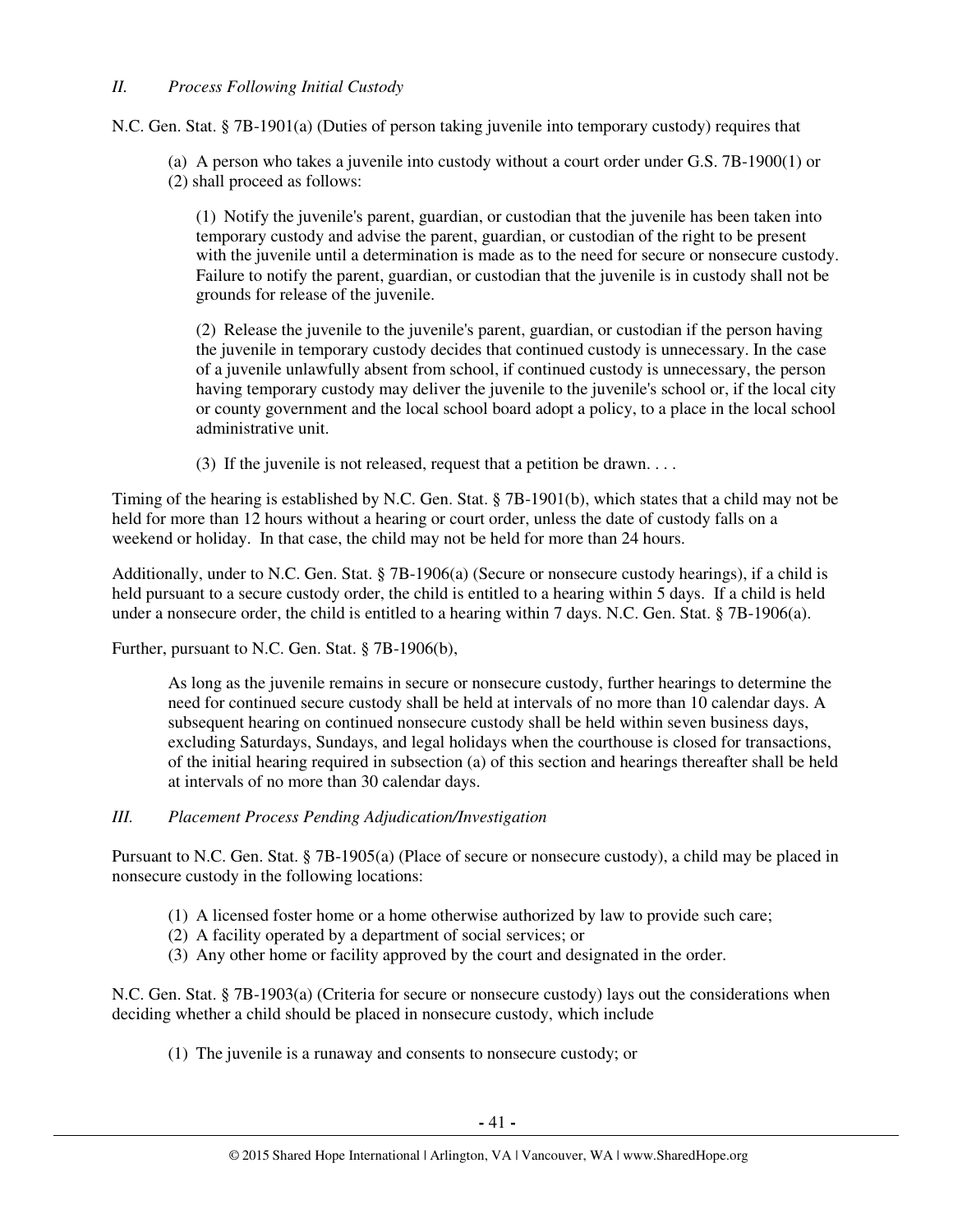*II. Process Following Initial Custody*

N.C. Gen. Stat. § 7B-1901(a) (Duties of person taking juvenile into temporary custody) requires that

> (a) A person who takes a juvenile into custody without a court order under G.S. 7B-1900(1) or (2) shall proceed as follows:
>
> > (1) Notify the juvenile's parent, guardian, or custodian that the juvenile has been taken into temporary custody and advise the parent, guardian, or custodian of the right to be present with the juvenile until a determination is made as to the need for secure or nonsecure custody. Failure to notify the parent, guardian, or custodian that the juvenile is in custody shall not be grounds for release of the juvenile.
> >
> > (2) Release the juvenile to the juvenile's parent, guardian, or custodian if the person having the juvenile in temporary custody decides that continued custody is unnecessary. In the case of a juvenile unlawfully absent from school, if continued custody is unnecessary, the person having temporary custody may deliver the juvenile to the juvenile's school or, if the local city or county government and the local school board adopt a policy, to a place in the local school administrative unit.
> >
> > (3) If the juvenile is not released, request that a petition be drawn. . . .

Timing of the hearing is established by N.C. Gen. Stat. § 7B-1901(b), which states that a child may not be held for more than 12 hours without a hearing or court order, unless the date of custody falls on a weekend or holiday. In that case, the child may not be held for more than 24 hours.

Additionally, under to N.C. Gen. Stat. § 7B-1906(a) (Secure or nonsecure custody hearings), if a child is held pursuant to a secure custody order, the child is entitled to a hearing within 5 days. If a child is held under a nonsecure order, the child is entitled to a hearing within 7 days. N.C. Gen. Stat. § 7B-1906(a).

Further, pursuant to N.C. Gen. Stat. § 7B-1906(b),

> As long as the juvenile remains in secure or nonsecure custody, further hearings to determine the need for continued secure custody shall be held at intervals of no more than 10 calendar days. A subsequent hearing on continued nonsecure custody shall be held within seven business days, excluding Saturdays, Sundays, and legal holidays when the courthouse is closed for transactions, of the initial hearing required in subsection (a) of this section and hearings thereafter shall be held at intervals of no more than 30 calendar days.

*III. Placement Process Pending Adjudication/Investigation*

Pursuant to N.C. Gen. Stat. § 7B-1905(a) (Place of secure or nonsecure custody), a child may be placed in nonsecure custody in the following locations:

> (1) A licensed foster home or a home otherwise authorized by law to provide such care;
> (2) A facility operated by a department of social services; or
> (3) Any other home or facility approved by the court and designated in the order.

N.C. Gen. Stat. § 7B-1903(a) (Criteria for secure or nonsecure custody) lays out the considerations when deciding whether a child should be placed in nonsecure custody, which include

> (1) The juvenile is a runaway and consents to nonsecure custody; or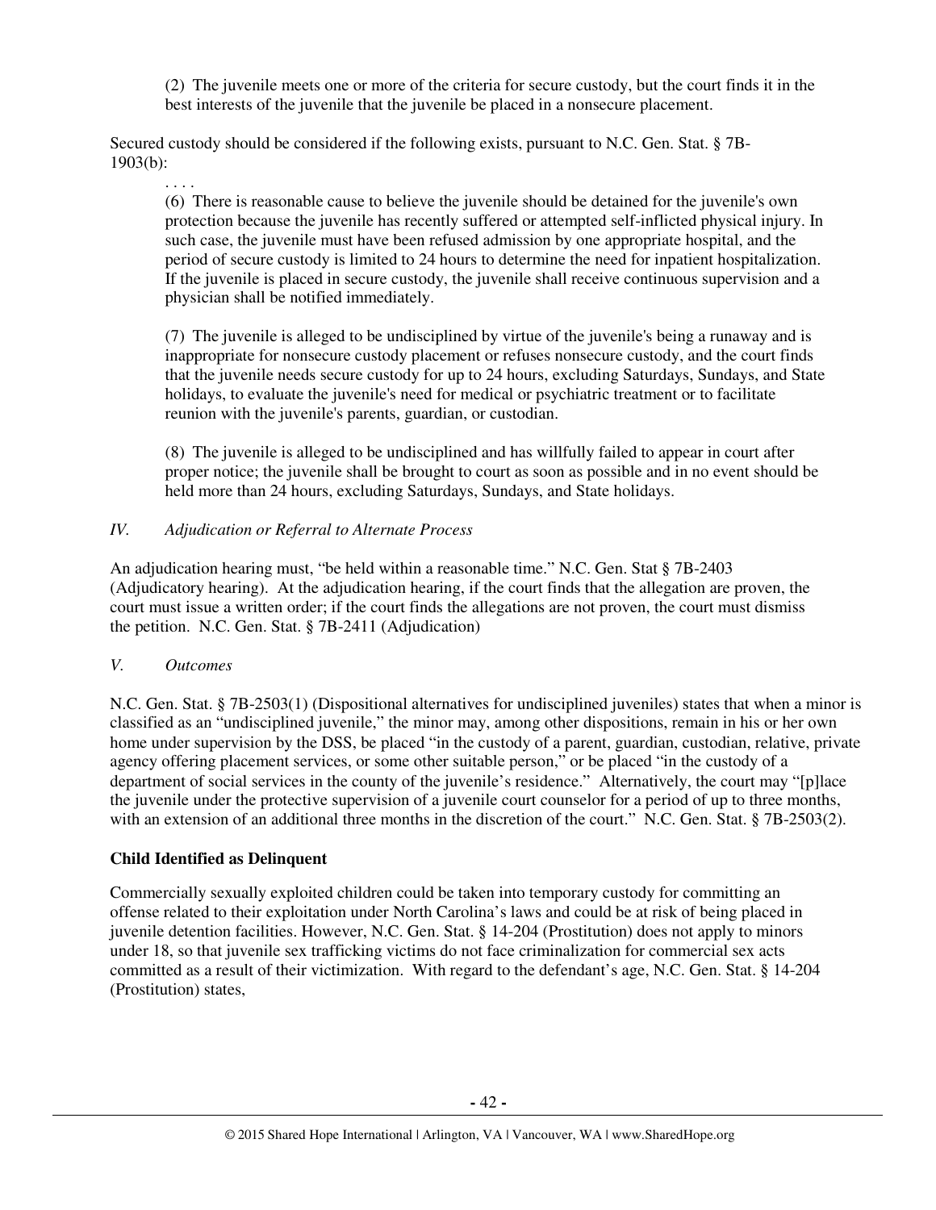(2) The juvenile meets one or more of the criteria for secure custody, but the court finds it in the best interests of the juvenile that the juvenile be placed in a nonsecure placement.

Secured custody should be considered if the following exists, pursuant to N.C. Gen. Stat. § 7B-1903(b):

> . . . .
>
> (6) There is reasonable cause to believe the juvenile should be detained for the juvenile's own protection because the juvenile has recently suffered or attempted self-inflicted physical injury. In such case, the juvenile must have been refused admission by one appropriate hospital, and the period of secure custody is limited to 24 hours to determine the need for inpatient hospitalization. If the juvenile is placed in secure custody, the juvenile shall receive continuous supervision and a physician shall be notified immediately.
>
> (7) The juvenile is alleged to be undisciplined by virtue of the juvenile's being a runaway and is inappropriate for nonsecure custody placement or refuses nonsecure custody, and the court finds that the juvenile needs secure custody for up to 24 hours, excluding Saturdays, Sundays, and State holidays, to evaluate the juvenile's need for medical or psychiatric treatment or to facilitate reunion with the juvenile's parents, guardian, or custodian.
>
> (8) The juvenile is alleged to be undisciplined and has willfully failed to appear in court after proper notice; the juvenile shall be brought to court as soon as possible and in no event should be held more than 24 hours, excluding Saturdays, Sundays, and State holidays.

*IV. Adjudication or Referral to Alternate Process*

An adjudication hearing must, "be held within a reasonable time." N.C. Gen. Stat § 7B-2403 (Adjudicatory hearing). At the adjudication hearing, if the court finds that the allegation are proven, the court must issue a written order; if the court finds the allegations are not proven, the court must dismiss the petition. N.C. Gen. Stat. § 7B-2411 (Adjudication)

*V. Outcomes*

N.C. Gen. Stat. § 7B-2503(1) (Dispositional alternatives for undisciplined juveniles) states that when a minor is classified as an "undisciplined juvenile," the minor may, among other dispositions, remain in his or her own home under supervision by the DSS, be placed "in the custody of a parent, guardian, custodian, relative, private agency offering placement services, or some other suitable person," or be placed "in the custody of a department of social services in the county of the juvenile's residence." Alternatively, the court may "[p]lace the juvenile under the protective supervision of a juvenile court counselor for a period of up to three months, with an extension of an additional three months in the discretion of the court." N.C. Gen. Stat. § 7B-2503(2).

**Child Identified as Delinquent**

Commercially sexually exploited children could be taken into temporary custody for committing an offense related to their exploitation under North Carolina's laws and could be at risk of being placed in juvenile detention facilities. However, N.C. Gen. Stat. § 14-204 (Prostitution) does not apply to minors under 18, so that juvenile sex trafficking victims do not face criminalization for commercial sex acts committed as a result of their victimization. With regard to the defendant's age, N.C. Gen. Stat. § 14-204 (Prostitution) states,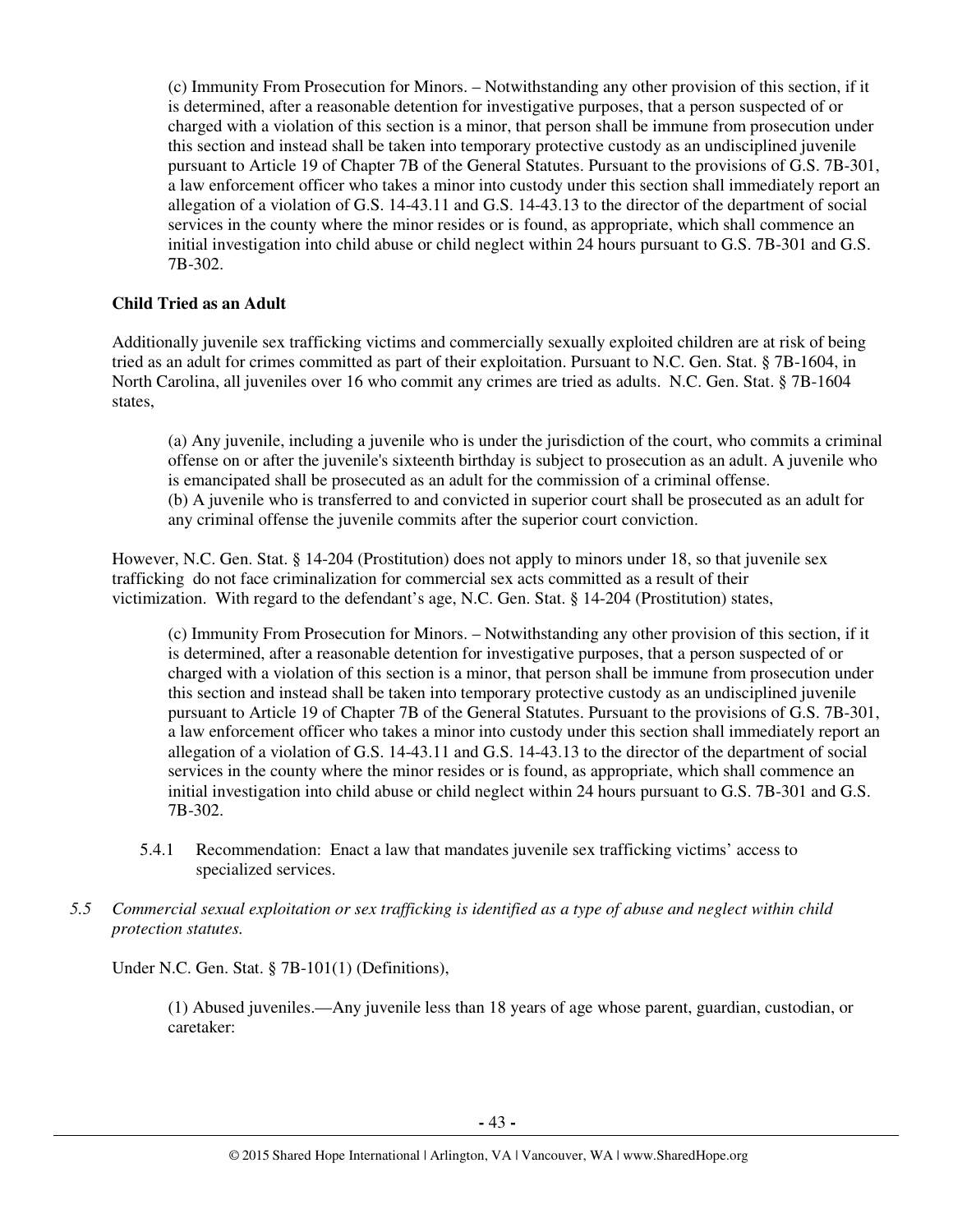(c) Immunity From Prosecution for Minors. – Notwithstanding any other provision of this section, if it is determined, after a reasonable detention for investigative purposes, that a person suspected of or charged with a violation of this section is a minor, that person shall be immune from prosecution under this section and instead shall be taken into temporary protective custody as an undisciplined juvenile pursuant to Article 19 of Chapter 7B of the General Statutes. Pursuant to the provisions of G.S. 7B-301, a law enforcement officer who takes a minor into custody under this section shall immediately report an allegation of a violation of G.S. 14-43.11 and G.S. 14-43.13 to the director of the department of social services in the county where the minor resides or is found, as appropriate, which shall commence an initial investigation into child abuse or child neglect within 24 hours pursuant to G.S. 7B-301 and G.S. 7B-302.

**Child Tried as an Adult**

Additionally juvenile sex trafficking victims and commercially sexually exploited children are at risk of being tried as an adult for crimes committed as part of their exploitation. Pursuant to N.C. Gen. Stat. § 7B-1604, in North Carolina, all juveniles over 16 who commit any crimes are tried as adults. N.C. Gen. Stat. § 7B-1604 states,

> (a) Any juvenile, including a juvenile who is under the jurisdiction of the court, who commits a criminal offense on or after the juvenile's sixteenth birthday is subject to prosecution as an adult. A juvenile who is emancipated shall be prosecuted as an adult for the commission of a criminal offense.
> (b) A juvenile who is transferred to and convicted in superior court shall be prosecuted as an adult for any criminal offense the juvenile commits after the superior court conviction.

However, N.C. Gen. Stat. § 14-204 (Prostitution) does not apply to minors under 18, so that juvenile sex trafficking do not face criminalization for commercial sex acts committed as a result of their victimization. With regard to the defendant's age, N.C. Gen. Stat. § 14-204 (Prostitution) states,

> (c) Immunity From Prosecution for Minors. – Notwithstanding any other provision of this section, if it is determined, after a reasonable detention for investigative purposes, that a person suspected of or charged with a violation of this section is a minor, that person shall be immune from prosecution under this section and instead shall be taken into temporary protective custody as an undisciplined juvenile pursuant to Article 19 of Chapter 7B of the General Statutes. Pursuant to the provisions of G.S. 7B-301, a law enforcement officer who takes a minor into custody under this section shall immediately report an allegation of a violation of G.S. 14-43.11 and G.S. 14-43.13 to the director of the department of social services in the county where the minor resides or is found, as appropriate, which shall commence an initial investigation into child abuse or child neglect within 24 hours pursuant to G.S. 7B-301 and G.S. 7B-302.

5.4.1 Recommendation: Enact a law that mandates juvenile sex trafficking victims' access to specialized services.

*5.5 Commercial sexual exploitation or sex trafficking is identified as a type of abuse and neglect within child protection statutes.*

Under N.C. Gen. Stat. § 7B-101(1) (Definitions),

> (1) Abused juveniles.—Any juvenile less than 18 years of age whose parent, guardian, custodian, or caretaker: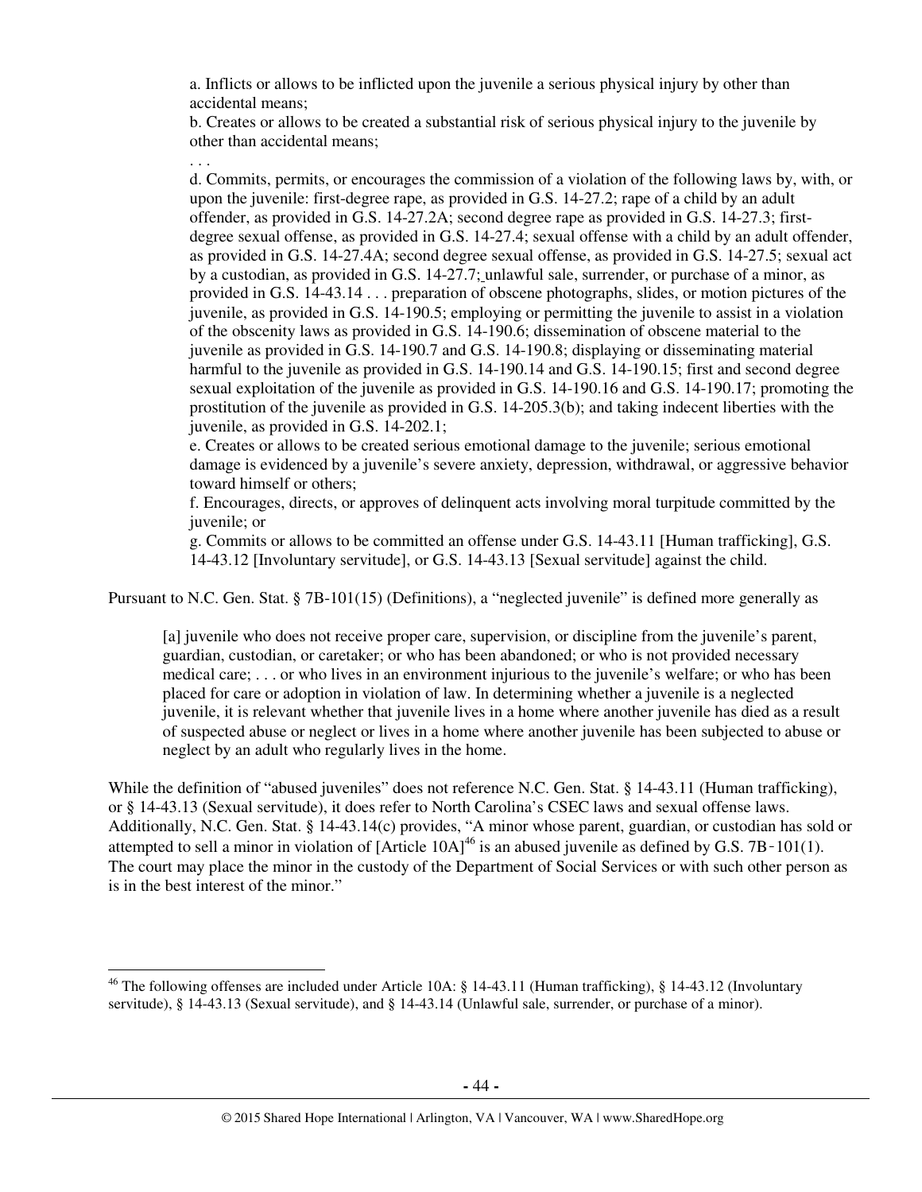> a. Inflicts or allows to be inflicted upon the juvenile a serious physical injury by other than accidental means;
>
> b. Creates or allows to be created a substantial risk of serious physical injury to the juvenile by other than accidental means;
>
> . . .
>
> d. Commits, permits, or encourages the commission of a violation of the following laws by, with, or upon the juvenile: first-degree rape, as provided in G.S. 14-27.2; rape of a child by an adult offender, as provided in G.S. 14-27.2A; second degree rape as provided in G.S. 14-27.3; first-degree sexual offense, as provided in G.S. 14-27.4; sexual offense with a child by an adult offender, as provided in G.S. 14-27.4A; second degree sexual offense, as provided in G.S. 14-27.5; sexual act by a custodian, as provided in G.S. 14-27.7; unlawful sale, surrender, or purchase of a minor, as provided in G.S. 14-43.14 . . . preparation of obscene photographs, slides, or motion pictures of the juvenile, as provided in G.S. 14-190.5; employing or permitting the juvenile to assist in a violation of the obscenity laws as provided in G.S. 14-190.6; dissemination of obscene material to the juvenile as provided in G.S. 14-190.7 and G.S. 14-190.8; displaying or disseminating material harmful to the juvenile as provided in G.S. 14-190.14 and G.S. 14-190.15; first and second degree sexual exploitation of the juvenile as provided in G.S. 14-190.16 and G.S. 14-190.17; promoting the prostitution of the juvenile as provided in G.S. 14-205.3(b); and taking indecent liberties with the juvenile, as provided in G.S. 14-202.1;
>
> e. Creates or allows to be created serious emotional damage to the juvenile; serious emotional damage is evidenced by a juvenile's severe anxiety, depression, withdrawal, or aggressive behavior toward himself or others;
>
> f. Encourages, directs, or approves of delinquent acts involving moral turpitude committed by the juvenile; or
>
> g. Commits or allows to be committed an offense under G.S. 14-43.11 [Human trafficking], G.S. 14-43.12 [Involuntary servitude], or G.S. 14-43.13 [Sexual servitude] against the child.

Pursuant to N.C. Gen. Stat. § 7B-101(15) (Definitions), a "neglected juvenile" is defined more generally as

> [a] juvenile who does not receive proper care, supervision, or discipline from the juvenile's parent, guardian, custodian, or caretaker; or who has been abandoned; or who is not provided necessary medical care; . . . or who lives in an environment injurious to the juvenile's welfare; or who has been placed for care or adoption in violation of law. In determining whether a juvenile is a neglected juvenile, it is relevant whether that juvenile lives in a home where another juvenile has died as a result of suspected abuse or neglect or lives in a home where another juvenile has been subjected to abuse or neglect by an adult who regularly lives in the home.

While the definition of "abused juveniles" does not reference N.C. Gen. Stat. § 14-43.11 (Human trafficking), or § 14-43.13 (Sexual servitude), it does refer to North Carolina's CSEC laws and sexual offense laws. Additionally, N.C. Gen. Stat. § 14-43.14(c) provides, "A minor whose parent, guardian, or custodian has sold or attempted to sell a minor in violation of [Article 10A][46] is an abused juvenile as defined by G.S. 7B-101(1). The court may place the minor in the custody of the Department of Social Services or with such other person as is in the best interest of the minor."

---

[46] The following offenses are included under Article 10A: § 14-43.11 (Human trafficking), § 14-43.12 (Involuntary servitude), § 14-43.13 (Sexual servitude), and § 14-43.14 (Unlawful sale, surrender, or purchase of a minor).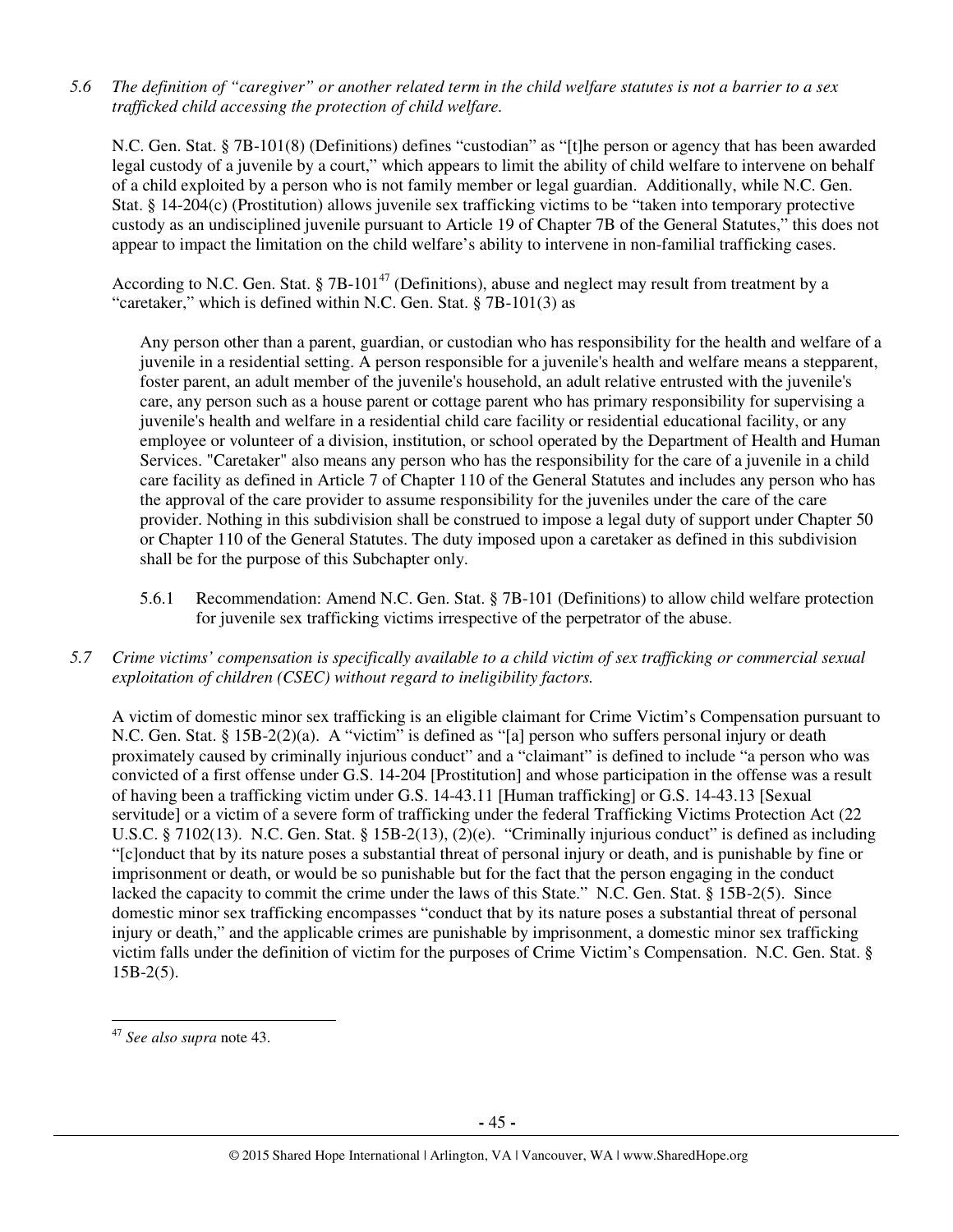*5.6 The definition of "caregiver" or another related term in the child welfare statutes is not a barrier to a sex trafficked child accessing the protection of child welfare.*

N.C. Gen. Stat. § 7B-101(8) (Definitions) defines "custodian" as "[t]he person or agency that has been awarded legal custody of a juvenile by a court," which appears to limit the ability of child welfare to intervene on behalf of a child exploited by a person who is not family member or legal guardian. Additionally, while N.C. Gen. Stat. § 14-204(c) (Prostitution) allows juvenile sex trafficking victims to be "taken into temporary protective custody as an undisciplined juvenile pursuant to Article 19 of Chapter 7B of the General Statutes," this does not appear to impact the limitation on the child welfare's ability to intervene in non-familial trafficking cases.

According to N.C. Gen. Stat. § 7B-101[47] (Definitions), abuse and neglect may result from treatment by a "caretaker," which is defined within N.C. Gen. Stat. § 7B-101(3) as

> Any person other than a parent, guardian, or custodian who has responsibility for the health and welfare of a juvenile in a residential setting. A person responsible for a juvenile's health and welfare means a stepparent, foster parent, an adult member of the juvenile's household, an adult relative entrusted with the juvenile's care, any person such as a house parent or cottage parent who has primary responsibility for supervising a juvenile's health and welfare in a residential child care facility or residential educational facility, or any employee or volunteer of a division, institution, or school operated by the Department of Health and Human Services. "Caretaker" also means any person who has the responsibility for the care of a juvenile in a child care facility as defined in Article 7 of Chapter 110 of the General Statutes and includes any person who has the approval of the care provider to assume responsibility for the juveniles under the care of the care provider. Nothing in this subdivision shall be construed to impose a legal duty of support under Chapter 50 or Chapter 110 of the General Statutes. The duty imposed upon a caretaker as defined in this subdivision shall be for the purpose of this Subchapter only.

5.6.1 Recommendation: Amend N.C. Gen. Stat. § 7B-101 (Definitions) to allow child welfare protection for juvenile sex trafficking victims irrespective of the perpetrator of the abuse.

*5.7 Crime victims' compensation is specifically available to a child victim of sex trafficking or commercial sexual exploitation of children (CSEC) without regard to ineligibility factors.*

A victim of domestic minor sex trafficking is an eligible claimant for Crime Victim's Compensation pursuant to N.C. Gen. Stat. § 15B-2(2)(a). A "victim" is defined as "[a] person who suffers personal injury or death proximately caused by criminally injurious conduct" and a "claimant" is defined to include "a person who was convicted of a first offense under G.S. 14-204 [Prostitution] and whose participation in the offense was a result of having been a trafficking victim under G.S. 14-43.11 [Human trafficking] or G.S. 14-43.13 [Sexual servitude] or a victim of a severe form of trafficking under the federal Trafficking Victims Protection Act (22 U.S.C. § 7102(13). N.C. Gen. Stat. § 15B-2(13), (2)(e). "Criminally injurious conduct" is defined as including "[c]onduct that by its nature poses a substantial threat of personal injury or death, and is punishable by fine or imprisonment or death, or would be so punishable but for the fact that the person engaging in the conduct lacked the capacity to commit the crime under the laws of this State." N.C. Gen. Stat. § 15B-2(5). Since domestic minor sex trafficking encompasses "conduct that by its nature poses a substantial threat of personal injury or death," and the applicable crimes are punishable by imprisonment, a domestic minor sex trafficking victim falls under the definition of victim for the purposes of Crime Victim's Compensation. N.C. Gen. Stat. § 15B-2(5).

---

[47] *See also supra* note 43.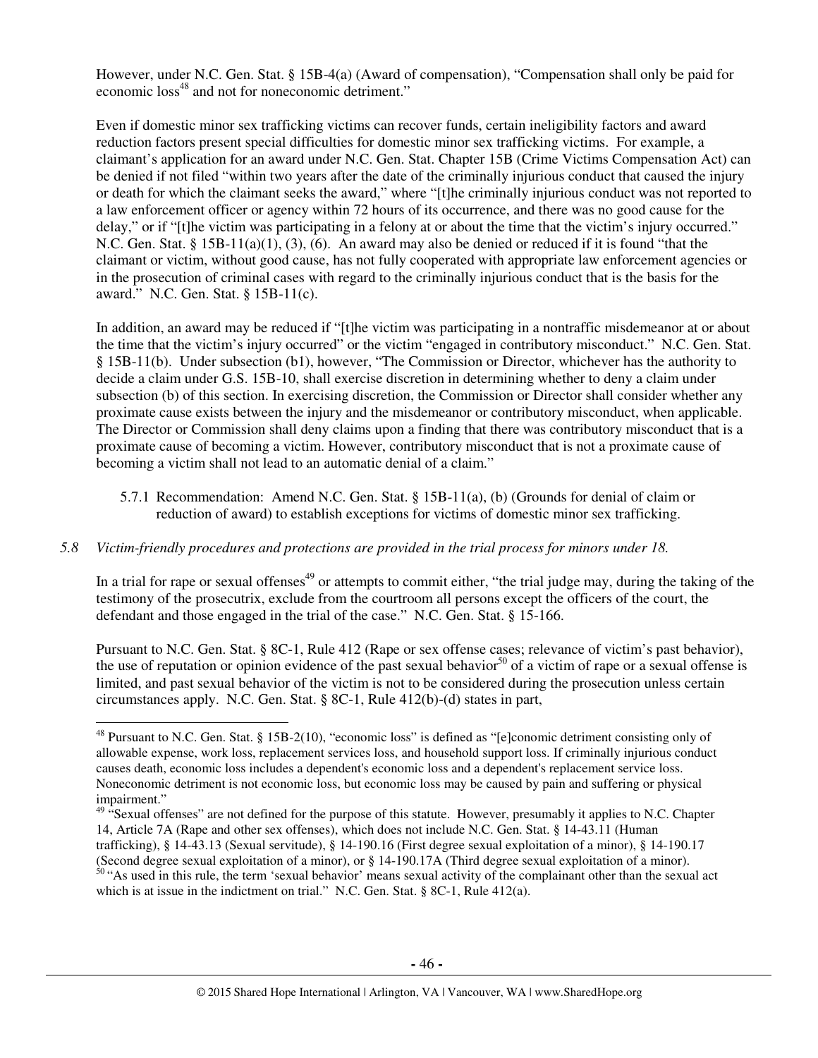However, under N.C. Gen. Stat. § 15B-4(a) (Award of compensation), "Compensation shall only be paid for economic loss[48] and not for noneconomic detriment."

Even if domestic minor sex trafficking victims can recover funds, certain ineligibility factors and award reduction factors present special difficulties for domestic minor sex trafficking victims. For example, a claimant's application for an award under N.C. Gen. Stat. Chapter 15B (Crime Victims Compensation Act) can be denied if not filed "within two years after the date of the criminally injurious conduct that caused the injury or death for which the claimant seeks the award," where "[t]he criminally injurious conduct was not reported to a law enforcement officer or agency within 72 hours of its occurrence, and there was no good cause for the delay," or if "[t]he victim was participating in a felony at or about the time that the victim's injury occurred." N.C. Gen. Stat. § 15B-11(a)(1), (3), (6). An award may also be denied or reduced if it is found "that the claimant or victim, without good cause, has not fully cooperated with appropriate law enforcement agencies or in the prosecution of criminal cases with regard to the criminally injurious conduct that is the basis for the award." N.C. Gen. Stat. § 15B-11(c).

In addition, an award may be reduced if "[t]he victim was participating in a nontraffic misdemeanor at or about the time that the victim's injury occurred" or the victim "engaged in contributory misconduct." N.C. Gen. Stat. § 15B-11(b). Under subsection (b1), however, "The Commission or Director, whichever has the authority to decide a claim under G.S. 15B-10, shall exercise discretion in determining whether to deny a claim under subsection (b) of this section. In exercising discretion, the Commission or Director shall consider whether any proximate cause exists between the injury and the misdemeanor or contributory misconduct, when applicable. The Director or Commission shall deny claims upon a finding that there was contributory misconduct that is a proximate cause of becoming a victim. However, contributory misconduct that is not a proximate cause of becoming a victim shall not lead to an automatic denial of a claim."

5.7.1 Recommendation: Amend N.C. Gen. Stat. § 15B-11(a), (b) (Grounds for denial of claim or reduction of award) to establish exceptions for victims of domestic minor sex trafficking.

*5.8 Victim-friendly procedures and protections are provided in the trial process for minors under 18.*

In a trial for rape or sexual offenses[49] or attempts to commit either, "the trial judge may, during the taking of the testimony of the prosecutrix, exclude from the courtroom all persons except the officers of the court, the defendant and those engaged in the trial of the case." N.C. Gen. Stat. § 15-166.

Pursuant to N.C. Gen. Stat. § 8C-1, Rule 412 (Rape or sex offense cases; relevance of victim's past behavior), the use of reputation or opinion evidence of the past sexual behavior[50] of a victim of rape or a sexual offense is limited, and past sexual behavior of the victim is not to be considered during the prosecution unless certain circumstances apply. N.C. Gen. Stat. § 8C-1, Rule 412(b)-(d) states in part,

---

[48] Pursuant to N.C. Gen. Stat. § 15B-2(10), "economic loss" is defined as "[e]conomic detriment consisting only of allowable expense, work loss, replacement services loss, and household support loss. If criminally injurious conduct causes death, economic loss includes a dependent's economic loss and a dependent's replacement service loss. Noneconomic detriment is not economic loss, but economic loss may be caused by pain and suffering or physical impairment."

[49] "Sexual offenses" are not defined for the purpose of this statute. However, presumably it applies to N.C. Chapter 14, Article 7A (Rape and other sex offenses), which does not include N.C. Gen. Stat. § 14-43.11 (Human trafficking), § 14-43.13 (Sexual servitude), § 14-190.16 (First degree sexual exploitation of a minor), § 14-190.17 (Second degree sexual exploitation of a minor), or § 14-190.17A (Third degree sexual exploitation of a minor).

[50] "As used in this rule, the term 'sexual behavior' means sexual activity of the complainant other than the sexual act which is at issue in the indictment on trial." N.C. Gen. Stat. § 8C-1, Rule 412(a).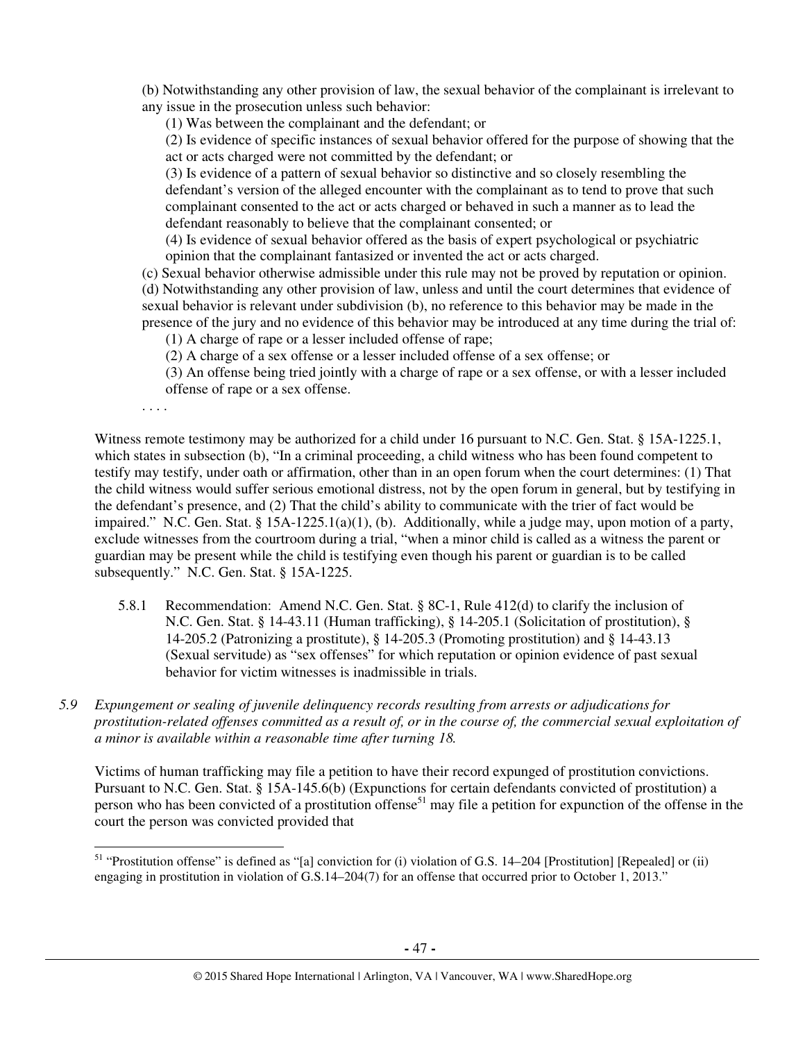(b) Notwithstanding any other provision of law, the sexual behavior of the complainant is irrelevant to any issue in the prosecution unless such behavior:

(1) Was between the complainant and the defendant; or

(2) Is evidence of specific instances of sexual behavior offered for the purpose of showing that the act or acts charged were not committed by the defendant; or

(3) Is evidence of a pattern of sexual behavior so distinctive and so closely resembling the defendant's version of the alleged encounter with the complainant as to tend to prove that such complainant consented to the act or acts charged or behaved in such a manner as to lead the defendant reasonably to believe that the complainant consented; or

(4) Is evidence of sexual behavior offered as the basis of expert psychological or psychiatric opinion that the complainant fantasized or invented the act or acts charged.

(c) Sexual behavior otherwise admissible under this rule may not be proved by reputation or opinion.

(d) Notwithstanding any other provision of law, unless and until the court determines that evidence of sexual behavior is relevant under subdivision (b), no reference to this behavior may be made in the presence of the jury and no evidence of this behavior may be introduced at any time during the trial of:

(1) A charge of rape or a lesser included offense of rape;

(2) A charge of a sex offense or a lesser included offense of a sex offense; or

(3) An offense being tried jointly with a charge of rape or a sex offense, or with a lesser included offense of rape or a sex offense.

. . . .

Witness remote testimony may be authorized for a child under 16 pursuant to N.C. Gen. Stat. § 15A-1225.1, which states in subsection (b), "In a criminal proceeding, a child witness who has been found competent to testify may testify, under oath or affirmation, other than in an open forum when the court determines: (1) That the child witness would suffer serious emotional distress, not by the open forum in general, but by testifying in the defendant's presence, and (2) That the child's ability to communicate with the trier of fact would be impaired." N.C. Gen. Stat. § 15A-1225.1(a)(1), (b). Additionally, while a judge may, upon motion of a party, exclude witnesses from the courtroom during a trial, "when a minor child is called as a witness the parent or guardian may be present while the child is testifying even though his parent or guardian is to be called subsequently." N.C. Gen. Stat. § 15A-1225.

5.8.1 Recommendation: Amend N.C. Gen. Stat. § 8C-1, Rule 412(d) to clarify the inclusion of N.C. Gen. Stat. § 14-43.11 (Human trafficking), § 14-205.1 (Solicitation of prostitution), § 14-205.2 (Patronizing a prostitute), § 14-205.3 (Promoting prostitution) and § 14-43.13 (Sexual servitude) as "sex offenses" for which reputation or opinion evidence of past sexual behavior for victim witnesses is inadmissible in trials.

*5.9 Expungement or sealing of juvenile delinquency records resulting from arrests or adjudications for prostitution-related offenses committed as a result of, or in the course of, the commercial sexual exploitation of a minor is available within a reasonable time after turning 18.*

Victims of human trafficking may file a petition to have their record expunged of prostitution convictions. Pursuant to N.C. Gen. Stat. § 15A-145.6(b) (Expunctions for certain defendants convicted of prostitution) a person who has been convicted of a prostitution offense[51] may file a petition for expunction of the offense in the court the person was convicted provided that

---

[51] "Prostitution offense" is defined as "[a] conviction for (i) violation of G.S. 14–204 [Prostitution] [Repealed] or (ii) engaging in prostitution in violation of G.S.14–204(7) for an offense that occurred prior to October 1, 2013."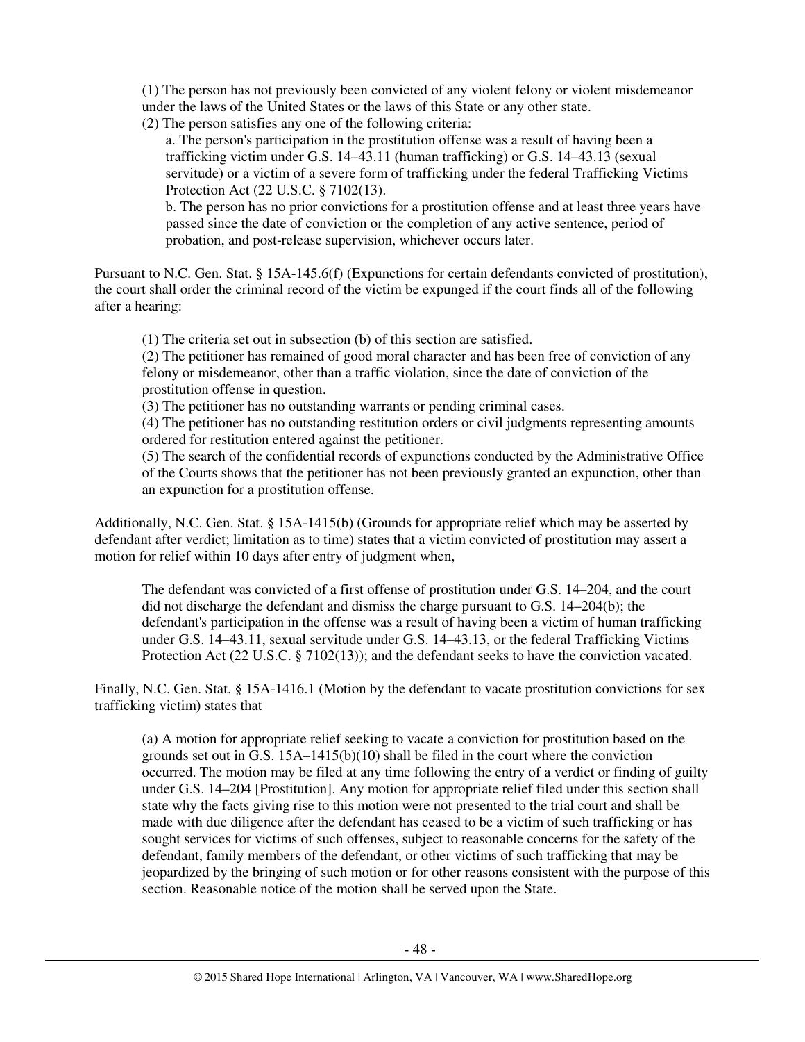(1) The person has not previously been convicted of any violent felony or violent misdemeanor under the laws of the United States or the laws of this State or any other state.

(2) The person satisfies any one of the following criteria:

a. The person's participation in the prostitution offense was a result of having been a trafficking victim under G.S. 14–43.11 (human trafficking) or G.S. 14–43.13 (sexual servitude) or a victim of a severe form of trafficking under the federal Trafficking Victims Protection Act (22 U.S.C. § 7102(13).

b. The person has no prior convictions for a prostitution offense and at least three years have passed since the date of conviction or the completion of any active sentence, period of probation, and post-release supervision, whichever occurs later.

Pursuant to N.C. Gen. Stat. § 15A-145.6(f) (Expunctions for certain defendants convicted of prostitution), the court shall order the criminal record of the victim be expunged if the court finds all of the following after a hearing:

> (1) The criteria set out in subsection (b) of this section are satisfied.
>
> (2) The petitioner has remained of good moral character and has been free of conviction of any felony or misdemeanor, other than a traffic violation, since the date of conviction of the prostitution offense in question.
>
> (3) The petitioner has no outstanding warrants or pending criminal cases.
>
> (4) The petitioner has no outstanding restitution orders or civil judgments representing amounts ordered for restitution entered against the petitioner.
>
> (5) The search of the confidential records of expunctions conducted by the Administrative Office of the Courts shows that the petitioner has not been previously granted an expunction, other than an expunction for a prostitution offense.

Additionally, N.C. Gen. Stat. § 15A-1415(b) (Grounds for appropriate relief which may be asserted by defendant after verdict; limitation as to time) states that a victim convicted of prostitution may assert a motion for relief within 10 days after entry of judgment when,

> The defendant was convicted of a first offense of prostitution under G.S. 14–204, and the court did not discharge the defendant and dismiss the charge pursuant to G.S. 14–204(b); the defendant's participation in the offense was a result of having been a victim of human trafficking under G.S. 14–43.11, sexual servitude under G.S. 14–43.13, or the federal Trafficking Victims Protection Act (22 U.S.C. § 7102(13)); and the defendant seeks to have the conviction vacated.

Finally, N.C. Gen. Stat. § 15A-1416.1 (Motion by the defendant to vacate prostitution convictions for sex trafficking victim) states that

> (a) A motion for appropriate relief seeking to vacate a conviction for prostitution based on the grounds set out in G.S. 15A–1415(b)(10) shall be filed in the court where the conviction occurred. The motion may be filed at any time following the entry of a verdict or finding of guilty under G.S. 14–204 [Prostitution]. Any motion for appropriate relief filed under this section shall state why the facts giving rise to this motion were not presented to the trial court and shall be made with due diligence after the defendant has ceased to be a victim of such trafficking or has sought services for victims of such offenses, subject to reasonable concerns for the safety of the defendant, family members of the defendant, or other victims of such trafficking that may be jeopardized by the bringing of such motion or for other reasons consistent with the purpose of this section. Reasonable notice of the motion shall be served upon the State.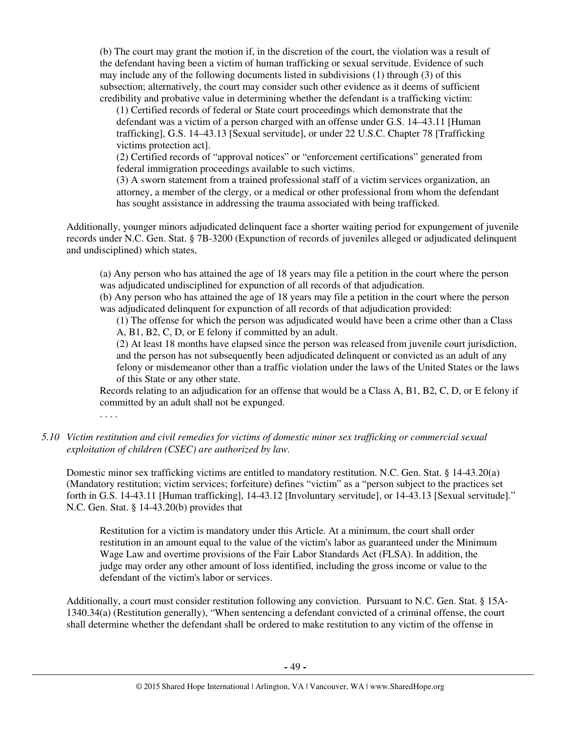> (b) The court may grant the motion if, in the discretion of the court, the violation was a result of the defendant having been a victim of human trafficking or sexual servitude. Evidence of such may include any of the following documents listed in subdivisions (1) through (3) of this subsection; alternatively, the court may consider such other evidence as it deems of sufficient credibility and probative value in determining whether the defendant is a trafficking victim:
>
> > (1) Certified records of federal or State court proceedings which demonstrate that the defendant was a victim of a person charged with an offense under G.S. 14–43.11 [Human trafficking], G.S. 14–43.13 [Sexual servitude], or under 22 U.S.C. Chapter 78 [Trafficking victims protection act].
> >
> > (2) Certified records of "approval notices" or "enforcement certifications" generated from federal immigration proceedings available to such victims.
> >
> > (3) A sworn statement from a trained professional staff of a victim services organization, an attorney, a member of the clergy, or a medical or other professional from whom the defendant has sought assistance in addressing the trauma associated with being trafficked.

Additionally, younger minors adjudicated delinquent face a shorter waiting period for expungement of juvenile records under N.C. Gen. Stat. § 7B-3200 (Expunction of records of juveniles alleged or adjudicated delinquent and undisciplined) which states,

> (a) Any person who has attained the age of 18 years may file a petition in the court where the person was adjudicated undisciplined for expunction of all records of that adjudication.
>
> (b) Any person who has attained the age of 18 years may file a petition in the court where the person was adjudicated delinquent for expunction of all records of that adjudication provided:
>
> > (1) The offense for which the person was adjudicated would have been a crime other than a Class A, B1, B2, C, D, or E felony if committed by an adult.
> >
> > (2) At least 18 months have elapsed since the person was released from juvenile court jurisdiction, and the person has not subsequently been adjudicated delinquent or convicted as an adult of any felony or misdemeanor other than a traffic violation under the laws of the United States or the laws of this State or any other state.
>
> Records relating to an adjudication for an offense that would be a Class A, B1, B2, C, D, or E felony if committed by an adult shall not be expunged.
>
> . . . .

*5.10 Victim restitution and civil remedies for victims of domestic minor sex trafficking or commercial sexual exploitation of children (CSEC) are authorized by law.*

Domestic minor sex trafficking victims are entitled to mandatory restitution. N.C. Gen. Stat. § 14-43.20(a) (Mandatory restitution; victim services; forfeiture) defines "victim" as a "person subject to the practices set forth in G.S. 14-43.11 [Human trafficking], 14-43.12 [Involuntary servitude], or 14-43.13 [Sexual servitude]." N.C. Gen. Stat. § 14-43.20(b) provides that

> Restitution for a victim is mandatory under this Article. At a minimum, the court shall order restitution in an amount equal to the value of the victim's labor as guaranteed under the Minimum Wage Law and overtime provisions of the Fair Labor Standards Act (FLSA). In addition, the judge may order any other amount of loss identified, including the gross income or value to the defendant of the victim's labor or services.

Additionally, a court must consider restitution following any conviction. Pursuant to N.C. Gen. Stat. § 15A-1340.34(a) (Restitution generally), "When sentencing a defendant convicted of a criminal offense, the court shall determine whether the defendant shall be ordered to make restitution to any victim of the offense in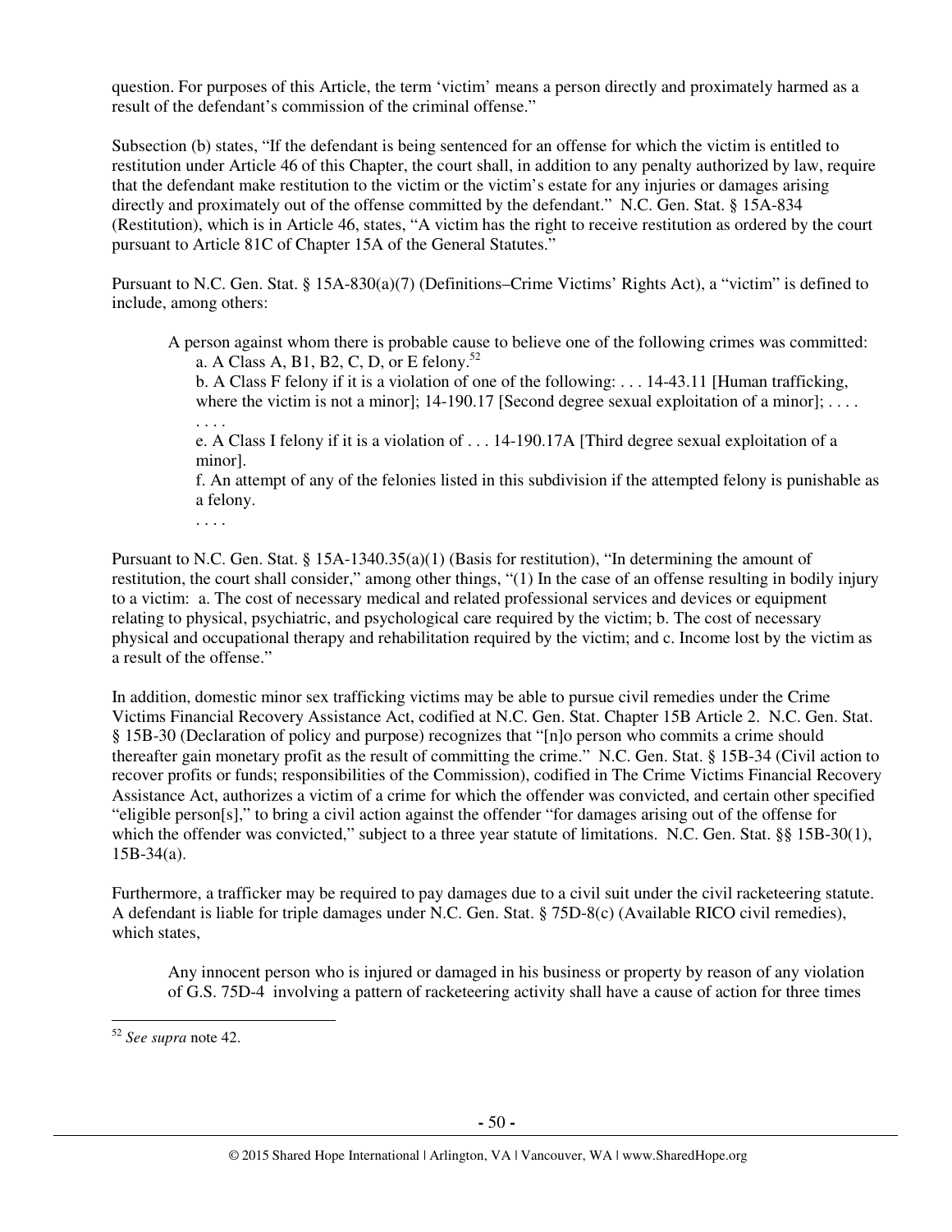question. For purposes of this Article, the term 'victim' means a person directly and proximately harmed as a result of the defendant's commission of the criminal offense."

Subsection (b) states, "If the defendant is being sentenced for an offense for which the victim is entitled to restitution under Article 46 of this Chapter, the court shall, in addition to any penalty authorized by law, require that the defendant make restitution to the victim or the victim's estate for any injuries or damages arising directly and proximately out of the offense committed by the defendant." N.C. Gen. Stat. § 15A-834 (Restitution), which is in Article 46, states, "A victim has the right to receive restitution as ordered by the court pursuant to Article 81C of Chapter 15A of the General Statutes."

Pursuant to N.C. Gen. Stat. § 15A-830(a)(7) (Definitions–Crime Victims' Rights Act), a "victim" is defined to include, among others:

> A person against whom there is probable cause to believe one of the following crimes was committed:
>
> a. A Class A, B1, B2, C, D, or E felony.[52]
>
> b. A Class F felony if it is a violation of one of the following: . . . 14-43.11 [Human trafficking, where the victim is not a minor]; 14-190.17 [Second degree sexual exploitation of a minor]; . . . .
>
> . . . .
>
> e. A Class I felony if it is a violation of . . . 14-190.17A [Third degree sexual exploitation of a minor].
>
> f. An attempt of any of the felonies listed in this subdivision if the attempted felony is punishable as a felony.
>
> . . . .

Pursuant to N.C. Gen. Stat. § 15A-1340.35(a)(1) (Basis for restitution), "In determining the amount of restitution, the court shall consider," among other things, "(1) In the case of an offense resulting in bodily injury to a victim: a. The cost of necessary medical and related professional services and devices or equipment relating to physical, psychiatric, and psychological care required by the victim; b. The cost of necessary physical and occupational therapy and rehabilitation required by the victim; and c. Income lost by the victim as a result of the offense."

In addition, domestic minor sex trafficking victims may be able to pursue civil remedies under the Crime Victims Financial Recovery Assistance Act, codified at N.C. Gen. Stat. Chapter 15B Article 2. N.C. Gen. Stat. § 15B-30 (Declaration of policy and purpose) recognizes that "[n]o person who commits a crime should thereafter gain monetary profit as the result of committing the crime." N.C. Gen. Stat. § 15B-34 (Civil action to recover profits or funds; responsibilities of the Commission), codified in The Crime Victims Financial Recovery Assistance Act, authorizes a victim of a crime for which the offender was convicted, and certain other specified "eligible person[s]," to bring a civil action against the offender "for damages arising out of the offense for which the offender was convicted," subject to a three year statute of limitations. N.C. Gen. Stat. §§ 15B-30(1), 15B-34(a).

Furthermore, a trafficker may be required to pay damages due to a civil suit under the civil racketeering statute. A defendant is liable for triple damages under N.C. Gen. Stat. § 75D-8(c) (Available RICO civil remedies), which states,

> Any innocent person who is injured or damaged in his business or property by reason of any violation of G.S. 75D-4 involving a pattern of racketeering activity shall have a cause of action for three times

[52] *See supra* note 42.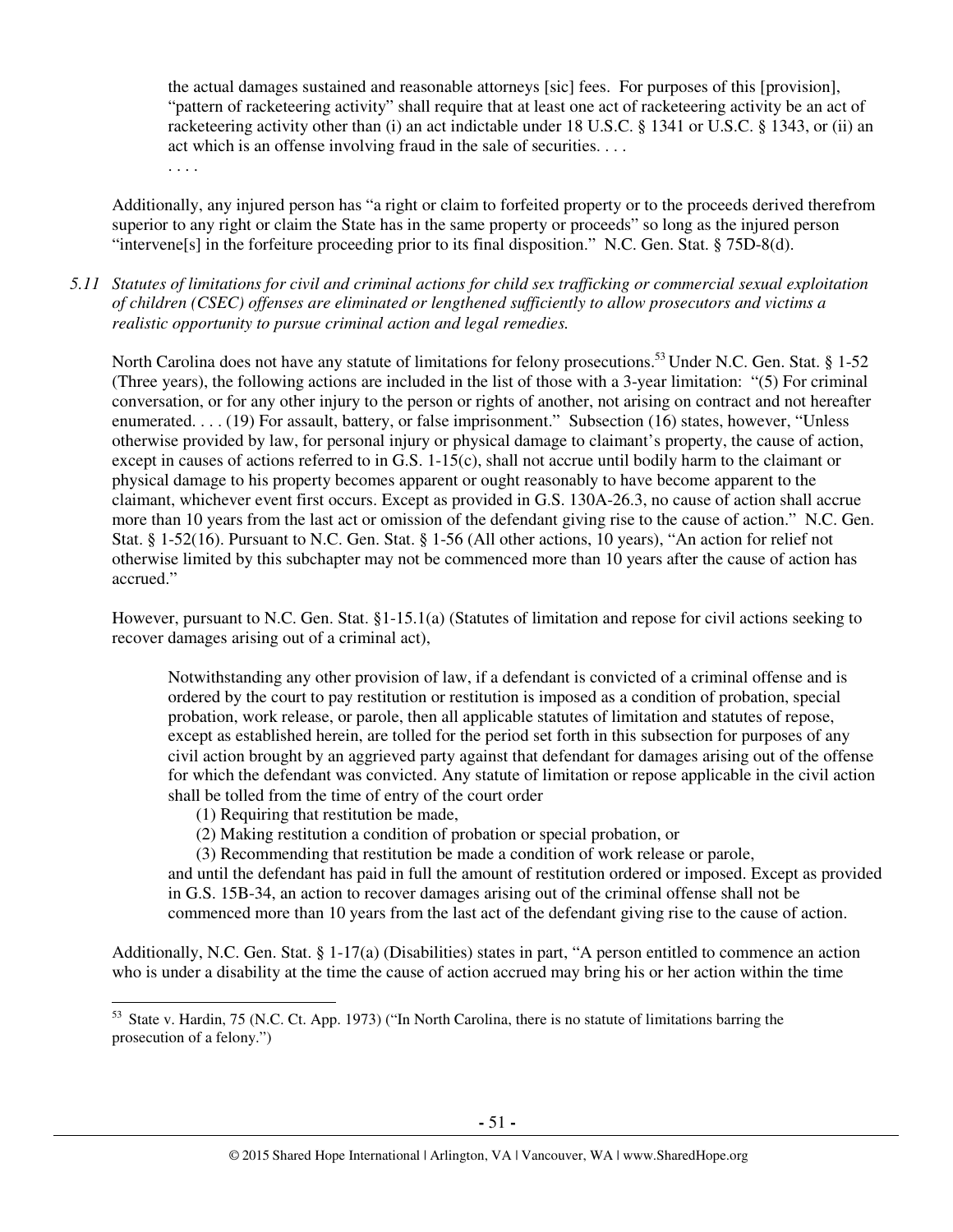> the actual damages sustained and reasonable attorneys [sic] fees. For purposes of this [provision], "pattern of racketeering activity" shall require that at least one act of racketeering activity be an act of racketeering activity other than (i) an act indictable under 18 U.S.C. § 1341 or U.S.C. § 1343, or (ii) an act which is an offense involving fraud in the sale of securities. . . .
>
> . . . .

Additionally, any injured person has "a right or claim to forfeited property or to the proceeds derived therefrom superior to any right or claim the State has in the same property or proceeds" so long as the injured person "intervene[s] in the forfeiture proceeding prior to its final disposition." N.C. Gen. Stat. § 75D-8(d).

*5.11 Statutes of limitations for civil and criminal actions for child sex trafficking or commercial sexual exploitation of children (CSEC) offenses are eliminated or lengthened sufficiently to allow prosecutors and victims a realistic opportunity to pursue criminal action and legal remedies.*

North Carolina does not have any statute of limitations for felony prosecutions.[53] Under N.C. Gen. Stat. § 1-52 (Three years), the following actions are included in the list of those with a 3-year limitation: "(5) For criminal conversation, or for any other injury to the person or rights of another, not arising on contract and not hereafter enumerated. . . . (19) For assault, battery, or false imprisonment." Subsection (16) states, however, "Unless otherwise provided by law, for personal injury or physical damage to claimant's property, the cause of action, except in causes of actions referred to in G.S. 1-15(c), shall not accrue until bodily harm to the claimant or physical damage to his property becomes apparent or ought reasonably to have become apparent to the claimant, whichever event first occurs. Except as provided in G.S. 130A-26.3, no cause of action shall accrue more than 10 years from the last act or omission of the defendant giving rise to the cause of action." N.C. Gen. Stat. § 1-52(16). Pursuant to N.C. Gen. Stat. § 1-56 (All other actions, 10 years), "An action for relief not otherwise limited by this subchapter may not be commenced more than 10 years after the cause of action has accrued."

However, pursuant to N.C. Gen. Stat. §1-15.1(a) (Statutes of limitation and repose for civil actions seeking to recover damages arising out of a criminal act),

> Notwithstanding any other provision of law, if a defendant is convicted of a criminal offense and is ordered by the court to pay restitution or restitution is imposed as a condition of probation, special probation, work release, or parole, then all applicable statutes of limitation and statutes of repose, except as established herein, are tolled for the period set forth in this subsection for purposes of any civil action brought by an aggrieved party against that defendant for damages arising out of the offense for which the defendant was convicted. Any statute of limitation or repose applicable in the civil action shall be tolled from the time of entry of the court order
>
> (1) Requiring that restitution be made,
>
> (2) Making restitution a condition of probation or special probation, or
>
> (3) Recommending that restitution be made a condition of work release or parole,
>
> and until the defendant has paid in full the amount of restitution ordered or imposed. Except as provided in G.S. 15B-34, an action to recover damages arising out of the criminal offense shall not be commenced more than 10 years from the last act of the defendant giving rise to the cause of action.

Additionally, N.C. Gen. Stat. § 1-17(a) (Disabilities) states in part, "A person entitled to commence an action who is under a disability at the time the cause of action accrued may bring his or her action within the time

---

[53] State v. Hardin, 75 (N.C. Ct. App. 1973) ("In North Carolina, there is no statute of limitations barring the prosecution of a felony.")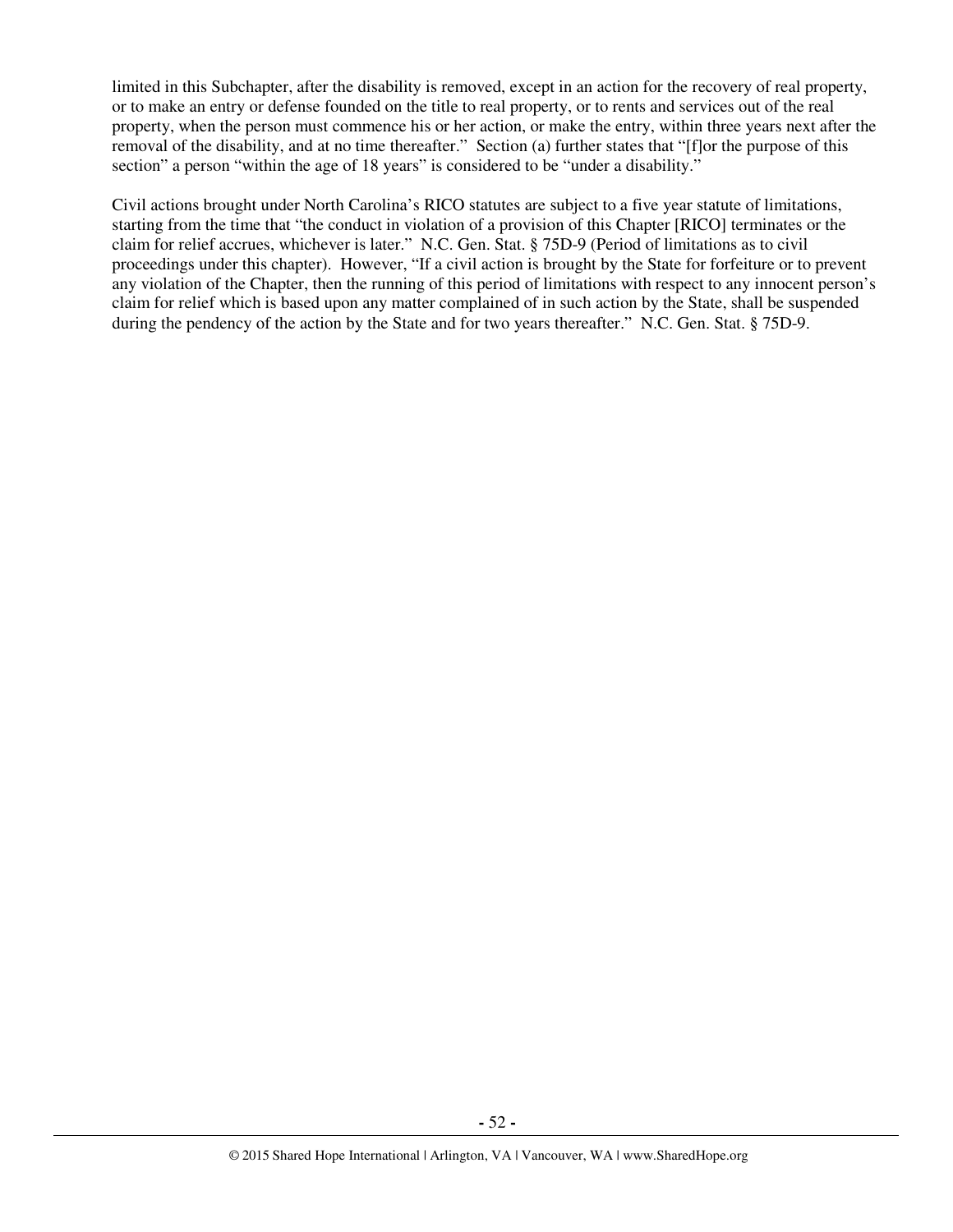limited in this Subchapter, after the disability is removed, except in an action for the recovery of real property, or to make an entry or defense founded on the title to real property, or to rents and services out of the real property, when the person must commence his or her action, or make the entry, within three years next after the removal of the disability, and at no time thereafter." Section (a) further states that "[f]or the purpose of this section" a person "within the age of 18 years" is considered to be "under a disability."

Civil actions brought under North Carolina's RICO statutes are subject to a five year statute of limitations, starting from the time that "the conduct in violation of a provision of this Chapter [RICO] terminates or the claim for relief accrues, whichever is later." N.C. Gen. Stat. § 75D-9 (Period of limitations as to civil proceedings under this chapter). However, "If a civil action is brought by the State for forfeiture or to prevent any violation of the Chapter, then the running of this period of limitations with respect to any innocent person's claim for relief which is based upon any matter complained of in such action by the State, shall be suspended during the pendency of the action by the State and for two years thereafter." N.C. Gen. Stat. § 75D-9.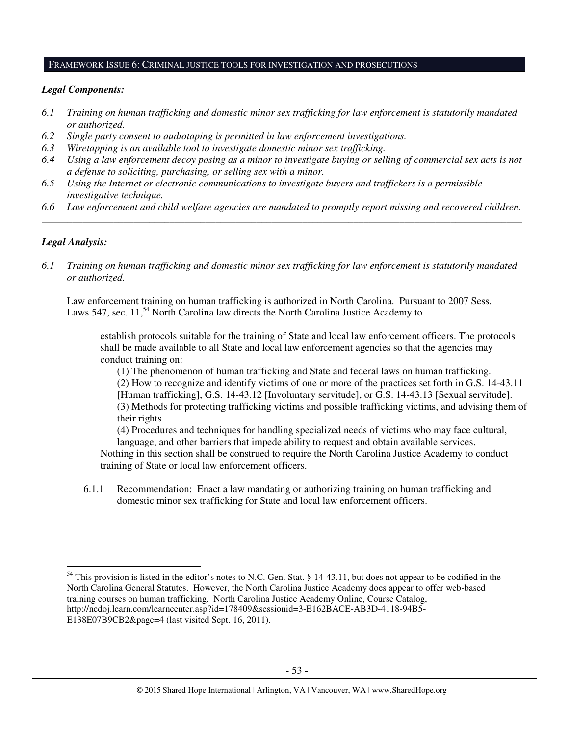## FRAMEWORK ISSUE 6: CRIMINAL JUSTICE TOOLS FOR INVESTIGATION AND PROSECUTIONS

***Legal Components:***

*6.1 Training on human trafficking and domestic minor sex trafficking for law enforcement is statutorily mandated or authorized.*
*6.2 Single party consent to audiotaping is permitted in law enforcement investigations.*
*6.3 Wiretapping is an available tool to investigate domestic minor sex trafficking.*
*6.4 Using a law enforcement decoy posing as a minor to investigate buying or selling of commercial sex acts is not a defense to soliciting, purchasing, or selling sex with a minor.*
*6.5 Using the Internet or electronic communications to investigate buyers and traffickers is a permissible investigative technique.*
*6.6 Law enforcement and child welfare agencies are mandated to promptly report missing and recovered children.*

---

***Legal Analysis:***

*6.1 Training on human trafficking and domestic minor sex trafficking for law enforcement is statutorily mandated or authorized.*

Law enforcement training on human trafficking is authorized in North Carolina. Pursuant to 2007 Sess. Laws 547, sec. 11,[54] North Carolina law directs the North Carolina Justice Academy to

> establish protocols suitable for the training of State and local law enforcement officers. The protocols shall be made available to all State and local law enforcement agencies so that the agencies may conduct training on:
>
> (1) The phenomenon of human trafficking and State and federal laws on human trafficking.
> (2) How to recognize and identify victims of one or more of the practices set forth in G.S. 14-43.11 [Human trafficking], G.S. 14-43.12 [Involuntary servitude], or G.S. 14-43.13 [Sexual servitude].
> (3) Methods for protecting trafficking victims and possible trafficking victims, and advising them of their rights.
> (4) Procedures and techniques for handling specialized needs of victims who may face cultural, language, and other barriers that impede ability to request and obtain available services.
>
> Nothing in this section shall be construed to require the North Carolina Justice Academy to conduct training of State or local law enforcement officers.

6.1.1 Recommendation: Enact a law mandating or authorizing training on human trafficking and domestic minor sex trafficking for State and local law enforcement officers.

---

[54] This provision is listed in the editor's notes to N.C. Gen. Stat. § 14-43.11, but does not appear to be codified in the North Carolina General Statutes. However, the North Carolina Justice Academy does appear to offer web-based training courses on human trafficking. North Carolina Justice Academy Online, Course Catalog, http://ncdoj.learn.com/learncenter.asp?id=178409&sessionid=3-E162BACE-AB3D-4118-94B5-E138E07B9CB2&page=4 (last visited Sept. 16, 2011).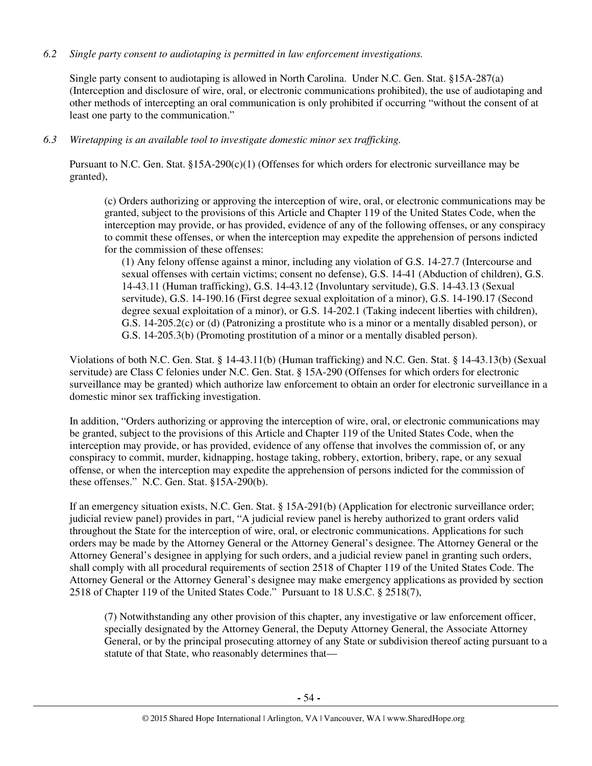*6.2 Single party consent to audiotaping is permitted in law enforcement investigations.*

Single party consent to audiotaping is allowed in North Carolina. Under N.C. Gen. Stat. §15A-287(a) (Interception and disclosure of wire, oral, or electronic communications prohibited), the use of audiotaping and other methods of intercepting an oral communication is only prohibited if occurring "without the consent of at least one party to the communication."

*6.3 Wiretapping is an available tool to investigate domestic minor sex trafficking.*

Pursuant to N.C. Gen. Stat. §15A-290(c)(1) (Offenses for which orders for electronic surveillance may be granted),

> (c) Orders authorizing or approving the interception of wire, oral, or electronic communications may be granted, subject to the provisions of this Article and Chapter 119 of the United States Code, when the interception may provide, or has provided, evidence of any of the following offenses, or any conspiracy to commit these offenses, or when the interception may expedite the apprehension of persons indicted for the commission of these offenses:
>
> (1) Any felony offense against a minor, including any violation of G.S. 14-27.7 (Intercourse and sexual offenses with certain victims; consent no defense), G.S. 14-41 (Abduction of children), G.S. 14-43.11 (Human trafficking), G.S. 14-43.12 (Involuntary servitude), G.S. 14-43.13 (Sexual servitude), G.S. 14-190.16 (First degree sexual exploitation of a minor), G.S. 14-190.17 (Second degree sexual exploitation of a minor), or G.S. 14-202.1 (Taking indecent liberties with children), G.S. 14-205.2(c) or (d) (Patronizing a prostitute who is a minor or a mentally disabled person), or G.S. 14-205.3(b) (Promoting prostitution of a minor or a mentally disabled person).

Violations of both N.C. Gen. Stat. § 14-43.11(b) (Human trafficking) and N.C. Gen. Stat. § 14-43.13(b) (Sexual servitude) are Class C felonies under N.C. Gen. Stat. § 15A-290 (Offenses for which orders for electronic surveillance may be granted) which authorize law enforcement to obtain an order for electronic surveillance in a domestic minor sex trafficking investigation.

In addition, "Orders authorizing or approving the interception of wire, oral, or electronic communications may be granted, subject to the provisions of this Article and Chapter 119 of the United States Code, when the interception may provide, or has provided, evidence of any offense that involves the commission of, or any conspiracy to commit, murder, kidnapping, hostage taking, robbery, extortion, bribery, rape, or any sexual offense, or when the interception may expedite the apprehension of persons indicted for the commission of these offenses." N.C. Gen. Stat. §15A-290(b).

If an emergency situation exists, N.C. Gen. Stat. § 15A-291(b) (Application for electronic surveillance order; judicial review panel) provides in part, "A judicial review panel is hereby authorized to grant orders valid throughout the State for the interception of wire, oral, or electronic communications. Applications for such orders may be made by the Attorney General or the Attorney General's designee. The Attorney General or the Attorney General's designee in applying for such orders, and a judicial review panel in granting such orders, shall comply with all procedural requirements of section 2518 of Chapter 119 of the United States Code. The Attorney General or the Attorney General's designee may make emergency applications as provided by section 2518 of Chapter 119 of the United States Code." Pursuant to 18 U.S.C. § 2518(7),

> (7) Notwithstanding any other provision of this chapter, any investigative or law enforcement officer, specially designated by the Attorney General, the Deputy Attorney General, the Associate Attorney General, or by the principal prosecuting attorney of any State or subdivision thereof acting pursuant to a statute of that State, who reasonably determines that—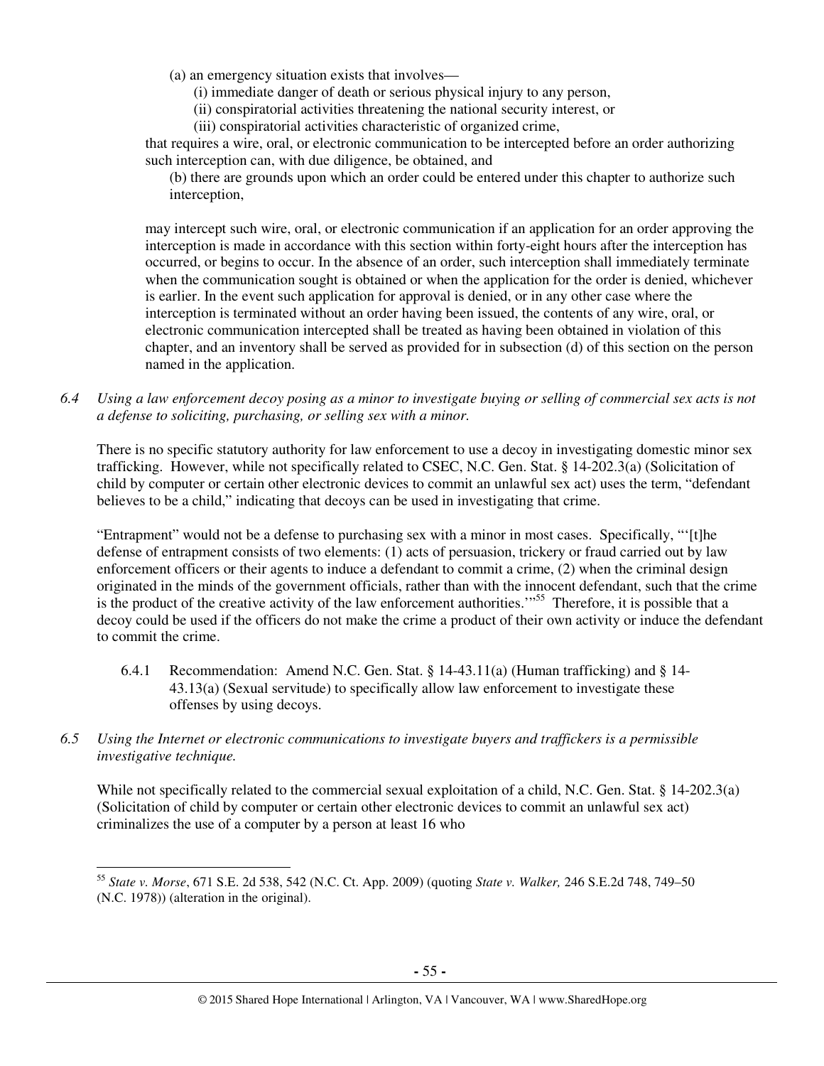(a) an emergency situation exists that involves—

(i) immediate danger of death or serious physical injury to any person,

(ii) conspiratorial activities threatening the national security interest, or

(iii) conspiratorial activities characteristic of organized crime,

that requires a wire, oral, or electronic communication to be intercepted before an order authorizing such interception can, with due diligence, be obtained, and

(b) there are grounds upon which an order could be entered under this chapter to authorize such interception,

may intercept such wire, oral, or electronic communication if an application for an order approving the interception is made in accordance with this section within forty-eight hours after the interception has occurred, or begins to occur. In the absence of an order, such interception shall immediately terminate when the communication sought is obtained or when the application for the order is denied, whichever is earlier. In the event such application for approval is denied, or in any other case where the interception is terminated without an order having been issued, the contents of any wire, oral, or electronic communication intercepted shall be treated as having been obtained in violation of this chapter, and an inventory shall be served as provided for in subsection (d) of this section on the person named in the application.

*6.4 Using a law enforcement decoy posing as a minor to investigate buying or selling of commercial sex acts is not a defense to soliciting, purchasing, or selling sex with a minor.*

There is no specific statutory authority for law enforcement to use a decoy in investigating domestic minor sex trafficking. However, while not specifically related to CSEC, N.C. Gen. Stat. § 14-202.3(a) (Solicitation of child by computer or certain other electronic devices to commit an unlawful sex act) uses the term, "defendant believes to be a child," indicating that decoys can be used in investigating that crime.

"Entrapment" would not be a defense to purchasing sex with a minor in most cases. Specifically, "'[t]he defense of entrapment consists of two elements: (1) acts of persuasion, trickery or fraud carried out by law enforcement officers or their agents to induce a defendant to commit a crime, (2) when the criminal design originated in the minds of the government officials, rather than with the innocent defendant, such that the crime is the product of the creative activity of the law enforcement authorities.'"[55] Therefore, it is possible that a decoy could be used if the officers do not make the crime a product of their own activity or induce the defendant to commit the crime.

6.4.1 Recommendation: Amend N.C. Gen. Stat. § 14-43.11(a) (Human trafficking) and § 14-43.13(a) (Sexual servitude) to specifically allow law enforcement to investigate these offenses by using decoys.

*6.5 Using the Internet or electronic communications to investigate buyers and traffickers is a permissible investigative technique.*

While not specifically related to the commercial sexual exploitation of a child, N.C. Gen. Stat. § 14-202.3(a) (Solicitation of child by computer or certain other electronic devices to commit an unlawful sex act) criminalizes the use of a computer by a person at least 16 who

---

[55] *State v. Morse*, 671 S.E. 2d 538, 542 (N.C. Ct. App. 2009) (quoting *State v. Walker,* 246 S.E.2d 748, 749–50 (N.C. 1978)) (alteration in the original).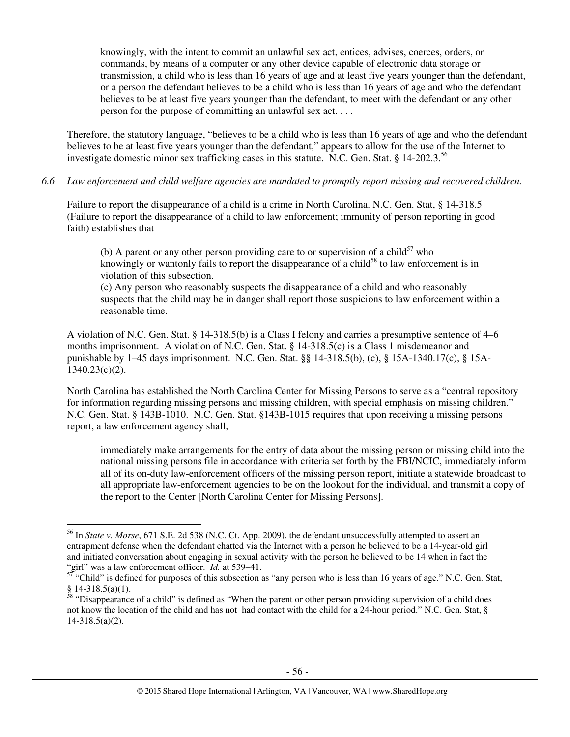> knowingly, with the intent to commit an unlawful sex act, entices, advises, coerces, orders, or commands, by means of a computer or any other device capable of electronic data storage or transmission, a child who is less than 16 years of age and at least five years younger than the defendant, or a person the defendant believes to be a child who is less than 16 years of age and who the defendant believes to be at least five years younger than the defendant, to meet with the defendant or any other person for the purpose of committing an unlawful sex act. . . .

Therefore, the statutory language, "believes to be a child who is less than 16 years of age and who the defendant believes to be at least five years younger than the defendant," appears to allow for the use of the Internet to investigate domestic minor sex trafficking cases in this statute. N.C. Gen. Stat. § 14-202.3.[56]

*6.6 Law enforcement and child welfare agencies are mandated to promptly report missing and recovered children.*

Failure to report the disappearance of a child is a crime in North Carolina. N.C. Gen. Stat, § 14-318.5 (Failure to report the disappearance of a child to law enforcement; immunity of person reporting in good faith) establishes that

> (b) A parent or any other person providing care to or supervision of a child[57] who knowingly or wantonly fails to report the disappearance of a child[58] to law enforcement is in violation of this subsection.
> (c) Any person who reasonably suspects the disappearance of a child and who reasonably suspects that the child may be in danger shall report those suspicions to law enforcement within a reasonable time.

A violation of N.C. Gen. Stat. § 14-318.5(b) is a Class I felony and carries a presumptive sentence of 4–6 months imprisonment. A violation of N.C. Gen. Stat. § 14-318.5(c) is a Class 1 misdemeanor and punishable by 1–45 days imprisonment. N.C. Gen. Stat. §§ 14-318.5(b), (c), § 15A-1340.17(c), § 15A-1340.23(c)(2).

North Carolina has established the North Carolina Center for Missing Persons to serve as a "central repository for information regarding missing persons and missing children, with special emphasis on missing children." N.C. Gen. Stat. § 143B-1010. N.C. Gen. Stat. §143B-1015 requires that upon receiving a missing persons report, a law enforcement agency shall,

> immediately make arrangements for the entry of data about the missing person or missing child into the national missing persons file in accordance with criteria set forth by the FBI/NCIC, immediately inform all of its on-duty law-enforcement officers of the missing person report, initiate a statewide broadcast to all appropriate law-enforcement agencies to be on the lookout for the individual, and transmit a copy of the report to the Center [North Carolina Center for Missing Persons].

---

[56] In *State v. Morse*, 671 S.E. 2d 538 (N.C. Ct. App. 2009), the defendant unsuccessfully attempted to assert an entrapment defense when the defendant chatted via the Internet with a person he believed to be a 14-year-old girl and initiated conversation about engaging in sexual activity with the person he believed to be 14 when in fact the "girl" was a law enforcement officer. *Id.* at 539–41.

[57] "Child" is defined for purposes of this subsection as "any person who is less than 16 years of age." N.C. Gen. Stat, § 14-318.5(a)(1).

[58] "Disappearance of a child" is defined as "When the parent or other person providing supervision of a child does not know the location of the child and has not had contact with the child for a 24-hour period." N.C. Gen. Stat, § 14-318.5(a)(2).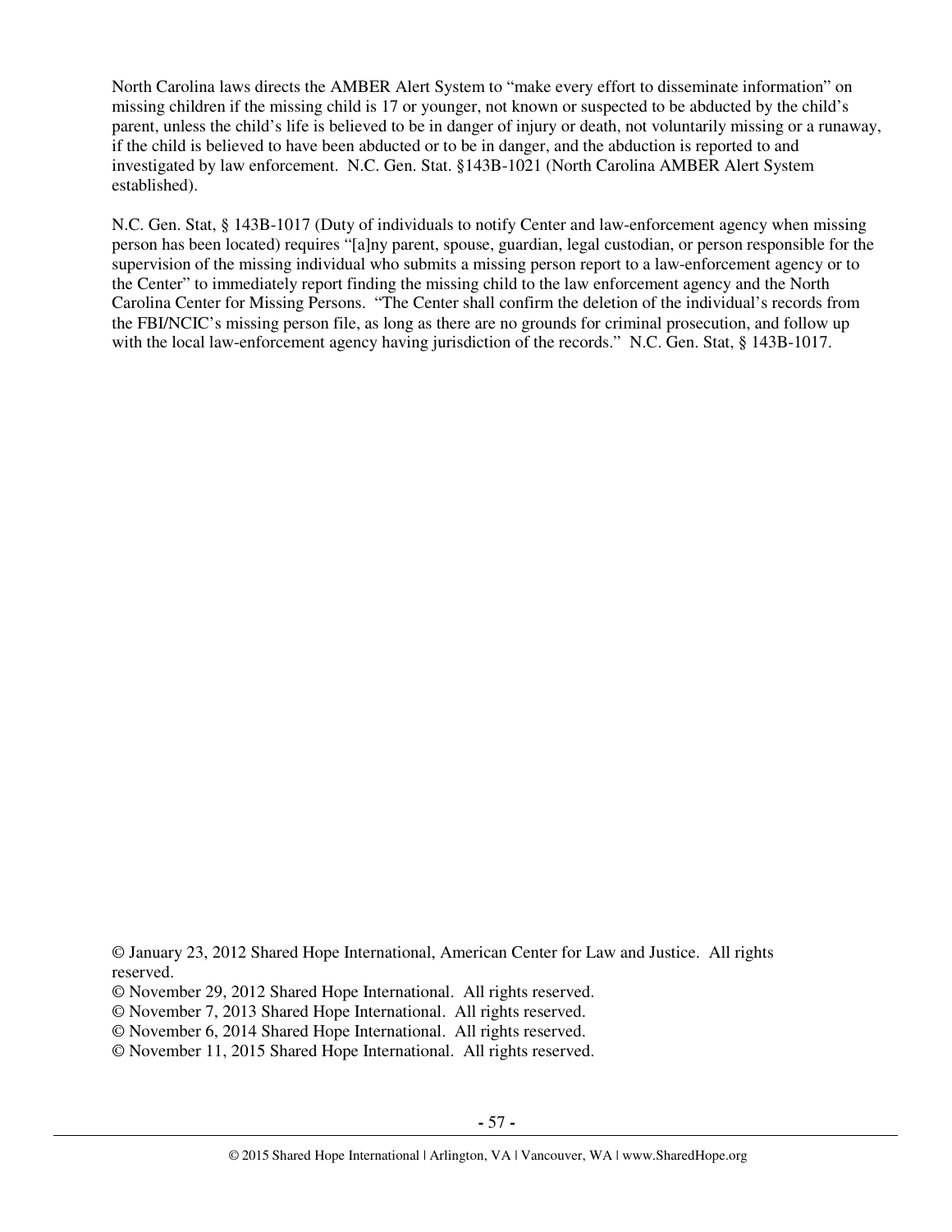North Carolina laws directs the AMBER Alert System to "make every effort to disseminate information" on missing children if the missing child is 17 or younger, not known or suspected to be abducted by the child's parent, unless the child's life is believed to be in danger of injury or death, not voluntarily missing or a runaway, if the child is believed to have been abducted or to be in danger, and the abduction is reported to and investigated by law enforcement. N.C. Gen. Stat. §143B-1021 (North Carolina AMBER Alert System established).

N.C. Gen. Stat, § 143B-1017 (Duty of individuals to notify Center and law-enforcement agency when missing person has been located) requires "[a]ny parent, spouse, guardian, legal custodian, or person responsible for the supervision of the missing individual who submits a missing person report to a law-enforcement agency or to the Center" to immediately report finding the missing child to the law enforcement agency and the North Carolina Center for Missing Persons. "The Center shall confirm the deletion of the individual's records from the FBI/NCIC's missing person file, as long as there are no grounds for criminal prosecution, and follow up with the local law-enforcement agency having jurisdiction of the records." N.C. Gen. Stat, § 143B-1017.

© January 23, 2012 Shared Hope International, American Center for Law and Justice. All rights reserved.
© November 29, 2012 Shared Hope International. All rights reserved.
© November 7, 2013 Shared Hope International. All rights reserved.
© November 6, 2014 Shared Hope International. All rights reserved.
© November 11, 2015 Shared Hope International. All rights reserved.